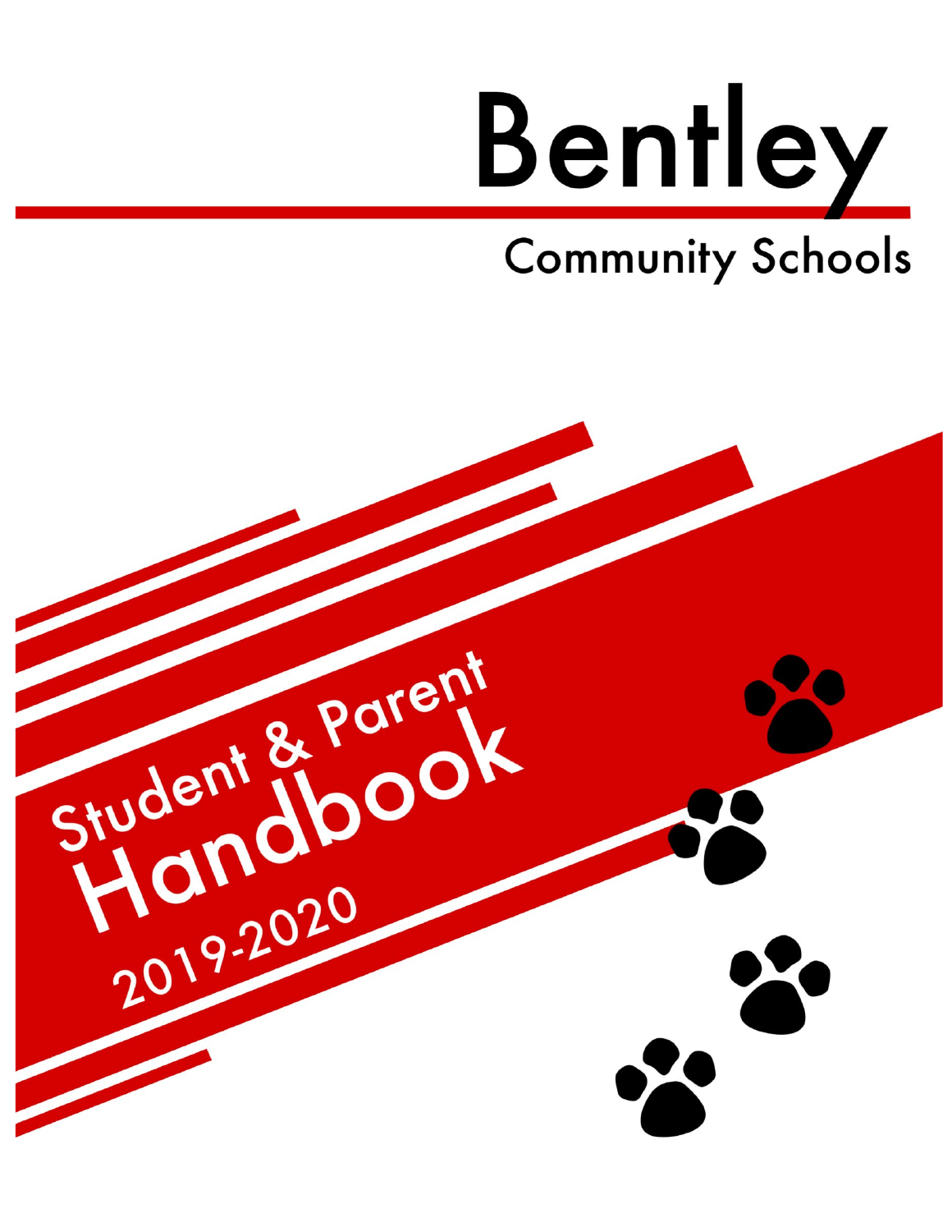# Bentley

## Community Schools

# Student & Parent Handbook

## 2019-2020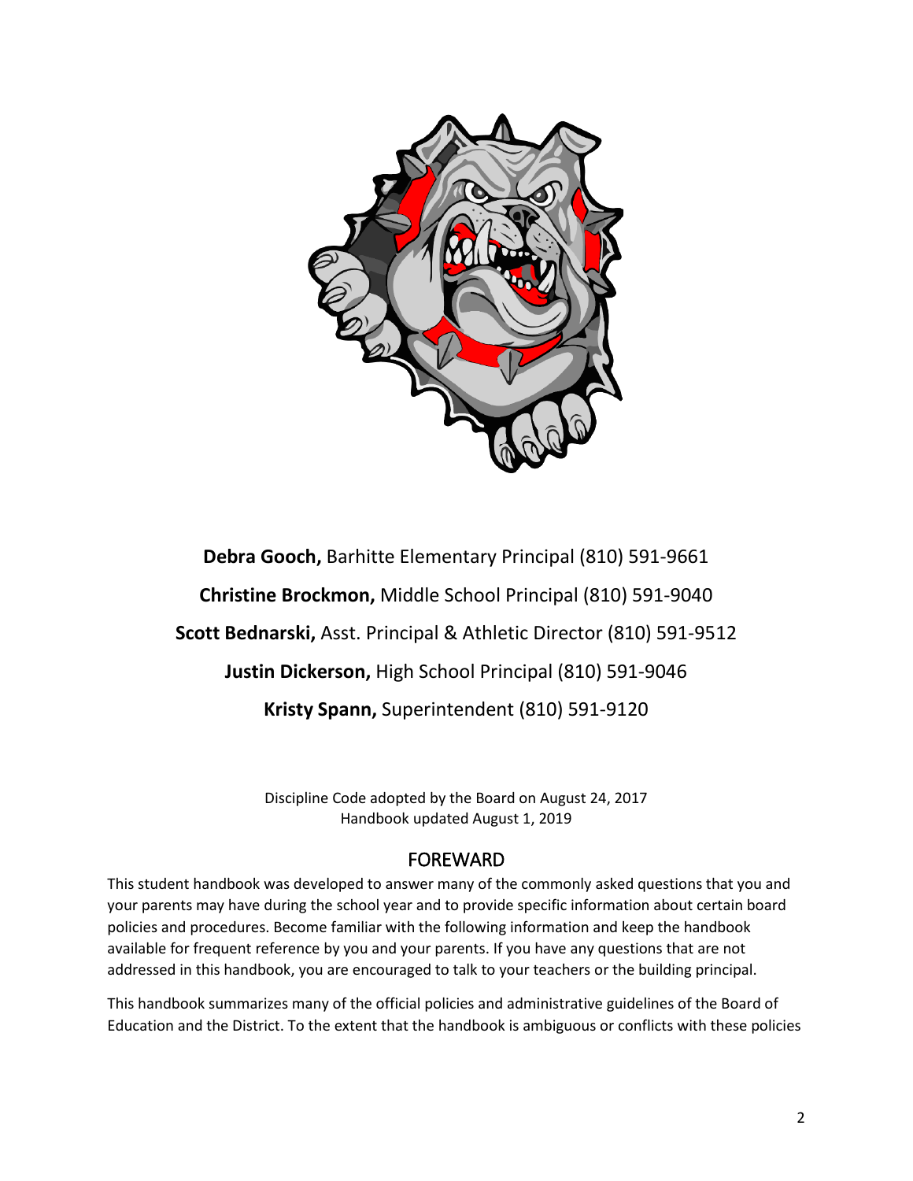**Debra Gooch,** Barhitte Elementary Principal (810) 591-9661

**Christine Brockmon,** Middle School Principal (810) 591-9040

**Scott Bednarski,** Asst. Principal & Athletic Director (810) 591-9512

**Justin Dickerson,** High School Principal (810) 591-9046

**Kristy Spann,** Superintendent (810) 591-9120

Discipline Code adopted by the Board on August 24, 2017
Handbook updated August 1, 2019

## FOREWARD

This student handbook was developed to answer many of the commonly asked questions that you and your parents may have during the school year and to provide specific information about certain board policies and procedures. Become familiar with the following information and keep the handbook available for frequent reference by you and your parents. If you have any questions that are not addressed in this handbook, you are encouraged to talk to your teachers or the building principal.

This handbook summarizes many of the official policies and administrative guidelines of the Board of Education and the District. To the extent that the handbook is ambiguous or conflicts with these policies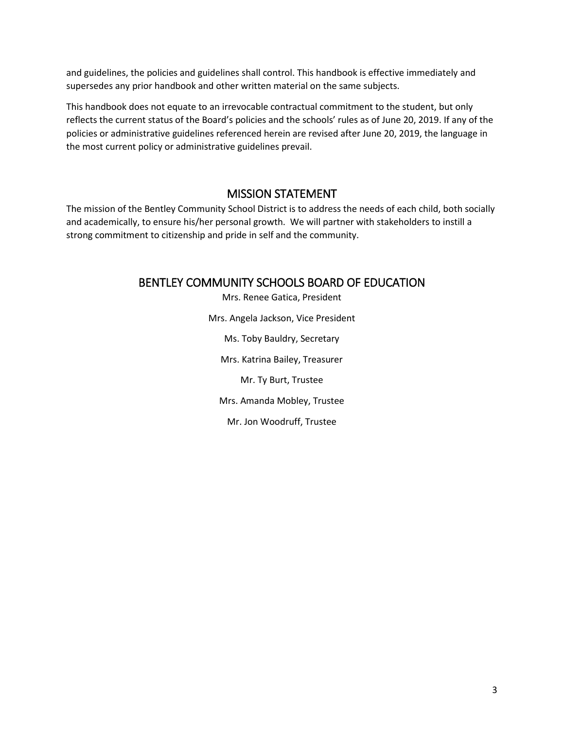and guidelines, the policies and guidelines shall control. This handbook is effective immediately and supersedes any prior handbook and other written material on the same subjects.

This handbook does not equate to an irrevocable contractual commitment to the student, but only reflects the current status of the Board's policies and the schools' rules as of June 20, 2019. If any of the policies or administrative guidelines referenced herein are revised after June 20, 2019, the language in the most current policy or administrative guidelines prevail.

## MISSION STATEMENT

The mission of the Bentley Community School District is to address the needs of each child, both socially and academically, to ensure his/her personal growth. We will partner with stakeholders to instill a strong commitment to citizenship and pride in self and the community.

## BENTLEY COMMUNITY SCHOOLS BOARD OF EDUCATION

Mrs. Renee Gatica, President

Mrs. Angela Jackson, Vice President

Ms. Toby Bauldry, Secretary

Mrs. Katrina Bailey, Treasurer

Mr. Ty Burt, Trustee

Mrs. Amanda Mobley, Trustee

Mr. Jon Woodruff, Trustee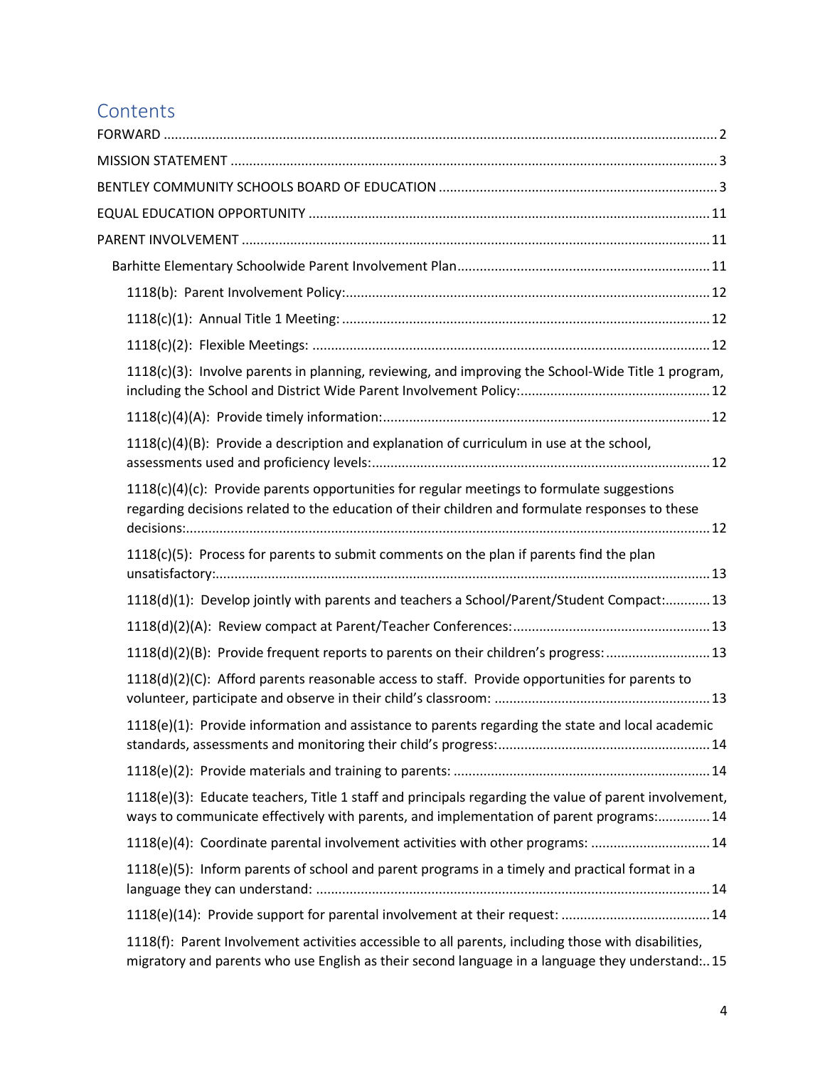## Contents

- FORWARD .......... 2
- MISSION STATEMENT .......... 3
- BENTLEY COMMUNITY SCHOOLS BOARD OF EDUCATION .......... 3
- EQUAL EDUCATION OPPORTUNITY .......... 11
- PARENT INVOLVEMENT .......... 11
  - Barhitte Elementary Schoolwide Parent Involvement Plan .......... 11
    - 1118(b): Parent Involvement Policy: .......... 12
    - 1118(c)(1): Annual Title 1 Meeting: .......... 12
    - 1118(c)(2): Flexible Meetings: .......... 12
    - 1118(c)(3): Involve parents in planning, reviewing, and improving the School-Wide Title 1 program, including the School and District Wide Parent Involvement Policy: .......... 12
    - 1118(c)(4)(A): Provide timely information: .......... 12
    - 1118(c)(4)(B): Provide a description and explanation of curriculum in use at the school, assessments used and proficiency levels: .......... 12
    - 1118(c)(4)(c): Provide parents opportunities for regular meetings to formulate suggestions regarding decisions related to the education of their children and formulate responses to these decisions: .......... 12
    - 1118(c)(5): Process for parents to submit comments on the plan if parents find the plan unsatisfactory: .......... 13
    - 1118(d)(1): Develop jointly with parents and teachers a School/Parent/Student Compact: .......... 13
    - 1118(d)(2)(A): Review compact at Parent/Teacher Conferences: .......... 13
    - 1118(d)(2)(B): Provide frequent reports to parents on their children's progress: .......... 13
    - 1118(d)(2)(C): Afford parents reasonable access to staff. Provide opportunities for parents to volunteer, participate and observe in their child's classroom: .......... 13
    - 1118(e)(1): Provide information and assistance to parents regarding the state and local academic standards, assessments and monitoring their child's progress: .......... 14
    - 1118(e)(2): Provide materials and training to parents: .......... 14
    - 1118(e)(3): Educate teachers, Title 1 staff and principals regarding the value of parent involvement, ways to communicate effectively with parents, and implementation of parent programs: .......... 14
    - 1118(e)(4): Coordinate parental involvement activities with other programs: .......... 14
    - 1118(e)(5): Inform parents of school and parent programs in a timely and practical format in a language they can understand: .......... 14
    - 1118(e)(14): Provide support for parental involvement at their request: .......... 14
    - 1118(f): Parent Involvement activities accessible to all parents, including those with disabilities, migratory and parents who use English as their second language in a language they understand: .......... 15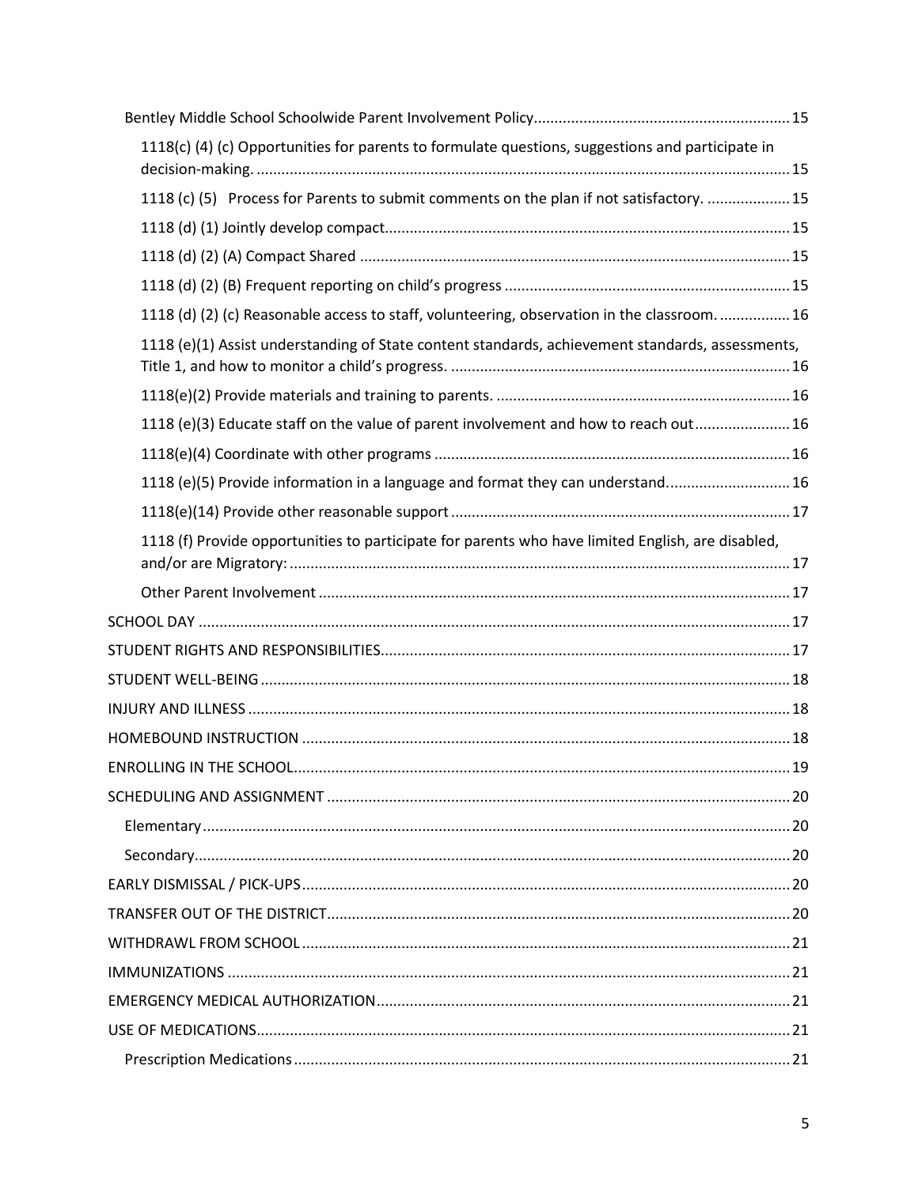- Bentley Middle School Schoolwide Parent Involvement Policy ..... 15
  - 1118(c) (4) (c) Opportunities for parents to formulate questions, suggestions and participate in decision-making. ..... 15
  - 1118 (c) (5) Process for Parents to submit comments on the plan if not satisfactory. ..... 15
  - 1118 (d) (1) Jointly develop compact ..... 15
  - 1118 (d) (2) (A) Compact Shared ..... 15
  - 1118 (d) (2) (B) Frequent reporting on child's progress ..... 15
  - 1118 (d) (2) (c) Reasonable access to staff, volunteering, observation in the classroom. ..... 16
  - 1118 (e)(1) Assist understanding of State content standards, achievement standards, assessments, Title 1, and how to monitor a child's progress. ..... 16
  - 1118(e)(2) Provide materials and training to parents. ..... 16
  - 1118 (e)(3) Educate staff on the value of parent involvement and how to reach out ..... 16
  - 1118(e)(4) Coordinate with other programs ..... 16
  - 1118 (e)(5) Provide information in a language and format they can understand. ..... 16
  - 1118(e)(14) Provide other reasonable support ..... 17
  - 1118 (f) Provide opportunities to participate for parents who have limited English, are disabled, and/or are Migratory: ..... 17
  - Other Parent Involvement ..... 17

SCHOOL DAY ..... 17

STUDENT RIGHTS AND RESPONSIBILITIES ..... 17

STUDENT WELL-BEING ..... 18

INJURY AND ILLNESS ..... 18

HOMEBOUND INSTRUCTION ..... 18

ENROLLING IN THE SCHOOL ..... 19

SCHEDULING AND ASSIGNMENT ..... 20

- Elementary ..... 20
- Secondary ..... 20

EARLY DISMISSAL / PICK-UPS ..... 20

TRANSFER OUT OF THE DISTRICT ..... 20

WITHDRAWL FROM SCHOOL ..... 21

IMMUNIZATIONS ..... 21

EMERGENCY MEDICAL AUTHORIZATION ..... 21

USE OF MEDICATIONS ..... 21

- Prescription Medications ..... 21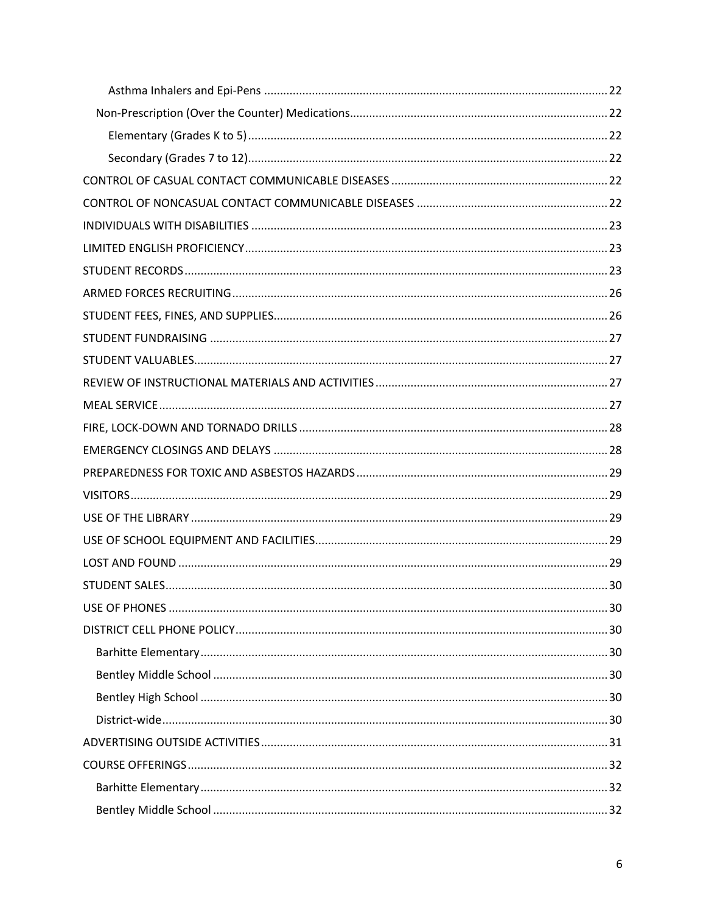- Asthma Inhalers and Epi-Pens ... 22
- Non-Prescription (Over the Counter) Medications ... 22
  - Elementary (Grades K to 5) ... 22
  - Secondary (Grades 7 to 12) ... 22

CONTROL OF CASUAL CONTACT COMMUNICABLE DISEASES ... 22

CONTROL OF NONCASUAL CONTACT COMMUNICABLE DISEASES ... 22

INDIVIDUALS WITH DISABILITIES ... 23

LIMITED ENGLISH PROFICIENCY ... 23

STUDENT RECORDS ... 23

ARMED FORCES RECRUITING ... 26

STUDENT FEES, FINES, AND SUPPLIES ... 26

STUDENT FUNDRAISING ... 27

STUDENT VALUABLES ... 27

REVIEW OF INSTRUCTIONAL MATERIALS AND ACTIVITIES ... 27

MEAL SERVICE ... 27

FIRE, LOCK-DOWN AND TORNADO DRILLS ... 28

EMERGENCY CLOSINGS AND DELAYS ... 28

PREPAREDNESS FOR TOXIC AND ASBESTOS HAZARDS ... 29

VISITORS ... 29

USE OF THE LIBRARY ... 29

USE OF SCHOOL EQUIPMENT AND FACILITIES ... 29

LOST AND FOUND ... 29

STUDENT SALES ... 30

USE OF PHONES ... 30

DISTRICT CELL PHONE POLICY ... 30

- Barhitte Elementary ... 30
- Bentley Middle School ... 30
- Bentley High School ... 30
- District-wide ... 30

ADVERTISING OUTSIDE ACTIVITIES ... 31

COURSE OFFERINGS ... 32

- Barhitte Elementary ... 32
- Bentley Middle School ... 32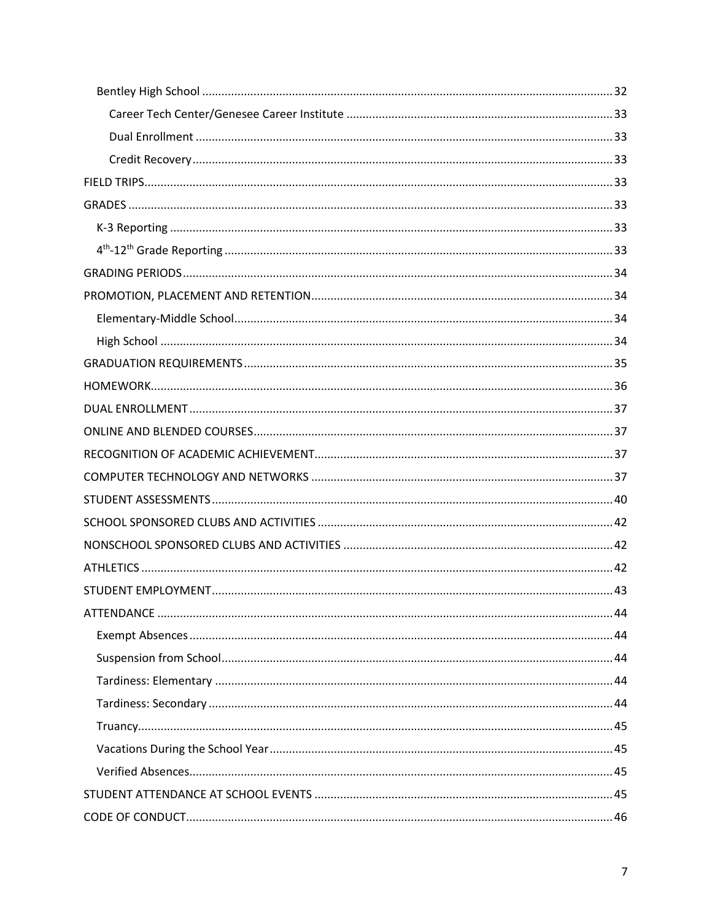Bentley High School ........................................................................................................................ 32

Career Tech Center/Genesee Career Institute .................................................................................. 33

Dual Enrollment ............................................................................................................................... 33

Credit Recovery ................................................................................................................................ 33

FIELD TRIPS ........................................................................................................................................ 33

GRADES .............................................................................................................................................. 33

K-3 Reporting ..................................................................................................................................... 33

4th-12th Grade Reporting .................................................................................................................. 33

GRADING PERIODS ............................................................................................................................. 34

PROMOTION, PLACEMENT AND RETENTION ...................................................................................... 34

Elementary-Middle School ................................................................................................................. 34

High School ........................................................................................................................................ 34

GRADUATION REQUIREMENTS ........................................................................................................... 35

HOMEWORK ........................................................................................................................................ 36

DUAL ENROLLMENT ............................................................................................................................ 37

ONLINE AND BLENDED COURSES ........................................................................................................ 37

RECOGNITION OF ACADEMIC ACHIEVEMENT ..................................................................................... 37

COMPUTER TECHNOLOGY AND NETWORKS ...................................................................................... 37

STUDENT ASSESSMENTS ..................................................................................................................... 40

SCHOOL SPONSORED CLUBS AND ACTIVITIES .................................................................................... 42

NONSCHOOL SPONSORED CLUBS AND ACTIVITIES ............................................................................ 42

ATHLETICS ........................................................................................................................................... 42

STUDENT EMPLOYMENT ..................................................................................................................... 43

ATTENDANCE ...................................................................................................................................... 44

Exempt Absences ............................................................................................................................... 44

Suspension from School ..................................................................................................................... 44

Tardiness: Elementary ........................................................................................................................ 44

Tardiness: Secondary ......................................................................................................................... 44

Truancy ............................................................................................................................................... 45

Vacations During the School Year ...................................................................................................... 45

Verified Absences ............................................................................................................................... 45

STUDENT ATTENDANCE AT SCHOOL EVENTS ..................................................................................... 45

CODE OF CONDUCT ............................................................................................................................ 46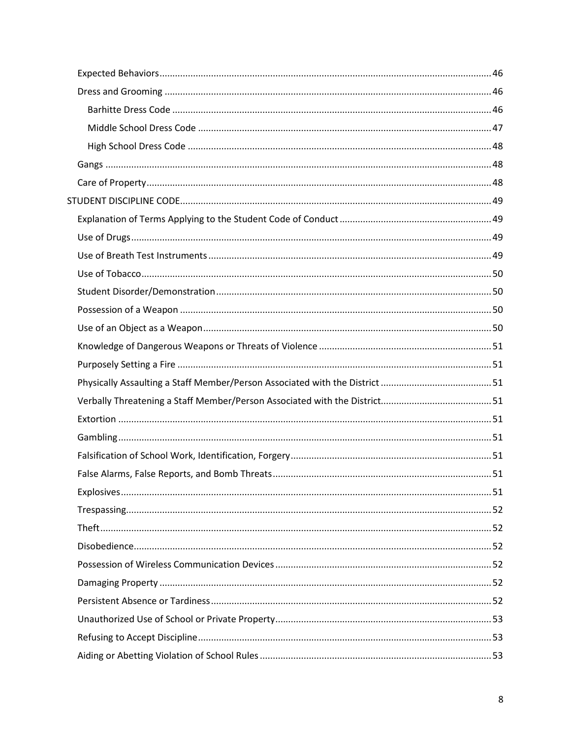- Expected Behaviors ........ 46
- Dress and Grooming ........ 46
  - Barhitte Dress Code ........ 46
  - Middle School Dress Code ........ 47
  - High School Dress Code ........ 48
- Gangs ........ 48
- Care of Property ........ 48

STUDENT DISCIPLINE CODE ........ 49

- Explanation of Terms Applying to the Student Code of Conduct ........ 49
- Use of Drugs ........ 49
- Use of Breath Test Instruments ........ 49
- Use of Tobacco ........ 50
- Student Disorder/Demonstration ........ 50
- Possession of a Weapon ........ 50
- Use of an Object as a Weapon ........ 50
- Knowledge of Dangerous Weapons or Threats of Violence ........ 51
- Purposely Setting a Fire ........ 51
- Physically Assaulting a Staff Member/Person Associated with the District ........ 51
- Verbally Threatening a Staff Member/Person Associated with the District ........ 51
- Extortion ........ 51
- Gambling ........ 51
- Falsification of School Work, Identification, Forgery ........ 51
- False Alarms, False Reports, and Bomb Threats ........ 51
- Explosives ........ 51
- Trespassing ........ 52
- Theft ........ 52
- Disobedience ........ 52
- Possession of Wireless Communication Devices ........ 52
- Damaging Property ........ 52
- Persistent Absence or Tardiness ........ 52
- Unauthorized Use of School or Private Property ........ 53
- Refusing to Accept Discipline ........ 53
- Aiding or Abetting Violation of School Rules ........ 53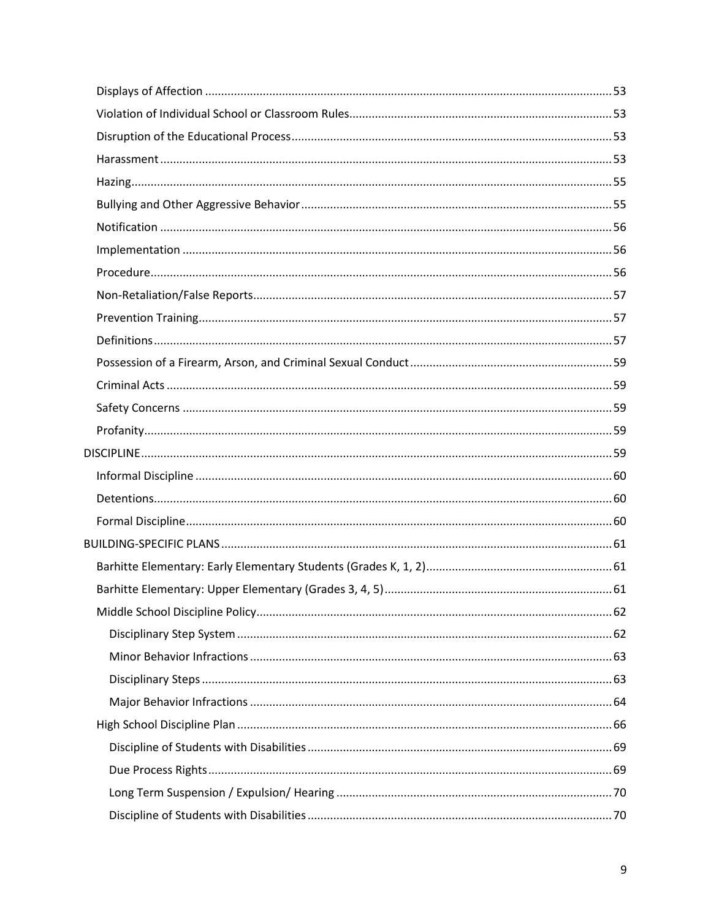Displays of Affection ........................................ 53

Violation of Individual School or Classroom Rules ........................................ 53

Disruption of the Educational Process ........................................ 53

Harassment ........................................ 53

Hazing ........................................ 55

Bullying and Other Aggressive Behavior ........................................ 55

Notification ........................................ 56

Implementation ........................................ 56

Procedure ........................................ 56

Non-Retaliation/False Reports ........................................ 57

Prevention Training ........................................ 57

Definitions ........................................ 57

Possession of a Firearm, Arson, and Criminal Sexual Conduct ........................................ 59

Criminal Acts ........................................ 59

Safety Concerns ........................................ 59

Profanity ........................................ 59

DISCIPLINE ........................................ 59

Informal Discipline ........................................ 60

Detentions ........................................ 60

Formal Discipline ........................................ 60

BUILDING-SPECIFIC PLANS ........................................ 61

Barhitte Elementary: Early Elementary Students (Grades K, 1, 2) ........................................ 61

Barhitte Elementary: Upper Elementary (Grades 3, 4, 5) ........................................ 61

Middle School Discipline Policy ........................................ 62

Disciplinary Step System ........................................ 62

Minor Behavior Infractions ........................................ 63

Disciplinary Steps ........................................ 63

Major Behavior Infractions ........................................ 64

High School Discipline Plan ........................................ 66

Discipline of Students with Disabilities ........................................ 69

Due Process Rights ........................................ 69

Long Term Suspension / Expulsion/ Hearing ........................................ 70

Discipline of Students with Disabilities ........................................ 70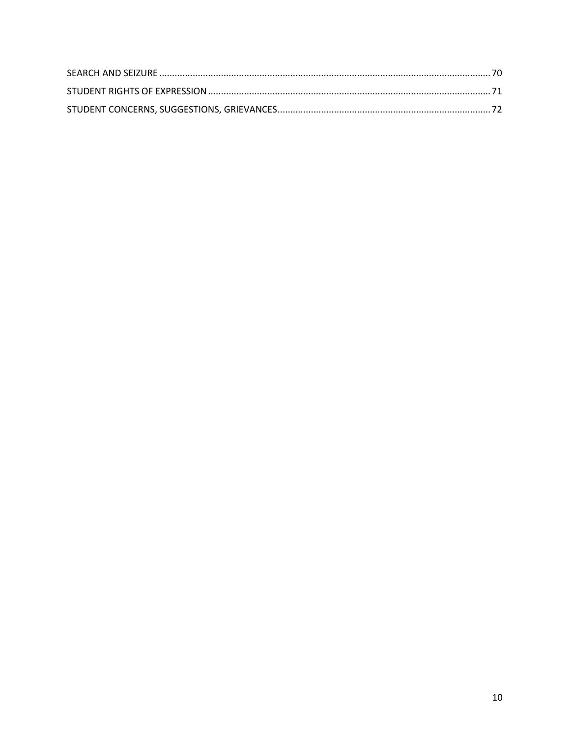SEARCH AND SEIZURE ............................................................................................................................. 70
STUDENT RIGHTS OF EXPRESSION ........................................................................................................ 71
STUDENT CONCERNS, SUGGESTIONS, GRIEVANCES.................................................................................. 72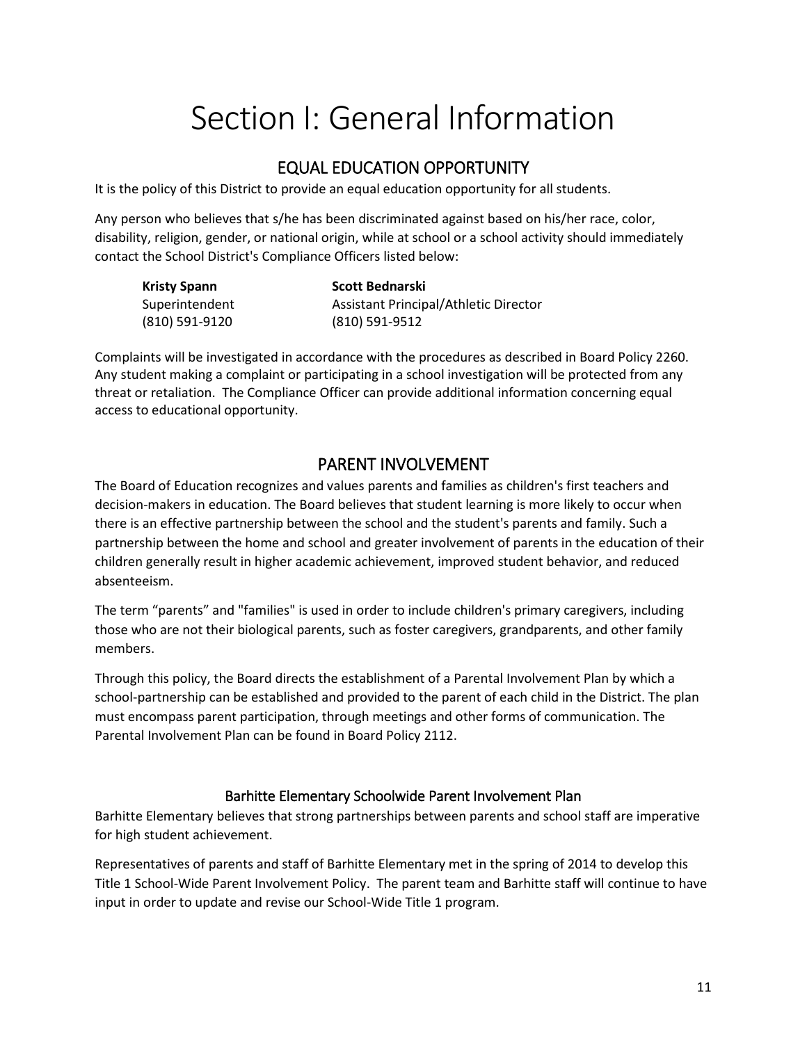# Section I: General Information

## EQUAL EDUCATION OPPORTUNITY

It is the policy of this District to provide an equal education opportunity for all students.

Any person who believes that s/he has been discriminated against based on his/her race, color, disability, religion, gender, or national origin, while at school or a school activity should immediately contact the School District's Compliance Officers listed below:

| **Kristy Spann** | **Scott Bednarski** |
|---|---|
| Superintendent | Assistant Principal/Athletic Director |
| (810) 591-9120 | (810) 591-9512 |

Complaints will be investigated in accordance with the procedures as described in Board Policy 2260. Any student making a complaint or participating in a school investigation will be protected from any threat or retaliation. The Compliance Officer can provide additional information concerning equal access to educational opportunity.

## PARENT INVOLVEMENT

The Board of Education recognizes and values parents and families as children's first teachers and decision-makers in education. The Board believes that student learning is more likely to occur when there is an effective partnership between the school and the student's parents and family. Such a partnership between the home and school and greater involvement of parents in the education of their children generally result in higher academic achievement, improved student behavior, and reduced absenteeism.

The term "parents" and "families" is used in order to include children's primary caregivers, including those who are not their biological parents, such as foster caregivers, grandparents, and other family members.

Through this policy, the Board directs the establishment of a Parental Involvement Plan by which a school-partnership can be established and provided to the parent of each child in the District. The plan must encompass parent participation, through meetings and other forms of communication. The Parental Involvement Plan can be found in Board Policy 2112.

### Barhitte Elementary Schoolwide Parent Involvement Plan

Barhitte Elementary believes that strong partnerships between parents and school staff are imperative for high student achievement.

Representatives of parents and staff of Barhitte Elementary met in the spring of 2014 to develop this Title 1 School-Wide Parent Involvement Policy. The parent team and Barhitte staff will continue to have input in order to update and revise our School-Wide Title 1 program.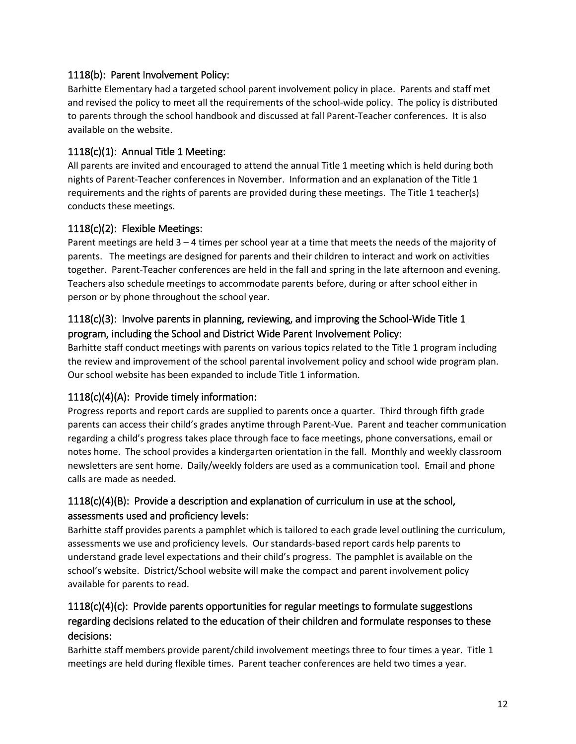## 1118(b): Parent Involvement Policy:

Barhitte Elementary had a targeted school parent involvement policy in place. Parents and staff met and revised the policy to meet all the requirements of the school-wide policy. The policy is distributed to parents through the school handbook and discussed at fall Parent-Teacher conferences. It is also available on the website.

## 1118(c)(1): Annual Title 1 Meeting:

All parents are invited and encouraged to attend the annual Title 1 meeting which is held during both nights of Parent-Teacher conferences in November. Information and an explanation of the Title 1 requirements and the rights of parents are provided during these meetings. The Title 1 teacher(s) conducts these meetings.

## 1118(c)(2): Flexible Meetings:

Parent meetings are held 3 – 4 times per school year at a time that meets the needs of the majority of parents. The meetings are designed for parents and their children to interact and work on activities together. Parent-Teacher conferences are held in the fall and spring in the late afternoon and evening. Teachers also schedule meetings to accommodate parents before, during or after school either in person or by phone throughout the school year.

## 1118(c)(3): Involve parents in planning, reviewing, and improving the School-Wide Title 1 program, including the School and District Wide Parent Involvement Policy:

Barhitte staff conduct meetings with parents on various topics related to the Title 1 program including the review and improvement of the school parental involvement policy and school wide program plan. Our school website has been expanded to include Title 1 information.

## 1118(c)(4)(A): Provide timely information:

Progress reports and report cards are supplied to parents once a quarter. Third through fifth grade parents can access their child's grades anytime through Parent-Vue. Parent and teacher communication regarding a child's progress takes place through face to face meetings, phone conversations, email or notes home. The school provides a kindergarten orientation in the fall. Monthly and weekly classroom newsletters are sent home. Daily/weekly folders are used as a communication tool. Email and phone calls are made as needed.

## 1118(c)(4)(B): Provide a description and explanation of curriculum in use at the school, assessments used and proficiency levels:

Barhitte staff provides parents a pamphlet which is tailored to each grade level outlining the curriculum, assessments we use and proficiency levels. Our standards-based report cards help parents to understand grade level expectations and their child's progress. The pamphlet is available on the school's website. District/School website will make the compact and parent involvement policy available for parents to read.

## 1118(c)(4)(c): Provide parents opportunities for regular meetings to formulate suggestions regarding decisions related to the education of their children and formulate responses to these decisions:

Barhitte staff members provide parent/child involvement meetings three to four times a year. Title 1 meetings are held during flexible times. Parent teacher conferences are held two times a year.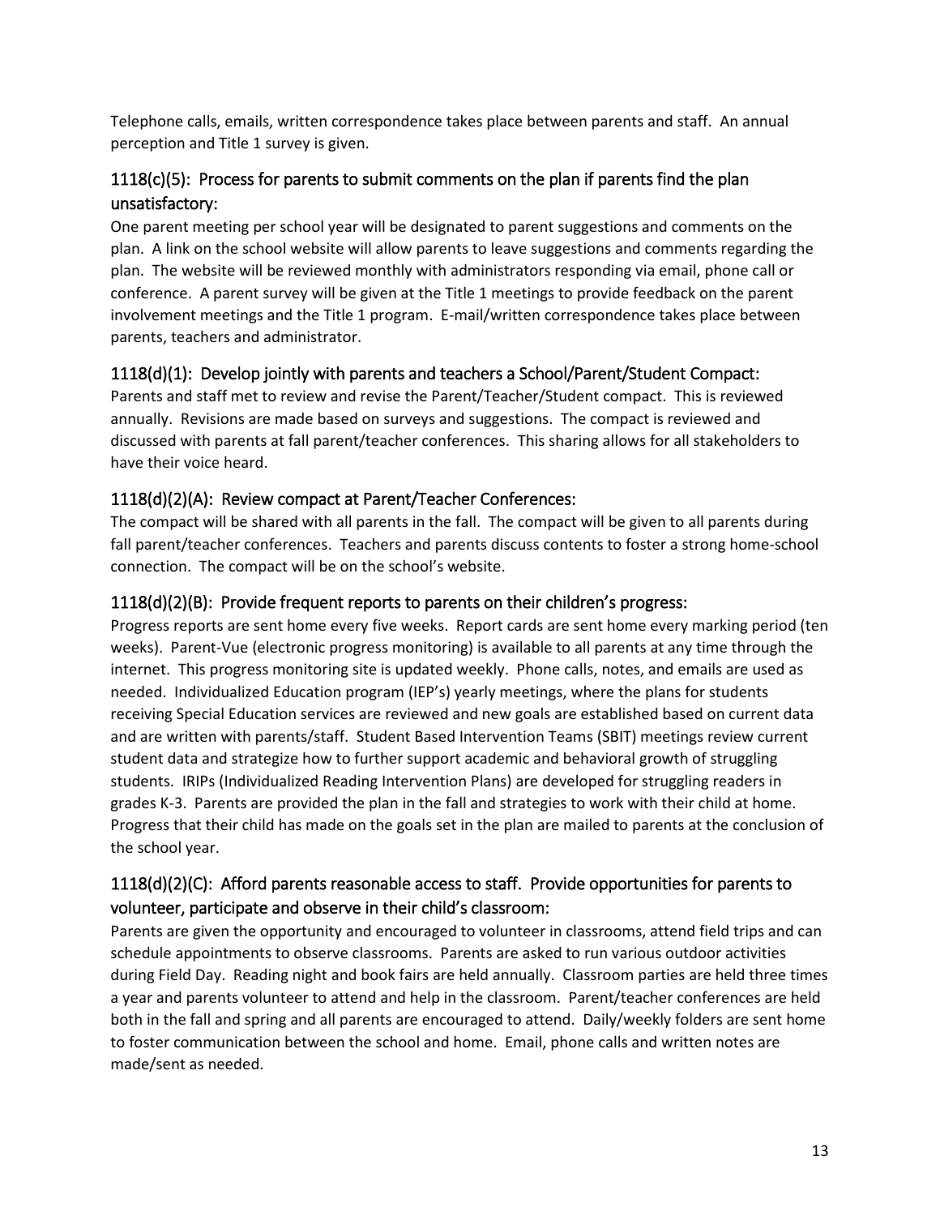Telephone calls, emails, written correspondence takes place between parents and staff. An annual perception and Title 1 survey is given.

## 1118(c)(5): Process for parents to submit comments on the plan if parents find the plan unsatisfactory:

One parent meeting per school year will be designated to parent suggestions and comments on the plan. A link on the school website will allow parents to leave suggestions and comments regarding the plan. The website will be reviewed monthly with administrators responding via email, phone call or conference. A parent survey will be given at the Title 1 meetings to provide feedback on the parent involvement meetings and the Title 1 program. E-mail/written correspondence takes place between parents, teachers and administrator.

## 1118(d)(1): Develop jointly with parents and teachers a School/Parent/Student Compact:

Parents and staff met to review and revise the Parent/Teacher/Student compact. This is reviewed annually. Revisions are made based on surveys and suggestions. The compact is reviewed and discussed with parents at fall parent/teacher conferences. This sharing allows for all stakeholders to have their voice heard.

## 1118(d)(2)(A): Review compact at Parent/Teacher Conferences:

The compact will be shared with all parents in the fall. The compact will be given to all parents during fall parent/teacher conferences. Teachers and parents discuss contents to foster a strong home-school connection. The compact will be on the school's website.

## 1118(d)(2)(B): Provide frequent reports to parents on their children's progress:

Progress reports are sent home every five weeks. Report cards are sent home every marking period (ten weeks). Parent-Vue (electronic progress monitoring) is available to all parents at any time through the internet. This progress monitoring site is updated weekly. Phone calls, notes, and emails are used as needed. Individualized Education program (IEP's) yearly meetings, where the plans for students receiving Special Education services are reviewed and new goals are established based on current data and are written with parents/staff. Student Based Intervention Teams (SBIT) meetings review current student data and strategize how to further support academic and behavioral growth of struggling students. IRIPs (Individualized Reading Intervention Plans) are developed for struggling readers in grades K-3. Parents are provided the plan in the fall and strategies to work with their child at home. Progress that their child has made on the goals set in the plan are mailed to parents at the conclusion of the school year.

## 1118(d)(2)(C): Afford parents reasonable access to staff. Provide opportunities for parents to volunteer, participate and observe in their child's classroom:

Parents are given the opportunity and encouraged to volunteer in classrooms, attend field trips and can schedule appointments to observe classrooms. Parents are asked to run various outdoor activities during Field Day. Reading night and book fairs are held annually. Classroom parties are held three times a year and parents volunteer to attend and help in the classroom. Parent/teacher conferences are held both in the fall and spring and all parents are encouraged to attend. Daily/weekly folders are sent home to foster communication between the school and home. Email, phone calls and written notes are made/sent as needed.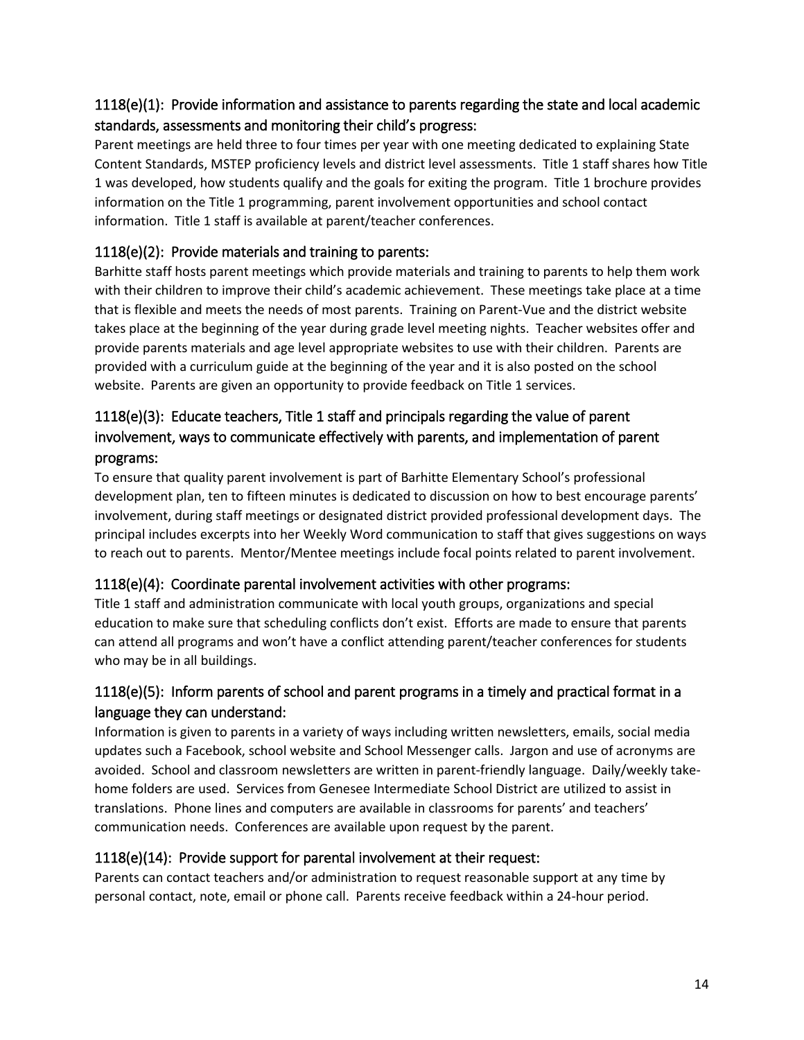### 1118(e)(1): Provide information and assistance to parents regarding the state and local academic standards, assessments and monitoring their child's progress:

Parent meetings are held three to four times per year with one meeting dedicated to explaining State Content Standards, MSTEP proficiency levels and district level assessments. Title 1 staff shares how Title 1 was developed, how students qualify and the goals for exiting the program. Title 1 brochure provides information on the Title 1 programming, parent involvement opportunities and school contact information. Title 1 staff is available at parent/teacher conferences.

### 1118(e)(2): Provide materials and training to parents:

Barhitte staff hosts parent meetings which provide materials and training to parents to help them work with their children to improve their child's academic achievement. These meetings take place at a time that is flexible and meets the needs of most parents. Training on Parent-Vue and the district website takes place at the beginning of the year during grade level meeting nights. Teacher websites offer and provide parents materials and age level appropriate websites to use with their children. Parents are provided with a curriculum guide at the beginning of the year and it is also posted on the school website. Parents are given an opportunity to provide feedback on Title 1 services.

### 1118(e)(3): Educate teachers, Title 1 staff and principals regarding the value of parent involvement, ways to communicate effectively with parents, and implementation of parent programs:

To ensure that quality parent involvement is part of Barhitte Elementary School's professional development plan, ten to fifteen minutes is dedicated to discussion on how to best encourage parents' involvement, during staff meetings or designated district provided professional development days. The principal includes excerpts into her Weekly Word communication to staff that gives suggestions on ways to reach out to parents. Mentor/Mentee meetings include focal points related to parent involvement.

### 1118(e)(4): Coordinate parental involvement activities with other programs:

Title 1 staff and administration communicate with local youth groups, organizations and special education to make sure that scheduling conflicts don't exist. Efforts are made to ensure that parents can attend all programs and won't have a conflict attending parent/teacher conferences for students who may be in all buildings.

### 1118(e)(5): Inform parents of school and parent programs in a timely and practical format in a language they can understand:

Information is given to parents in a variety of ways including written newsletters, emails, social media updates such a Facebook, school website and School Messenger calls. Jargon and use of acronyms are avoided. School and classroom newsletters are written in parent-friendly language. Daily/weekly take-home folders are used. Services from Genesee Intermediate School District are utilized to assist in translations. Phone lines and computers are available in classrooms for parents' and teachers' communication needs. Conferences are available upon request by the parent.

### 1118(e)(14): Provide support for parental involvement at their request:

Parents can contact teachers and/or administration to request reasonable support at any time by personal contact, note, email or phone call. Parents receive feedback within a 24-hour period.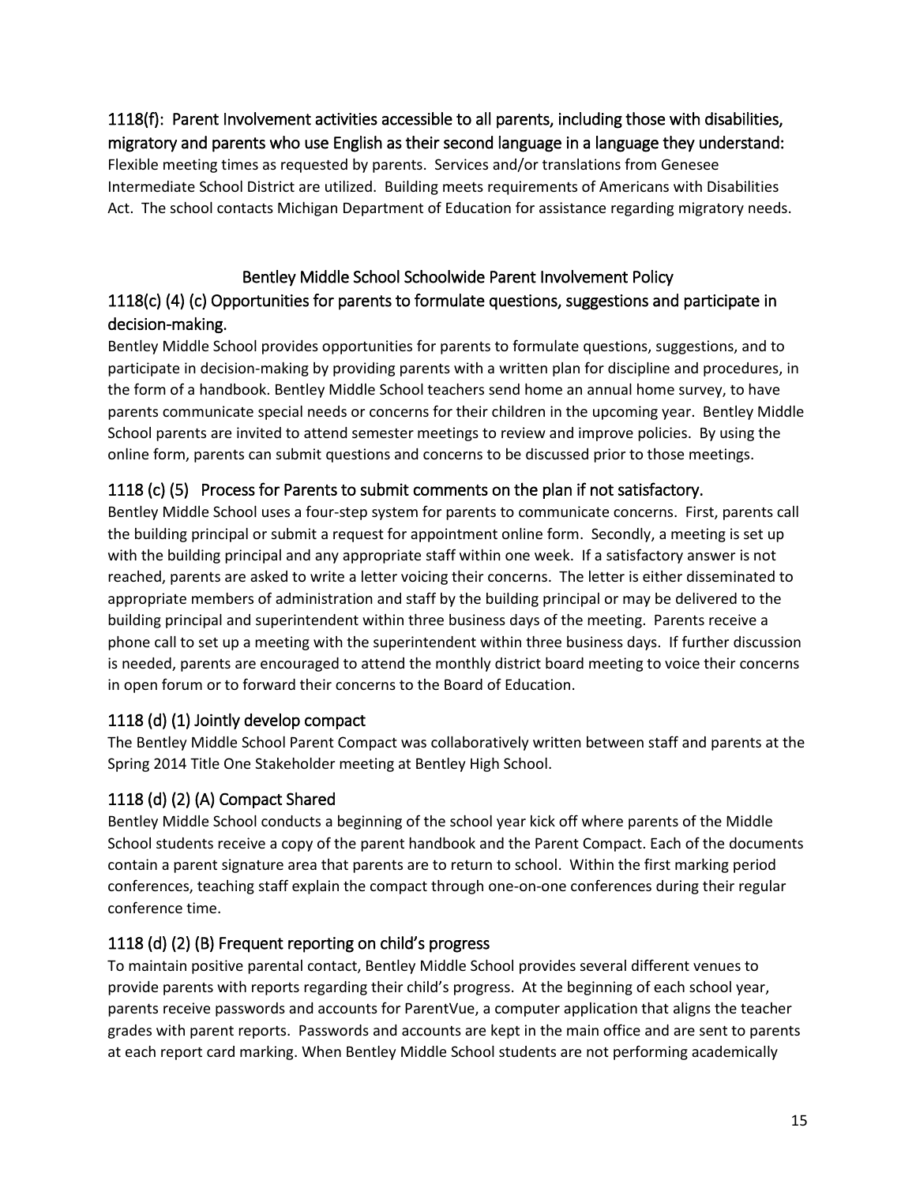### 1118(f): Parent Involvement activities accessible to all parents, including those with disabilities, migratory and parents who use English as their second language in a language they understand:

Flexible meeting times as requested by parents. Services and/or translations from Genesee Intermediate School District are utilized. Building meets requirements of Americans with Disabilities Act. The school contacts Michigan Department of Education for assistance regarding migratory needs.

## Bentley Middle School Schoolwide Parent Involvement Policy

### 1118(c) (4) (c) Opportunities for parents to formulate questions, suggestions and participate in decision-making.

Bentley Middle School provides opportunities for parents to formulate questions, suggestions, and to participate in decision-making by providing parents with a written plan for discipline and procedures, in the form of a handbook. Bentley Middle School teachers send home an annual home survey, to have parents communicate special needs or concerns for their children in the upcoming year. Bentley Middle School parents are invited to attend semester meetings to review and improve policies. By using the online form, parents can submit questions and concerns to be discussed prior to those meetings.

### 1118 (c) (5) Process for Parents to submit comments on the plan if not satisfactory.

Bentley Middle School uses a four-step system for parents to communicate concerns. First, parents call the building principal or submit a request for appointment online form. Secondly, a meeting is set up with the building principal and any appropriate staff within one week. If a satisfactory answer is not reached, parents are asked to write a letter voicing their concerns. The letter is either disseminated to appropriate members of administration and staff by the building principal or may be delivered to the building principal and superintendent within three business days of the meeting. Parents receive a phone call to set up a meeting with the superintendent within three business days. If further discussion is needed, parents are encouraged to attend the monthly district board meeting to voice their concerns in open forum or to forward their concerns to the Board of Education.

### 1118 (d) (1) Jointly develop compact

The Bentley Middle School Parent Compact was collaboratively written between staff and parents at the Spring 2014 Title One Stakeholder meeting at Bentley High School.

### 1118 (d) (2) (A) Compact Shared

Bentley Middle School conducts a beginning of the school year kick off where parents of the Middle School students receive a copy of the parent handbook and the Parent Compact. Each of the documents contain a parent signature area that parents are to return to school. Within the first marking period conferences, teaching staff explain the compact through one-on-one conferences during their regular conference time.

### 1118 (d) (2) (B) Frequent reporting on child's progress

To maintain positive parental contact, Bentley Middle School provides several different venues to provide parents with reports regarding their child's progress. At the beginning of each school year, parents receive passwords and accounts for ParentVue, a computer application that aligns the teacher grades with parent reports. Passwords and accounts are kept in the main office and are sent to parents at each report card marking. When Bentley Middle School students are not performing academically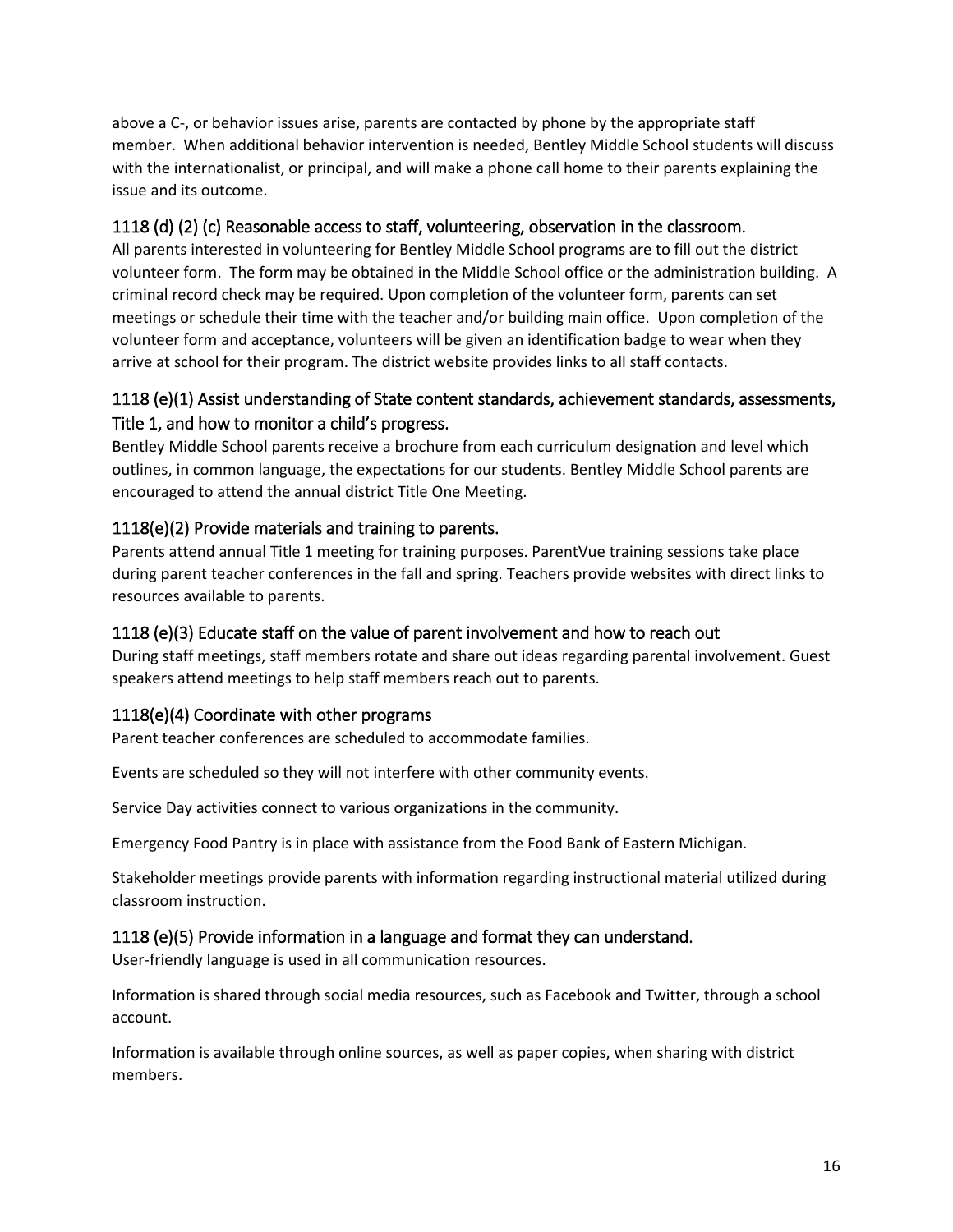above a C-, or behavior issues arise, parents are contacted by phone by the appropriate staff member. When additional behavior intervention is needed, Bentley Middle School students will discuss with the internationalist, or principal, and will make a phone call home to their parents explaining the issue and its outcome.

## 1118 (d) (2) (c) Reasonable access to staff, volunteering, observation in the classroom.

All parents interested in volunteering for Bentley Middle School programs are to fill out the district volunteer form. The form may be obtained in the Middle School office or the administration building. A criminal record check may be required. Upon completion of the volunteer form, parents can set meetings or schedule their time with the teacher and/or building main office. Upon completion of the volunteer form and acceptance, volunteers will be given an identification badge to wear when they arrive at school for their program. The district website provides links to all staff contacts.

## 1118 (e)(1) Assist understanding of State content standards, achievement standards, assessments, Title 1, and how to monitor a child's progress.

Bentley Middle School parents receive a brochure from each curriculum designation and level which outlines, in common language, the expectations for our students. Bentley Middle School parents are encouraged to attend the annual district Title One Meeting.

## 1118(e)(2) Provide materials and training to parents.

Parents attend annual Title 1 meeting for training purposes. ParentVue training sessions take place during parent teacher conferences in the fall and spring. Teachers provide websites with direct links to resources available to parents.

## 1118 (e)(3) Educate staff on the value of parent involvement and how to reach out

During staff meetings, staff members rotate and share out ideas regarding parental involvement. Guest speakers attend meetings to help staff members reach out to parents.

## 1118(e)(4) Coordinate with other programs

Parent teacher conferences are scheduled to accommodate families.

Events are scheduled so they will not interfere with other community events.

Service Day activities connect to various organizations in the community.

Emergency Food Pantry is in place with assistance from the Food Bank of Eastern Michigan.

Stakeholder meetings provide parents with information regarding instructional material utilized during classroom instruction.

## 1118 (e)(5) Provide information in a language and format they can understand.

User-friendly language is used in all communication resources.

Information is shared through social media resources, such as Facebook and Twitter, through a school account.

Information is available through online sources, as well as paper copies, when sharing with district members.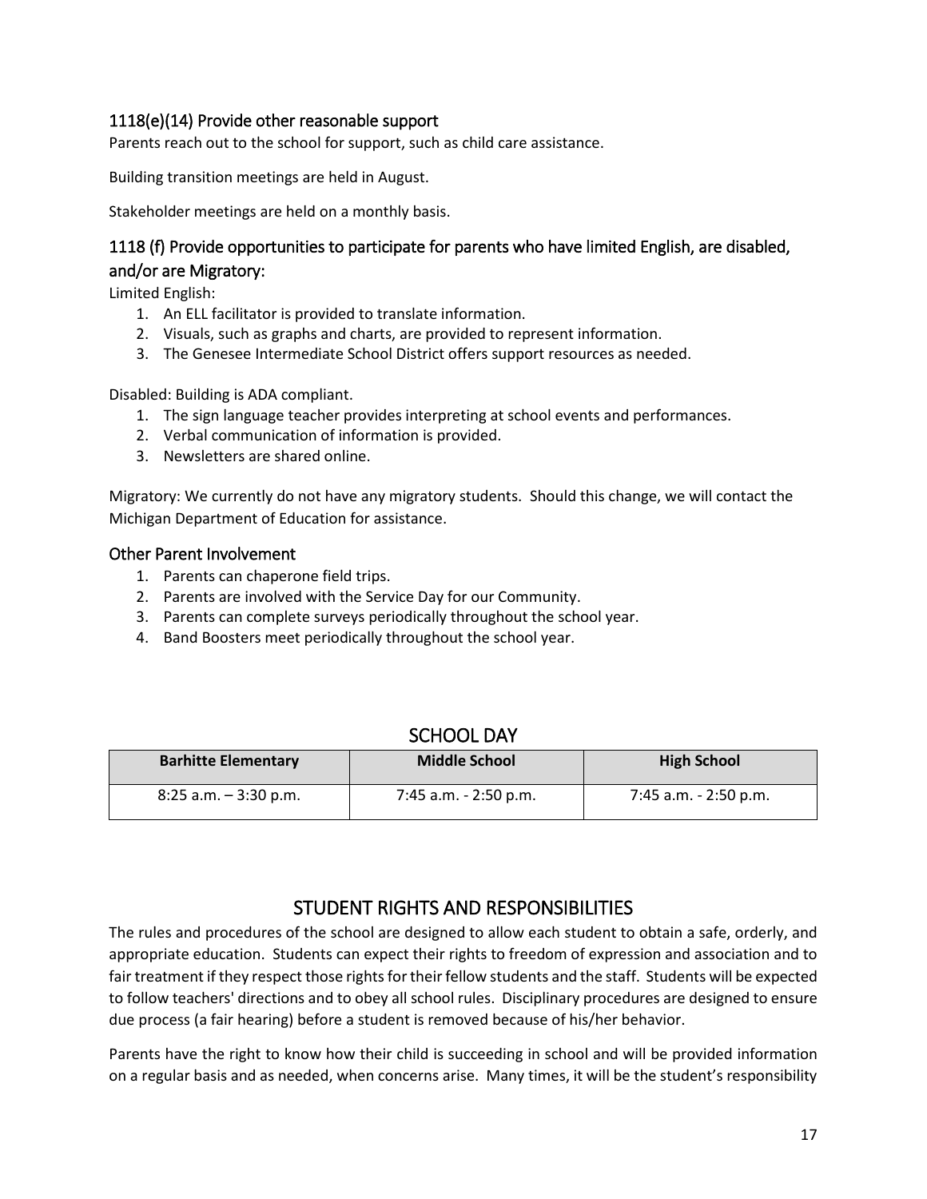### 1118(e)(14) Provide other reasonable support

Parents reach out to the school for support, such as child care assistance.

Building transition meetings are held in August.

Stakeholder meetings are held on a monthly basis.

### 1118 (f) Provide opportunities to participate for parents who have limited English, are disabled, and/or are Migratory:

Limited English:

1. An ELL facilitator is provided to translate information.
2. Visuals, such as graphs and charts, are provided to represent information.
3. The Genesee Intermediate School District offers support resources as needed.

Disabled: Building is ADA compliant.

1. The sign language teacher provides interpreting at school events and performances.
2. Verbal communication of information is provided.
3. Newsletters are shared online.

Migratory: We currently do not have any migratory students. Should this change, we will contact the Michigan Department of Education for assistance.

### Other Parent Involvement

1. Parents can chaperone field trips.
2. Parents are involved with the Service Day for our Community.
3. Parents can complete surveys periodically throughout the school year.
4. Band Boosters meet periodically throughout the school year.

## SCHOOL DAY

| Barhitte Elementary | Middle School | High School |
|---|---|---|
| 8:25 a.m. – 3:30 p.m. | 7:45 a.m. - 2:50 p.m. | 7:45 a.m. - 2:50 p.m. |

## STUDENT RIGHTS AND RESPONSIBILITIES

The rules and procedures of the school are designed to allow each student to obtain a safe, orderly, and appropriate education. Students can expect their rights to freedom of expression and association and to fair treatment if they respect those rights for their fellow students and the staff. Students will be expected to follow teachers' directions and to obey all school rules. Disciplinary procedures are designed to ensure due process (a fair hearing) before a student is removed because of his/her behavior.

Parents have the right to know how their child is succeeding in school and will be provided information on a regular basis and as needed, when concerns arise. Many times, it will be the student's responsibility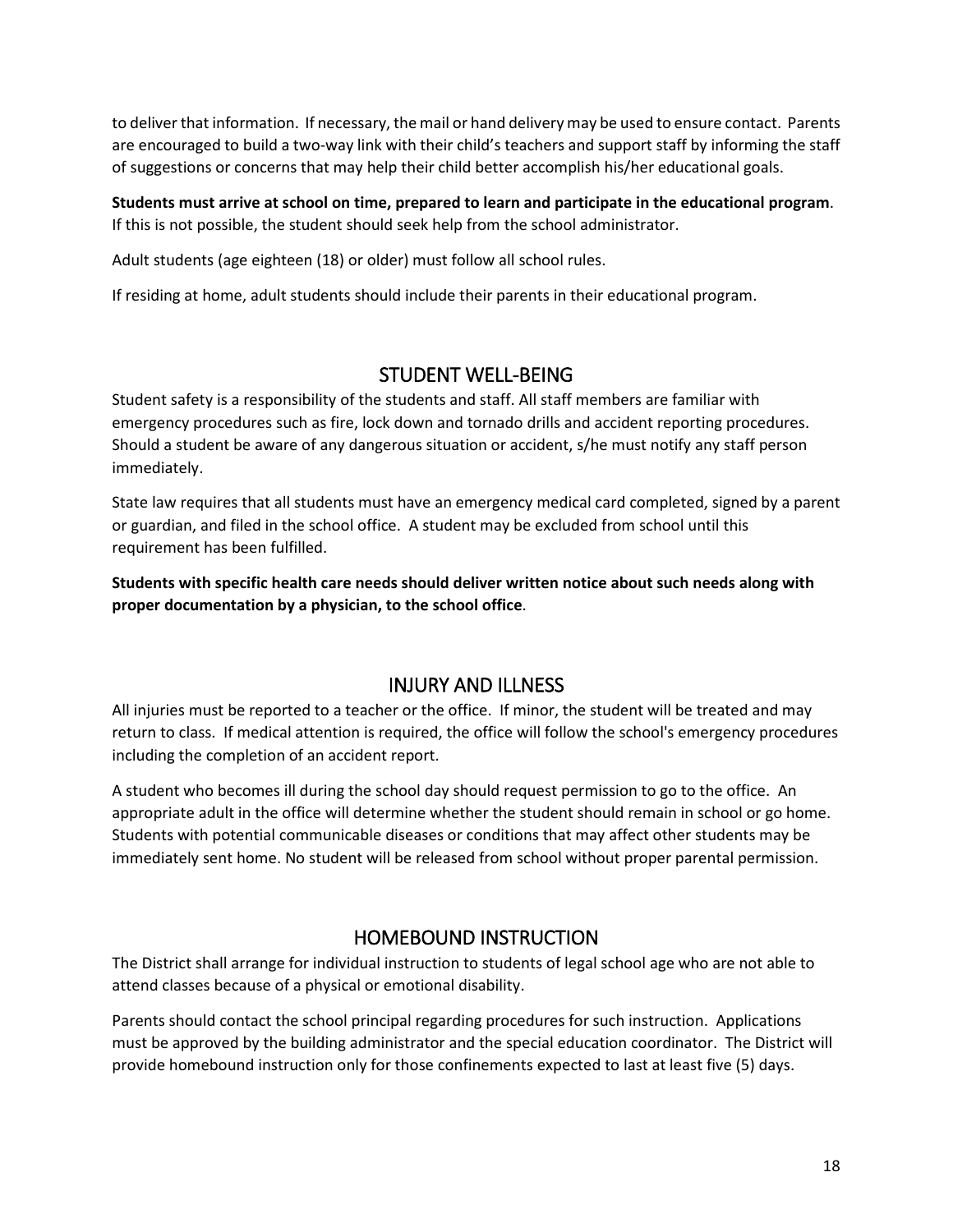to deliver that information. If necessary, the mail or hand delivery may be used to ensure contact. Parents are encouraged to build a two-way link with their child's teachers and support staff by informing the staff of suggestions or concerns that may help their child better accomplish his/her educational goals.

**Students must arrive at school on time, prepared to learn and participate in the educational program**. If this is not possible, the student should seek help from the school administrator.

Adult students (age eighteen (18) or older) must follow all school rules.

If residing at home, adult students should include their parents in their educational program.

## STUDENT WELL-BEING

Student safety is a responsibility of the students and staff. All staff members are familiar with emergency procedures such as fire, lock down and tornado drills and accident reporting procedures. Should a student be aware of any dangerous situation or accident, s/he must notify any staff person immediately.

State law requires that all students must have an emergency medical card completed, signed by a parent or guardian, and filed in the school office. A student may be excluded from school until this requirement has been fulfilled.

**Students with specific health care needs should deliver written notice about such needs along with proper documentation by a physician, to the school office**.

## INJURY AND ILLNESS

All injuries must be reported to a teacher or the office. If minor, the student will be treated and may return to class. If medical attention is required, the office will follow the school's emergency procedures including the completion of an accident report.

A student who becomes ill during the school day should request permission to go to the office. An appropriate adult in the office will determine whether the student should remain in school or go home. Students with potential communicable diseases or conditions that may affect other students may be immediately sent home. No student will be released from school without proper parental permission.

## HOMEBOUND INSTRUCTION

The District shall arrange for individual instruction to students of legal school age who are not able to attend classes because of a physical or emotional disability.

Parents should contact the school principal regarding procedures for such instruction. Applications must be approved by the building administrator and the special education coordinator. The District will provide homebound instruction only for those confinements expected to last at least five (5) days.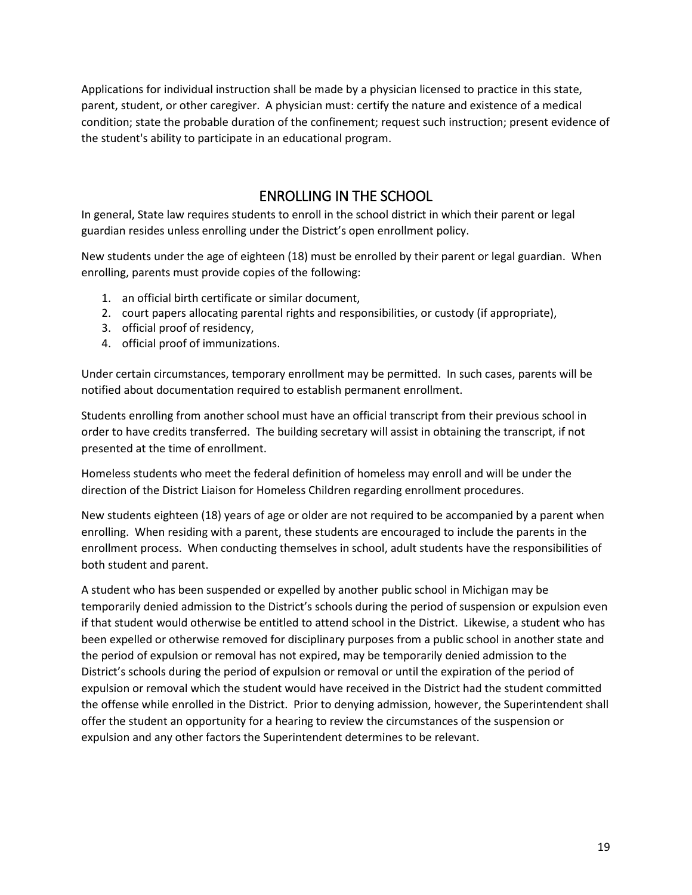Applications for individual instruction shall be made by a physician licensed to practice in this state, parent, student, or other caregiver. A physician must: certify the nature and existence of a medical condition; state the probable duration of the confinement; request such instruction; present evidence of the student's ability to participate in an educational program.

## ENROLLING IN THE SCHOOL

In general, State law requires students to enroll in the school district in which their parent or legal guardian resides unless enrolling under the District's open enrollment policy.

New students under the age of eighteen (18) must be enrolled by their parent or legal guardian. When enrolling, parents must provide copies of the following:

1. an official birth certificate or similar document,
2. court papers allocating parental rights and responsibilities, or custody (if appropriate),
3. official proof of residency,
4. official proof of immunizations.

Under certain circumstances, temporary enrollment may be permitted. In such cases, parents will be notified about documentation required to establish permanent enrollment.

Students enrolling from another school must have an official transcript from their previous school in order to have credits transferred. The building secretary will assist in obtaining the transcript, if not presented at the time of enrollment.

Homeless students who meet the federal definition of homeless may enroll and will be under the direction of the District Liaison for Homeless Children regarding enrollment procedures.

New students eighteen (18) years of age or older are not required to be accompanied by a parent when enrolling. When residing with a parent, these students are encouraged to include the parents in the enrollment process. When conducting themselves in school, adult students have the responsibilities of both student and parent.

A student who has been suspended or expelled by another public school in Michigan may be temporarily denied admission to the District's schools during the period of suspension or expulsion even if that student would otherwise be entitled to attend school in the District. Likewise, a student who has been expelled or otherwise removed for disciplinary purposes from a public school in another state and the period of expulsion or removal has not expired, may be temporarily denied admission to the District's schools during the period of expulsion or removal or until the expiration of the period of expulsion or removal which the student would have received in the District had the student committed the offense while enrolled in the District. Prior to denying admission, however, the Superintendent shall offer the student an opportunity for a hearing to review the circumstances of the suspension or expulsion and any other factors the Superintendent determines to be relevant.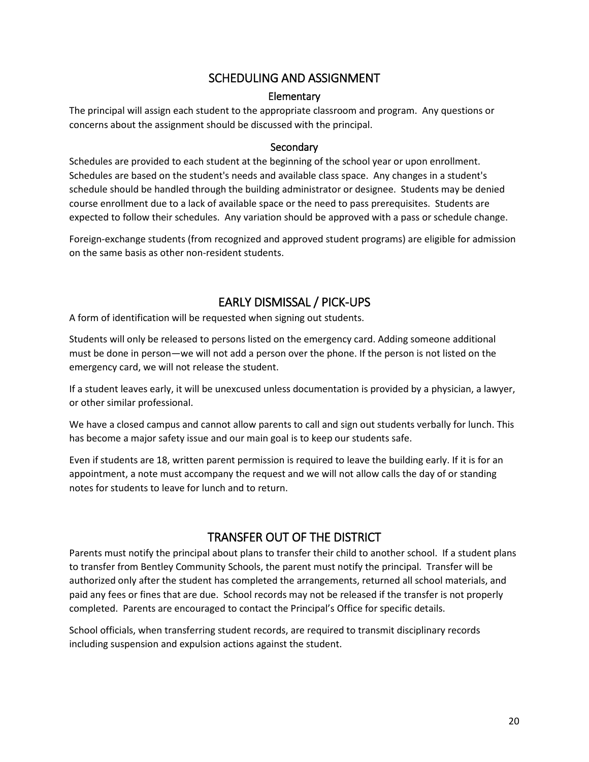## SCHEDULING AND ASSIGNMENT

### Elementary

The principal will assign each student to the appropriate classroom and program. Any questions or concerns about the assignment should be discussed with the principal.

### Secondary

Schedules are provided to each student at the beginning of the school year or upon enrollment. Schedules are based on the student's needs and available class space. Any changes in a student's schedule should be handled through the building administrator or designee. Students may be denied course enrollment due to a lack of available space or the need to pass prerequisites. Students are expected to follow their schedules. Any variation should be approved with a pass or schedule change.

Foreign-exchange students (from recognized and approved student programs) are eligible for admission on the same basis as other non-resident students.

## EARLY DISMISSAL / PICK-UPS

A form of identification will be requested when signing out students.

Students will only be released to persons listed on the emergency card. Adding someone additional must be done in person—we will not add a person over the phone. If the person is not listed on the emergency card, we will not release the student.

If a student leaves early, it will be unexcused unless documentation is provided by a physician, a lawyer, or other similar professional.

We have a closed campus and cannot allow parents to call and sign out students verbally for lunch. This has become a major safety issue and our main goal is to keep our students safe.

Even if students are 18, written parent permission is required to leave the building early. If it is for an appointment, a note must accompany the request and we will not allow calls the day of or standing notes for students to leave for lunch and to return.

## TRANSFER OUT OF THE DISTRICT

Parents must notify the principal about plans to transfer their child to another school. If a student plans to transfer from Bentley Community Schools, the parent must notify the principal. Transfer will be authorized only after the student has completed the arrangements, returned all school materials, and paid any fees or fines that are due. School records may not be released if the transfer is not properly completed. Parents are encouraged to contact the Principal's Office for specific details.

School officials, when transferring student records, are required to transmit disciplinary records including suspension and expulsion actions against the student.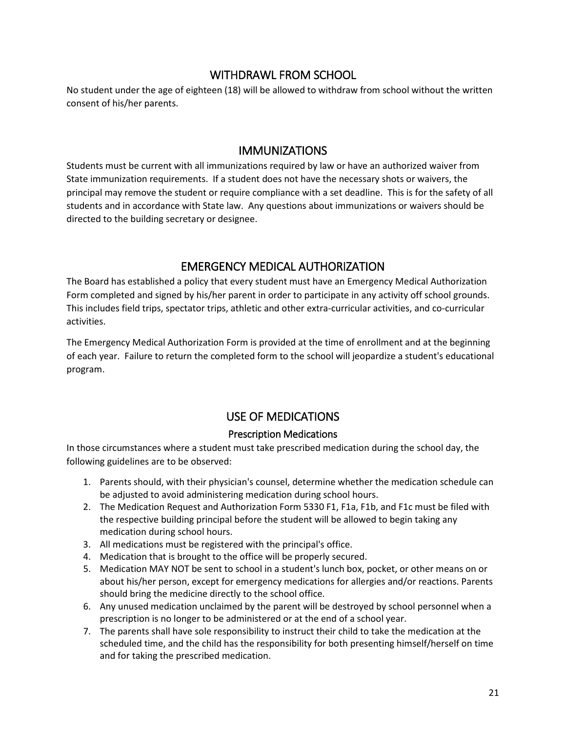## WITHDRAWL FROM SCHOOL

No student under the age of eighteen (18) will be allowed to withdraw from school without the written consent of his/her parents.

## IMMUNIZATIONS

Students must be current with all immunizations required by law or have an authorized waiver from State immunization requirements. If a student does not have the necessary shots or waivers, the principal may remove the student or require compliance with a set deadline. This is for the safety of all students and in accordance with State law. Any questions about immunizations or waivers should be directed to the building secretary or designee.

## EMERGENCY MEDICAL AUTHORIZATION

The Board has established a policy that every student must have an Emergency Medical Authorization Form completed and signed by his/her parent in order to participate in any activity off school grounds. This includes field trips, spectator trips, athletic and other extra-curricular activities, and co-curricular activities.

The Emergency Medical Authorization Form is provided at the time of enrollment and at the beginning of each year. Failure to return the completed form to the school will jeopardize a student's educational program.

## USE OF MEDICATIONS

### Prescription Medications

In those circumstances where a student must take prescribed medication during the school day, the following guidelines are to be observed:

1. Parents should, with their physician's counsel, determine whether the medication schedule can be adjusted to avoid administering medication during school hours.
2. The Medication Request and Authorization Form 5330 F1, F1a, F1b, and F1c must be filed with the respective building principal before the student will be allowed to begin taking any medication during school hours.
3. All medications must be registered with the principal's office.
4. Medication that is brought to the office will be properly secured.
5. Medication MAY NOT be sent to school in a student's lunch box, pocket, or other means on or about his/her person, except for emergency medications for allergies and/or reactions. Parents should bring the medicine directly to the school office.
6. Any unused medication unclaimed by the parent will be destroyed by school personnel when a prescription is no longer to be administered or at the end of a school year.
7. The parents shall have sole responsibility to instruct their child to take the medication at the scheduled time, and the child has the responsibility for both presenting himself/herself on time and for taking the prescribed medication.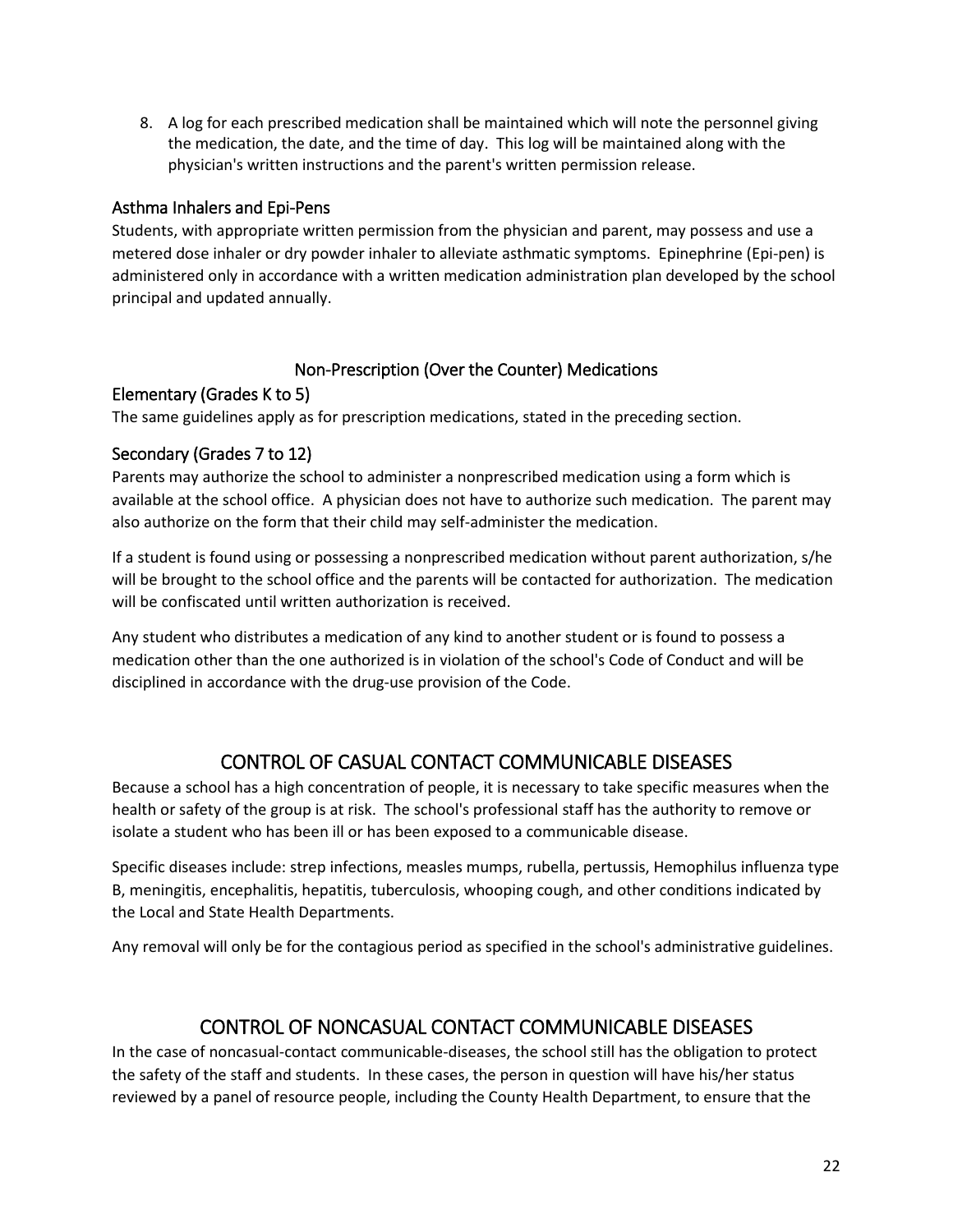8. A log for each prescribed medication shall be maintained which will note the personnel giving the medication, the date, and the time of day. This log will be maintained along with the physician's written instructions and the parent's written permission release.

### Asthma Inhalers and Epi-Pens

Students, with appropriate written permission from the physician and parent, may possess and use a metered dose inhaler or dry powder inhaler to alleviate asthmatic symptoms. Epinephrine (Epi-pen) is administered only in accordance with a written medication administration plan developed by the school principal and updated annually.

## Non-Prescription (Over the Counter) Medications

### Elementary (Grades K to 5)

The same guidelines apply as for prescription medications, stated in the preceding section.

### Secondary (Grades 7 to 12)

Parents may authorize the school to administer a nonprescribed medication using a form which is available at the school office. A physician does not have to authorize such medication. The parent may also authorize on the form that their child may self-administer the medication.

If a student is found using or possessing a nonprescribed medication without parent authorization, s/he will be brought to the school office and the parents will be contacted for authorization. The medication will be confiscated until written authorization is received.

Any student who distributes a medication of any kind to another student or is found to possess a medication other than the one authorized is in violation of the school's Code of Conduct and will be disciplined in accordance with the drug-use provision of the Code.

# CONTROL OF CASUAL CONTACT COMMUNICABLE DISEASES

Because a school has a high concentration of people, it is necessary to take specific measures when the health or safety of the group is at risk. The school's professional staff has the authority to remove or isolate a student who has been ill or has been exposed to a communicable disease.

Specific diseases include: strep infections, measles mumps, rubella, pertussis, Hemophilus influenza type B, meningitis, encephalitis, hepatitis, tuberculosis, whooping cough, and other conditions indicated by the Local and State Health Departments.

Any removal will only be for the contagious period as specified in the school's administrative guidelines.

# CONTROL OF NONCASUAL CONTACT COMMUNICABLE DISEASES

In the case of noncasual-contact communicable-diseases, the school still has the obligation to protect the safety of the staff and students. In these cases, the person in question will have his/her status reviewed by a panel of resource people, including the County Health Department, to ensure that the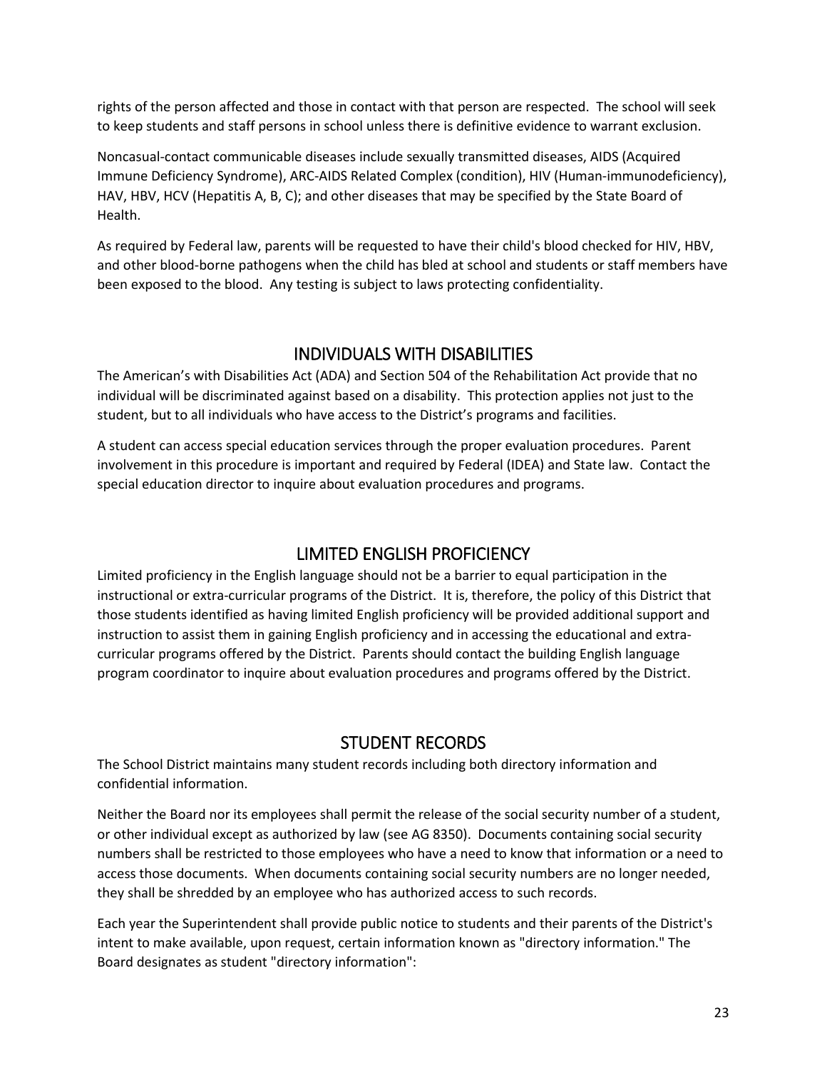rights of the person affected and those in contact with that person are respected. The school will seek to keep students and staff persons in school unless there is definitive evidence to warrant exclusion.

Noncasual-contact communicable diseases include sexually transmitted diseases, AIDS (Acquired Immune Deficiency Syndrome), ARC-AIDS Related Complex (condition), HIV (Human-immunodeficiency), HAV, HBV, HCV (Hepatitis A, B, C); and other diseases that may be specified by the State Board of Health.

As required by Federal law, parents will be requested to have their child's blood checked for HIV, HBV, and other blood-borne pathogens when the child has bled at school and students or staff members have been exposed to the blood. Any testing is subject to laws protecting confidentiality.

## INDIVIDUALS WITH DISABILITIES

The American's with Disabilities Act (ADA) and Section 504 of the Rehabilitation Act provide that no individual will be discriminated against based on a disability. This protection applies not just to the student, but to all individuals who have access to the District's programs and facilities.

A student can access special education services through the proper evaluation procedures. Parent involvement in this procedure is important and required by Federal (IDEA) and State law. Contact the special education director to inquire about evaluation procedures and programs.

## LIMITED ENGLISH PROFICIENCY

Limited proficiency in the English language should not be a barrier to equal participation in the instructional or extra-curricular programs of the District. It is, therefore, the policy of this District that those students identified as having limited English proficiency will be provided additional support and instruction to assist them in gaining English proficiency and in accessing the educational and extra-curricular programs offered by the District. Parents should contact the building English language program coordinator to inquire about evaluation procedures and programs offered by the District.

## STUDENT RECORDS

The School District maintains many student records including both directory information and confidential information.

Neither the Board nor its employees shall permit the release of the social security number of a student, or other individual except as authorized by law (see AG 8350). Documents containing social security numbers shall be restricted to those employees who have a need to know that information or a need to access those documents. When documents containing social security numbers are no longer needed, they shall be shredded by an employee who has authorized access to such records.

Each year the Superintendent shall provide public notice to students and their parents of the District's intent to make available, upon request, certain information known as "directory information." The Board designates as student "directory information":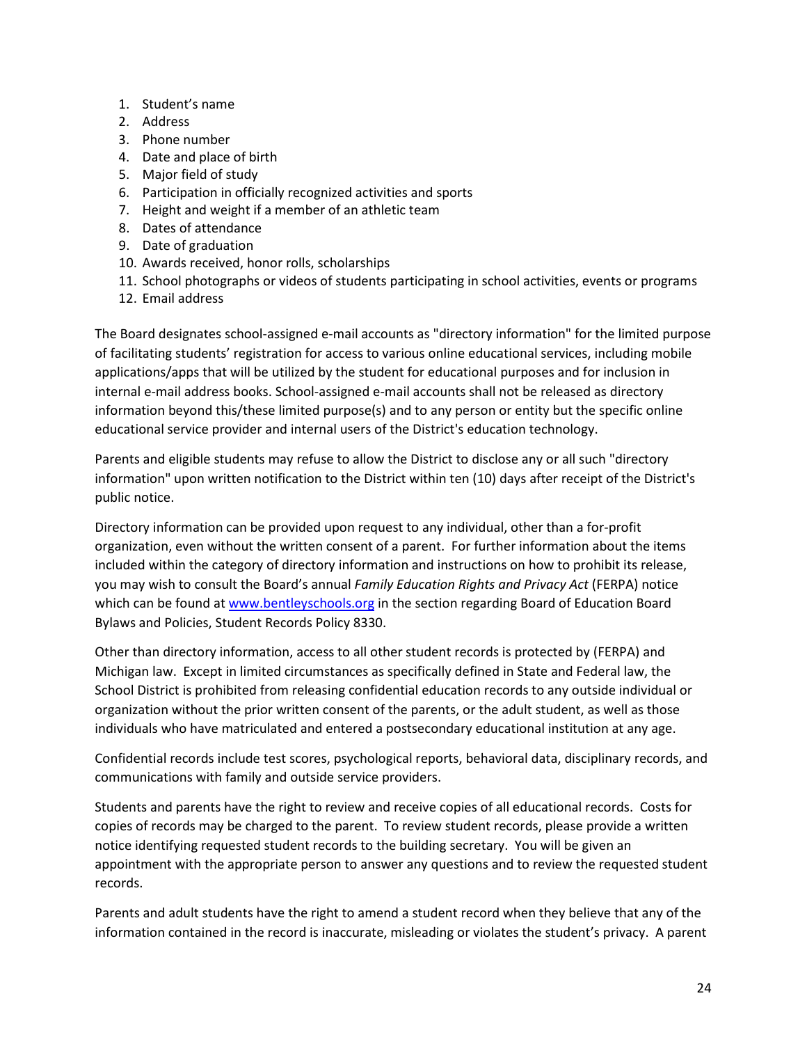1. Student's name
2. Address
3. Phone number
4. Date and place of birth
5. Major field of study
6. Participation in officially recognized activities and sports
7. Height and weight if a member of an athletic team
8. Dates of attendance
9. Date of graduation
10. Awards received, honor rolls, scholarships
11. School photographs or videos of students participating in school activities, events or programs
12. Email address

The Board designates school-assigned e-mail accounts as "directory information" for the limited purpose of facilitating students' registration for access to various online educational services, including mobile applications/apps that will be utilized by the student for educational purposes and for inclusion in internal e-mail address books. School-assigned e-mail accounts shall not be released as directory information beyond this/these limited purpose(s) and to any person or entity but the specific online educational service provider and internal users of the District's education technology.

Parents and eligible students may refuse to allow the District to disclose any or all such "directory information" upon written notification to the District within ten (10) days after receipt of the District's public notice.

Directory information can be provided upon request to any individual, other than a for-profit organization, even without the written consent of a parent. For further information about the items included within the category of directory information and instructions on how to prohibit its release, you may wish to consult the Board's annual *Family Education Rights and Privacy Act* (FERPA) notice which can be found at [www.bentleyschools.org](http://www.bentleyschools.org) in the section regarding Board of Education Board Bylaws and Policies, Student Records Policy 8330.

Other than directory information, access to all other student records is protected by (FERPA) and Michigan law. Except in limited circumstances as specifically defined in State and Federal law, the School District is prohibited from releasing confidential education records to any outside individual or organization without the prior written consent of the parents, or the adult student, as well as those individuals who have matriculated and entered a postsecondary educational institution at any age.

Confidential records include test scores, psychological reports, behavioral data, disciplinary records, and communications with family and outside service providers.

Students and parents have the right to review and receive copies of all educational records. Costs for copies of records may be charged to the parent. To review student records, please provide a written notice identifying requested student records to the building secretary. You will be given an appointment with the appropriate person to answer any questions and to review the requested student records.

Parents and adult students have the right to amend a student record when they believe that any of the information contained in the record is inaccurate, misleading or violates the student's privacy. A parent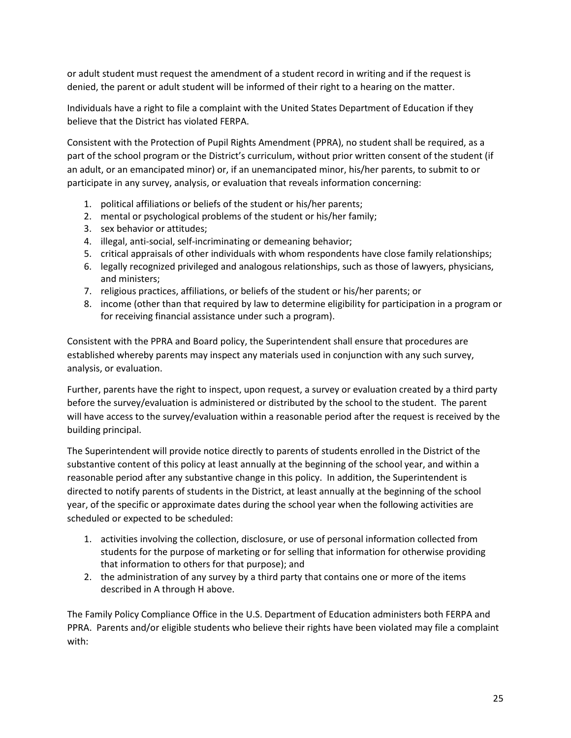or adult student must request the amendment of a student record in writing and if the request is denied, the parent or adult student will be informed of their right to a hearing on the matter.

Individuals have a right to file a complaint with the United States Department of Education if they believe that the District has violated FERPA.

Consistent with the Protection of Pupil Rights Amendment (PPRA), no student shall be required, as a part of the school program or the District's curriculum, without prior written consent of the student (if an adult, or an emancipated minor) or, if an unemancipated minor, his/her parents, to submit to or participate in any survey, analysis, or evaluation that reveals information concerning:

1. political affiliations or beliefs of the student or his/her parents;
2. mental or psychological problems of the student or his/her family;
3. sex behavior or attitudes;
4. illegal, anti-social, self-incriminating or demeaning behavior;
5. critical appraisals of other individuals with whom respondents have close family relationships;
6. legally recognized privileged and analogous relationships, such as those of lawyers, physicians, and ministers;
7. religious practices, affiliations, or beliefs of the student or his/her parents; or
8. income (other than that required by law to determine eligibility for participation in a program or for receiving financial assistance under such a program).

Consistent with the PPRA and Board policy, the Superintendent shall ensure that procedures are established whereby parents may inspect any materials used in conjunction with any such survey, analysis, or evaluation.

Further, parents have the right to inspect, upon request, a survey or evaluation created by a third party before the survey/evaluation is administered or distributed by the school to the student. The parent will have access to the survey/evaluation within a reasonable period after the request is received by the building principal.

The Superintendent will provide notice directly to parents of students enrolled in the District of the substantive content of this policy at least annually at the beginning of the school year, and within a reasonable period after any substantive change in this policy. In addition, the Superintendent is directed to notify parents of students in the District, at least annually at the beginning of the school year, of the specific or approximate dates during the school year when the following activities are scheduled or expected to be scheduled:

1. activities involving the collection, disclosure, or use of personal information collected from students for the purpose of marketing or for selling that information for otherwise providing that information to others for that purpose); and
2. the administration of any survey by a third party that contains one or more of the items described in A through H above.

The Family Policy Compliance Office in the U.S. Department of Education administers both FERPA and PPRA. Parents and/or eligible students who believe their rights have been violated may file a complaint with: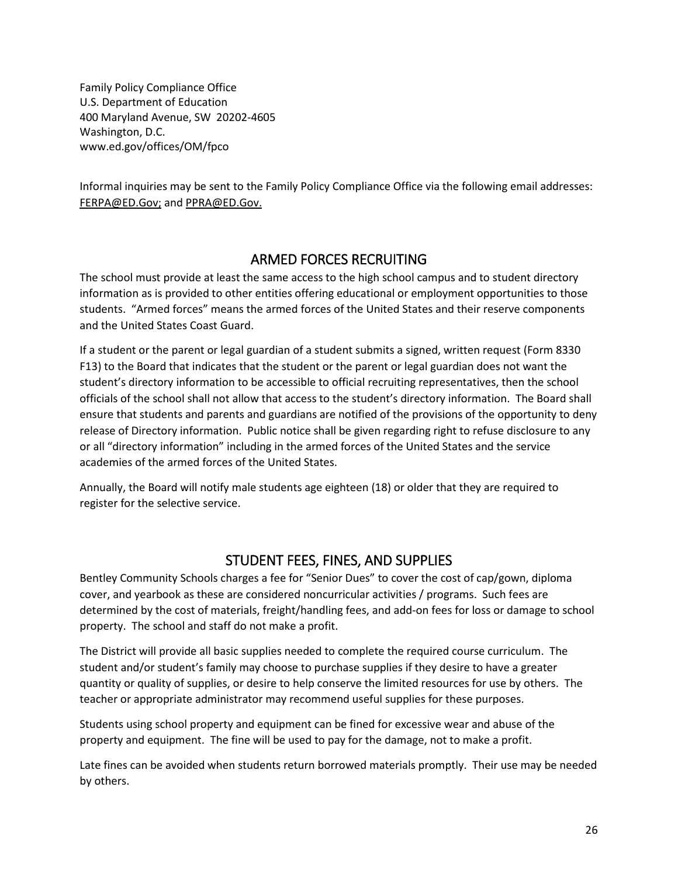Family Policy Compliance Office
U.S. Department of Education
400 Maryland Avenue, SW 20202-4605
Washington, D.C.
www.ed.gov/offices/OM/fpco

Informal inquiries may be sent to the Family Policy Compliance Office via the following email addresses: FERPA@ED.Gov; and PPRA@ED.Gov.

## ARMED FORCES RECRUITING

The school must provide at least the same access to the high school campus and to student directory information as is provided to other entities offering educational or employment opportunities to those students. "Armed forces" means the armed forces of the United States and their reserve components and the United States Coast Guard.

If a student or the parent or legal guardian of a student submits a signed, written request (Form 8330 F13) to the Board that indicates that the student or the parent or legal guardian does not want the student's directory information to be accessible to official recruiting representatives, then the school officials of the school shall not allow that access to the student's directory information. The Board shall ensure that students and parents and guardians are notified of the provisions of the opportunity to deny release of Directory information. Public notice shall be given regarding right to refuse disclosure to any or all "directory information" including in the armed forces of the United States and the service academies of the armed forces of the United States.

Annually, the Board will notify male students age eighteen (18) or older that they are required to register for the selective service.

## STUDENT FEES, FINES, AND SUPPLIES

Bentley Community Schools charges a fee for "Senior Dues" to cover the cost of cap/gown, diploma cover, and yearbook as these are considered noncurricular activities / programs. Such fees are determined by the cost of materials, freight/handling fees, and add-on fees for loss or damage to school property. The school and staff do not make a profit.

The District will provide all basic supplies needed to complete the required course curriculum. The student and/or student's family may choose to purchase supplies if they desire to have a greater quantity or quality of supplies, or desire to help conserve the limited resources for use by others. The teacher or appropriate administrator may recommend useful supplies for these purposes.

Students using school property and equipment can be fined for excessive wear and abuse of the property and equipment. The fine will be used to pay for the damage, not to make a profit.

Late fines can be avoided when students return borrowed materials promptly. Their use may be needed by others.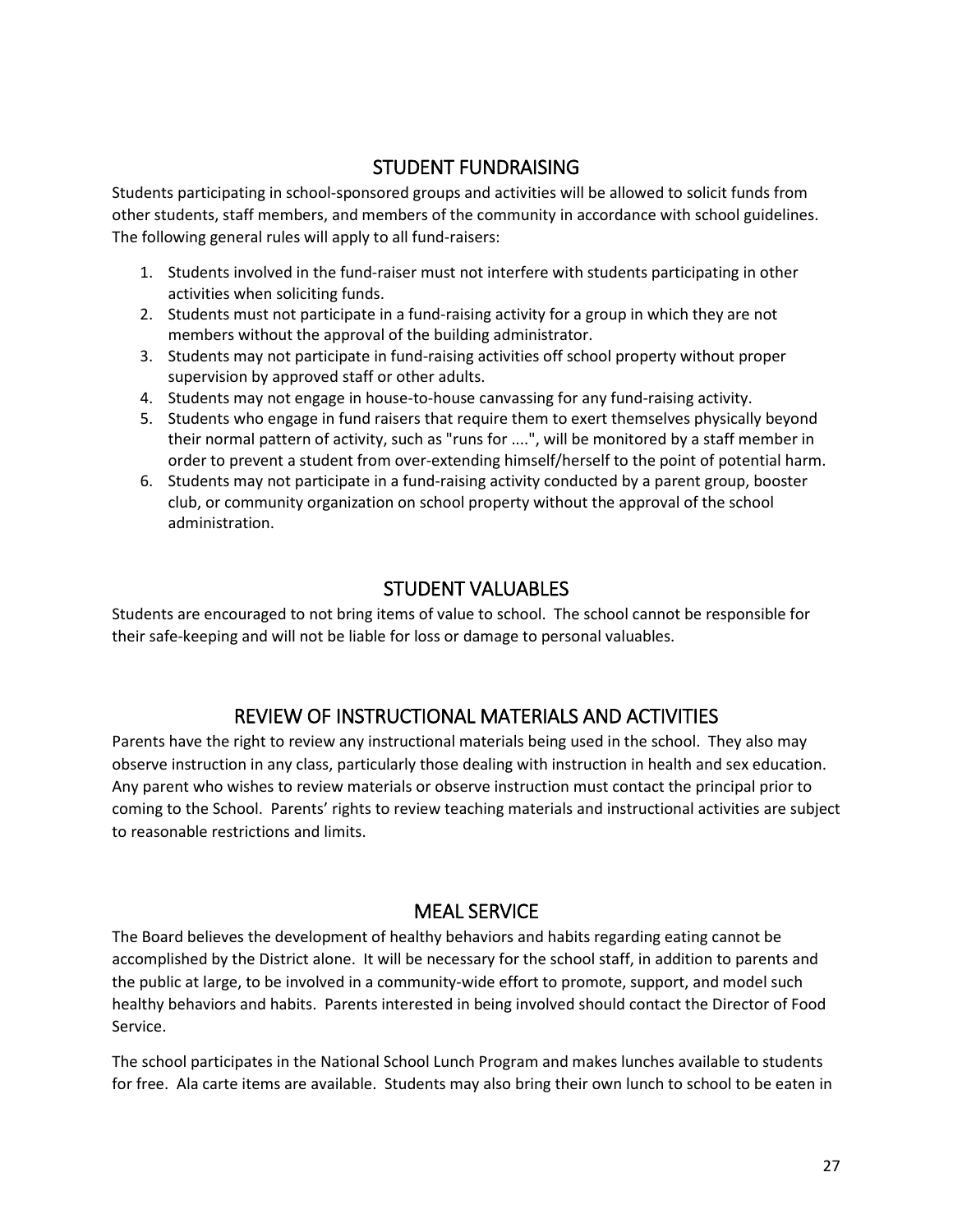## STUDENT FUNDRAISING

Students participating in school-sponsored groups and activities will be allowed to solicit funds from other students, staff members, and members of the community in accordance with school guidelines. The following general rules will apply to all fund-raisers:

1. Students involved in the fund-raiser must not interfere with students participating in other activities when soliciting funds.
2. Students must not participate in a fund-raising activity for a group in which they are not members without the approval of the building administrator.
3. Students may not participate in fund-raising activities off school property without proper supervision by approved staff or other adults.
4. Students may not engage in house-to-house canvassing for any fund-raising activity.
5. Students who engage in fund raisers that require them to exert themselves physically beyond their normal pattern of activity, such as "runs for ....", will be monitored by a staff member in order to prevent a student from over-extending himself/herself to the point of potential harm.
6. Students may not participate in a fund-raising activity conducted by a parent group, booster club, or community organization on school property without the approval of the school administration.

## STUDENT VALUABLES

Students are encouraged to not bring items of value to school. The school cannot be responsible for their safe-keeping and will not be liable for loss or damage to personal valuables.

## REVIEW OF INSTRUCTIONAL MATERIALS AND ACTIVITIES

Parents have the right to review any instructional materials being used in the school. They also may observe instruction in any class, particularly those dealing with instruction in health and sex education. Any parent who wishes to review materials or observe instruction must contact the principal prior to coming to the School. Parents' rights to review teaching materials and instructional activities are subject to reasonable restrictions and limits.

## MEAL SERVICE

The Board believes the development of healthy behaviors and habits regarding eating cannot be accomplished by the District alone. It will be necessary for the school staff, in addition to parents and the public at large, to be involved in a community-wide effort to promote, support, and model such healthy behaviors and habits. Parents interested in being involved should contact the Director of Food Service.

The school participates in the National School Lunch Program and makes lunches available to students for free. Ala carte items are available. Students may also bring their own lunch to school to be eaten in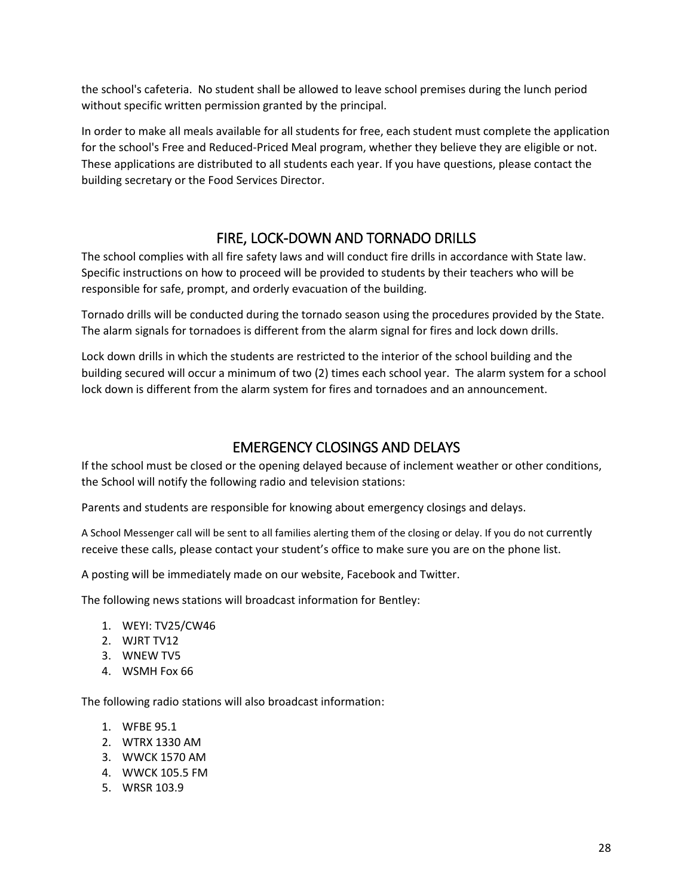the school's cafeteria. No student shall be allowed to leave school premises during the lunch period without specific written permission granted by the principal.

In order to make all meals available for all students for free, each student must complete the application for the school's Free and Reduced-Priced Meal program, whether they believe they are eligible or not. These applications are distributed to all students each year. If you have questions, please contact the building secretary or the Food Services Director.

## FIRE, LOCK-DOWN AND TORNADO DRILLS

The school complies with all fire safety laws and will conduct fire drills in accordance with State law. Specific instructions on how to proceed will be provided to students by their teachers who will be responsible for safe, prompt, and orderly evacuation of the building.

Tornado drills will be conducted during the tornado season using the procedures provided by the State. The alarm signals for tornadoes is different from the alarm signal for fires and lock down drills.

Lock down drills in which the students are restricted to the interior of the school building and the building secured will occur a minimum of two (2) times each school year. The alarm system for a school lock down is different from the alarm system for fires and tornadoes and an announcement.

## EMERGENCY CLOSINGS AND DELAYS

If the school must be closed or the opening delayed because of inclement weather or other conditions, the School will notify the following radio and television stations:

Parents and students are responsible for knowing about emergency closings and delays.

A School Messenger call will be sent to all families alerting them of the closing or delay. If you do not currently receive these calls, please contact your student's office to make sure you are on the phone list.

A posting will be immediately made on our website, Facebook and Twitter.

The following news stations will broadcast information for Bentley:

1. WEYI: TV25/CW46
2. WJRT TV12
3. WNEW TV5
4. WSMH Fox 66

The following radio stations will also broadcast information:

1. WFBE 95.1
2. WTRX 1330 AM
3. WWCK 1570 AM
4. WWCK 105.5 FM
5. WRSR 103.9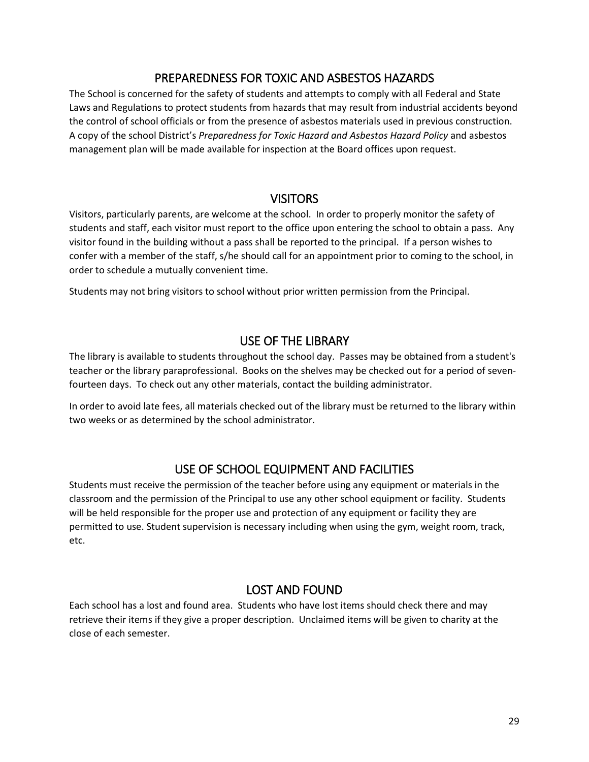## PREPAREDNESS FOR TOXIC AND ASBESTOS HAZARDS

The School is concerned for the safety of students and attempts to comply with all Federal and State Laws and Regulations to protect students from hazards that may result from industrial accidents beyond the control of school officials or from the presence of asbestos materials used in previous construction. A copy of the school District's *Preparedness for Toxic Hazard and Asbestos Hazard Policy* and asbestos management plan will be made available for inspection at the Board offices upon request.

## VISITORS

Visitors, particularly parents, are welcome at the school. In order to properly monitor the safety of students and staff, each visitor must report to the office upon entering the school to obtain a pass. Any visitor found in the building without a pass shall be reported to the principal. If a person wishes to confer with a member of the staff, s/he should call for an appointment prior to coming to the school, in order to schedule a mutually convenient time.

Students may not bring visitors to school without prior written permission from the Principal.

## USE OF THE LIBRARY

The library is available to students throughout the school day. Passes may be obtained from a student's teacher or the library paraprofessional. Books on the shelves may be checked out for a period of seven-fourteen days. To check out any other materials, contact the building administrator.

In order to avoid late fees, all materials checked out of the library must be returned to the library within two weeks or as determined by the school administrator.

## USE OF SCHOOL EQUIPMENT AND FACILITIES

Students must receive the permission of the teacher before using any equipment or materials in the classroom and the permission of the Principal to use any other school equipment or facility. Students will be held responsible for the proper use and protection of any equipment or facility they are permitted to use. Student supervision is necessary including when using the gym, weight room, track, etc.

## LOST AND FOUND

Each school has a lost and found area. Students who have lost items should check there and may retrieve their items if they give a proper description. Unclaimed items will be given to charity at the close of each semester.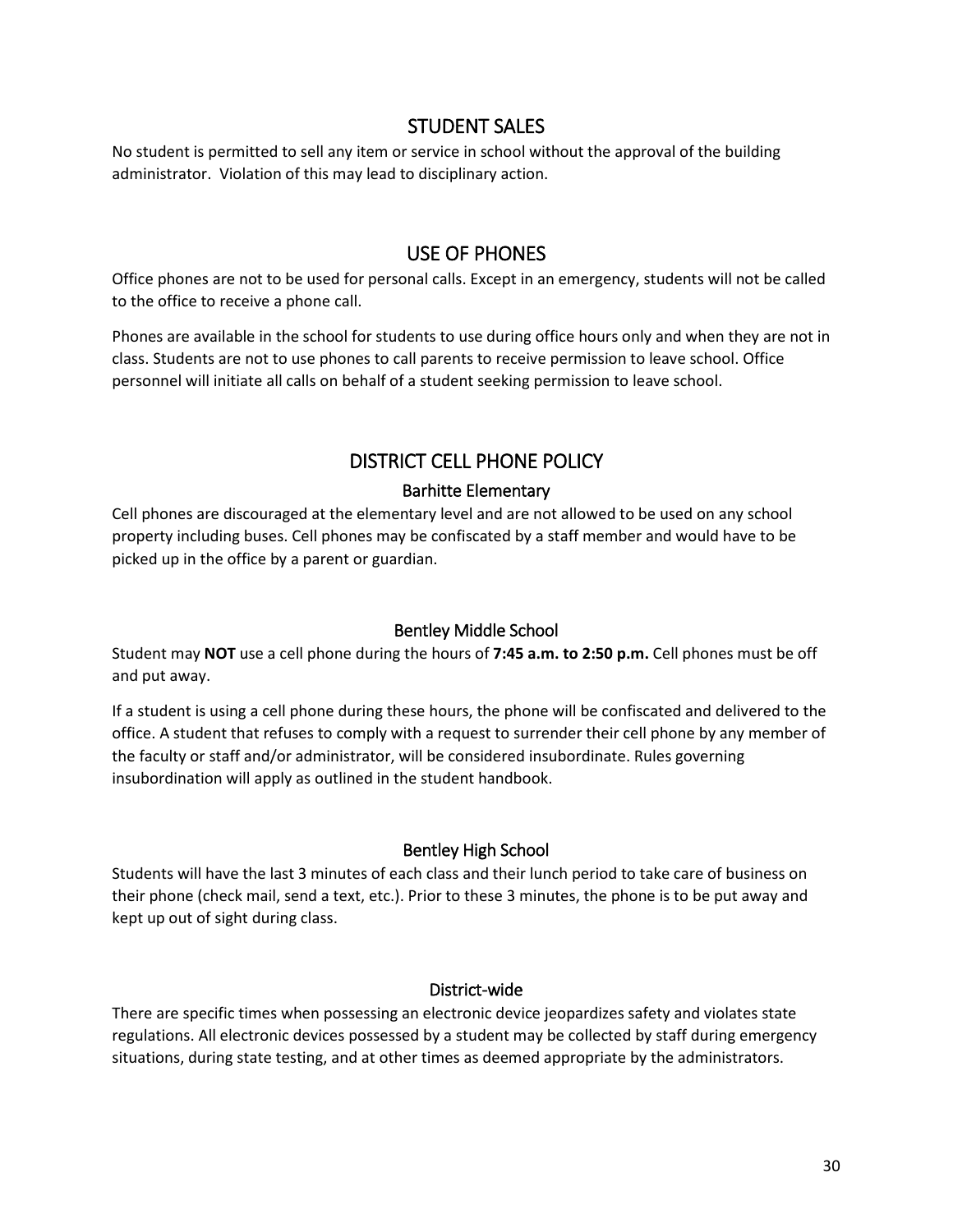## STUDENT SALES

No student is permitted to sell any item or service in school without the approval of the building administrator. Violation of this may lead to disciplinary action.

## USE OF PHONES

Office phones are not to be used for personal calls. Except in an emergency, students will not be called to the office to receive a phone call.

Phones are available in the school for students to use during office hours only and when they are not in class. Students are not to use phones to call parents to receive permission to leave school. Office personnel will initiate all calls on behalf of a student seeking permission to leave school.

## DISTRICT CELL PHONE POLICY

### Barhitte Elementary

Cell phones are discouraged at the elementary level and are not allowed to be used on any school property including buses. Cell phones may be confiscated by a staff member and would have to be picked up in the office by a parent or guardian.

### Bentley Middle School

Student may **NOT** use a cell phone during the hours of **7:45 a.m. to 2:50 p.m.** Cell phones must be off and put away.

If a student is using a cell phone during these hours, the phone will be confiscated and delivered to the office. A student that refuses to comply with a request to surrender their cell phone by any member of the faculty or staff and/or administrator, will be considered insubordinate. Rules governing insubordination will apply as outlined in the student handbook.

### Bentley High School

Students will have the last 3 minutes of each class and their lunch period to take care of business on their phone (check mail, send a text, etc.). Prior to these 3 minutes, the phone is to be put away and kept up out of sight during class.

### District-wide

There are specific times when possessing an electronic device jeopardizes safety and violates state regulations. All electronic devices possessed by a student may be collected by staff during emergency situations, during state testing, and at other times as deemed appropriate by the administrators.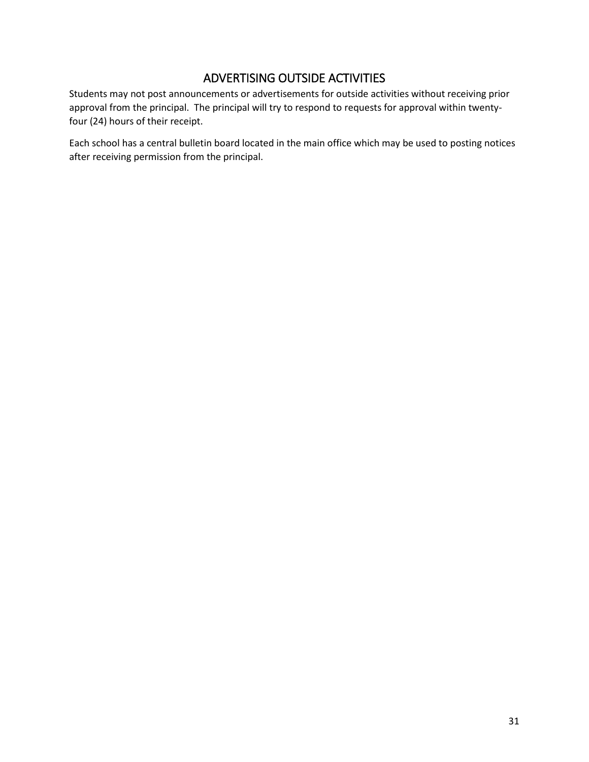## ADVERTISING OUTSIDE ACTIVITIES

Students may not post announcements or advertisements for outside activities without receiving prior approval from the principal. The principal will try to respond to requests for approval within twenty-four (24) hours of their receipt.

Each school has a central bulletin board located in the main office which may be used to posting notices after receiving permission from the principal.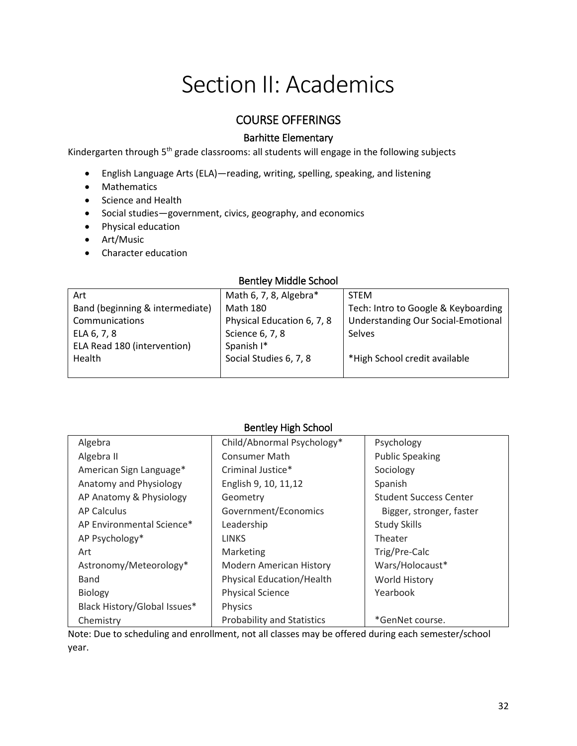# Section II: Academics

## COURSE OFFERINGS

### Barhitte Elementary

Kindergarten through 5th grade classrooms: all students will engage in the following subjects

- English Language Arts (ELA)—reading, writing, spelling, speaking, and listening
- Mathematics
- Science and Health
- Social studies—government, civics, geography, and economics
- Physical education
- Art/Music
- Character education

### Bentley Middle School

| | | |
|---|---|---|
| Art | Math 6, 7, 8, Algebra* | STEM |
| Band (beginning & intermediate) | Math 180 | Tech: Intro to Google & Keyboarding |
| Communications | Physical Education 6, 7, 8 | Understanding Our Social-Emotional Selves |
| ELA 6, 7, 8 | Science 6, 7, 8 | |
| ELA Read 180 (intervention) | Spanish I* | |
| Health | Social Studies 6, 7, 8 | *High School credit available |

### Bentley High School

| | | |
|---|---|---|
| Algebra | Child/Abnormal Psychology* | Psychology |
| Algebra II | Consumer Math | Public Speaking |
| American Sign Language* | Criminal Justice* | Sociology |
| Anatomy and Physiology | English 9, 10, 11,12 | Spanish |
| AP Anatomy & Physiology | Geometry | Student Success Center |
| AP Calculus | Government/Economics | Bigger, stronger, faster |
| AP Environmental Science* | Leadership | Study Skills |
| AP Psychology* | LINKS | Theater |
| Art | Marketing | Trig/Pre-Calc |
| Astronomy/Meteorology* | Modern American History | Wars/Holocaust* |
| Band | Physical Education/Health | World History |
| Biology | Physical Science | Yearbook |
| Black History/Global Issues* | Physics | |
| Chemistry | Probability and Statistics | *GenNet course. |

Note: Due to scheduling and enrollment, not all classes may be offered during each semester/school year.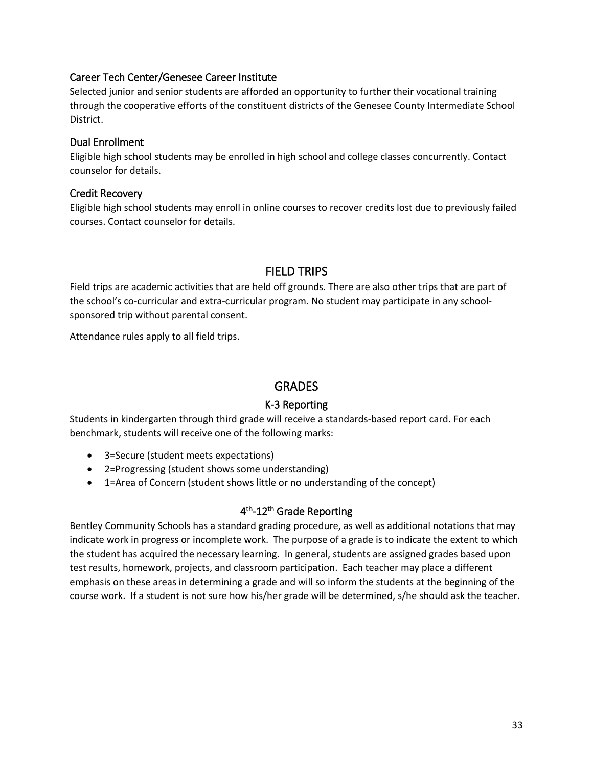### Career Tech Center/Genesee Career Institute

Selected junior and senior students are afforded an opportunity to further their vocational training through the cooperative efforts of the constituent districts of the Genesee County Intermediate School District.

### Dual Enrollment

Eligible high school students may be enrolled in high school and college classes concurrently. Contact counselor for details.

### Credit Recovery

Eligible high school students may enroll in online courses to recover credits lost due to previously failed courses. Contact counselor for details.

## FIELD TRIPS

Field trips are academic activities that are held off grounds. There are also other trips that are part of the school's co-curricular and extra-curricular program. No student may participate in any school-sponsored trip without parental consent.

Attendance rules apply to all field trips.

## GRADES

### K-3 Reporting

Students in kindergarten through third grade will receive a standards-based report card. For each benchmark, students will receive one of the following marks:

- 3=Secure (student meets expectations)
- 2=Progressing (student shows some understanding)
- 1=Area of Concern (student shows little or no understanding of the concept)

### 4th-12th Grade Reporting

Bentley Community Schools has a standard grading procedure, as well as additional notations that may indicate work in progress or incomplete work. The purpose of a grade is to indicate the extent to which the student has acquired the necessary learning. In general, students are assigned grades based upon test results, homework, projects, and classroom participation. Each teacher may place a different emphasis on these areas in determining a grade and will so inform the students at the beginning of the course work. If a student is not sure how his/her grade will be determined, s/he should ask the teacher.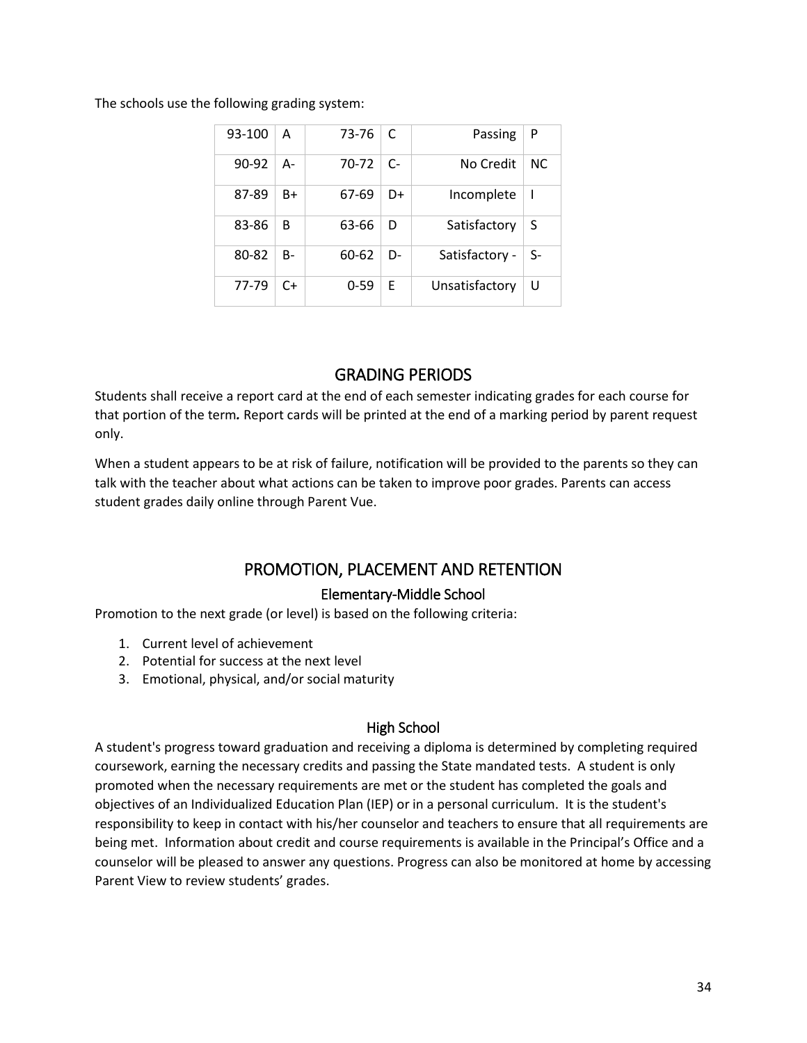The schools use the following grading system:

| | | | | | |
|---|---|---|---|---|---|
| 93-100 | A | 73-76 | C | Passing | P |
| 90-92 | A- | 70-72 | C- | No Credit | NC |
| 87-89 | B+ | 67-69 | D+ | Incomplete | I |
| 83-86 | B | 63-66 | D | Satisfactory | S |
| 80-82 | B- | 60-62 | D- | Satisfactory - | S- |
| 77-79 | C+ | 0-59 | E | Unsatisfactory | U |

## GRADING PERIODS

Students shall receive a report card at the end of each semester indicating grades for each course for that portion of the term. Report cards will be printed at the end of a marking period by parent request only.

When a student appears to be at risk of failure, notification will be provided to the parents so they can talk with the teacher about what actions can be taken to improve poor grades. Parents can access student grades daily online through Parent Vue.

## PROMOTION, PLACEMENT AND RETENTION

### Elementary-Middle School

Promotion to the next grade (or level) is based on the following criteria:

1. Current level of achievement
2. Potential for success at the next level
3. Emotional, physical, and/or social maturity

### High School

A student's progress toward graduation and receiving a diploma is determined by completing required coursework, earning the necessary credits and passing the State mandated tests. A student is only promoted when the necessary requirements are met or the student has completed the goals and objectives of an Individualized Education Plan (IEP) or in a personal curriculum. It is the student's responsibility to keep in contact with his/her counselor and teachers to ensure that all requirements are being met. Information about credit and course requirements is available in the Principal's Office and a counselor will be pleased to answer any questions. Progress can also be monitored at home by accessing Parent View to review students' grades.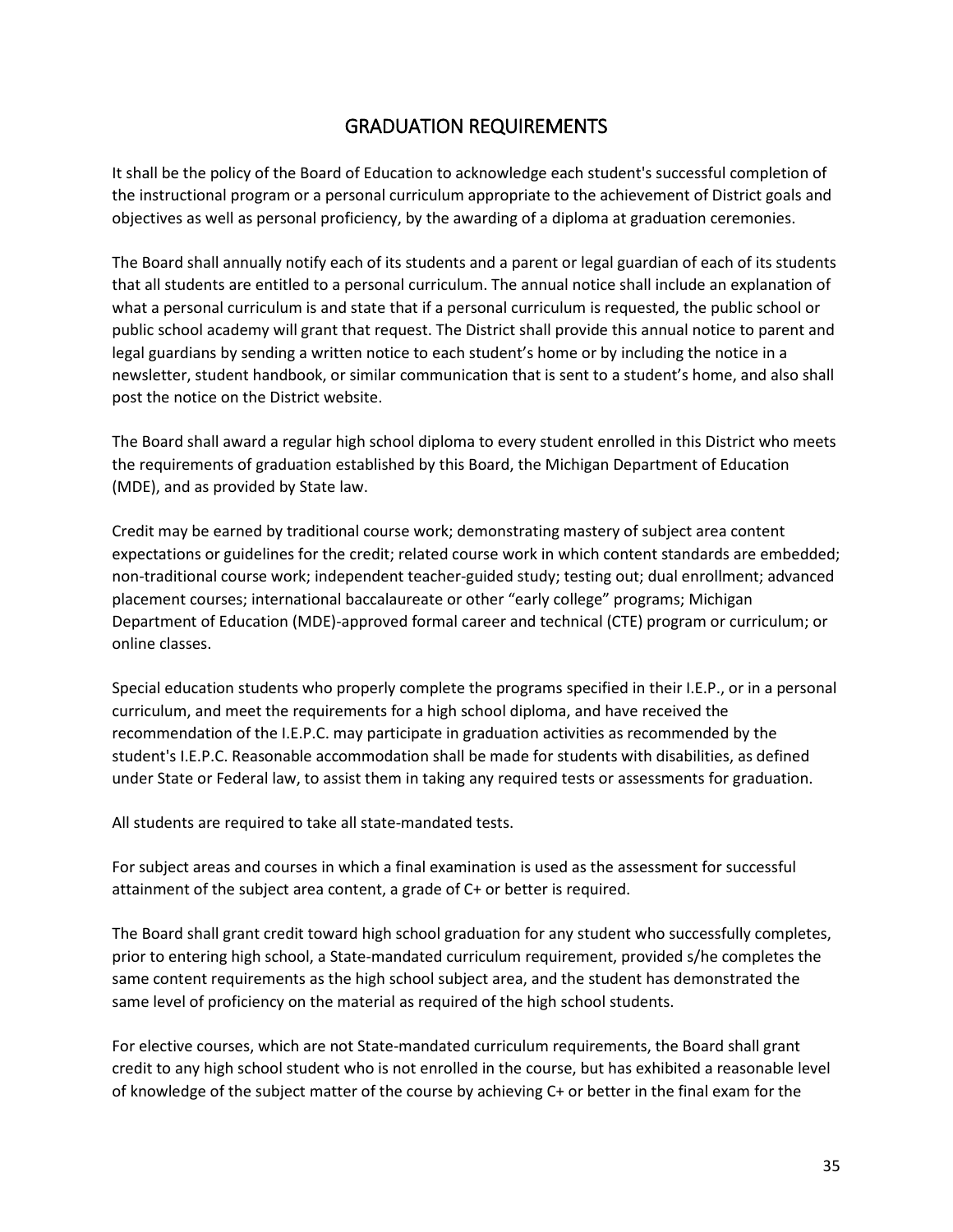# GRADUATION REQUIREMENTS

It shall be the policy of the Board of Education to acknowledge each student's successful completion of the instructional program or a personal curriculum appropriate to the achievement of District goals and objectives as well as personal proficiency, by the awarding of a diploma at graduation ceremonies.

The Board shall annually notify each of its students and a parent or legal guardian of each of its students that all students are entitled to a personal curriculum. The annual notice shall include an explanation of what a personal curriculum is and state that if a personal curriculum is requested, the public school or public school academy will grant that request. The District shall provide this annual notice to parent and legal guardians by sending a written notice to each student's home or by including the notice in a newsletter, student handbook, or similar communication that is sent to a student's home, and also shall post the notice on the District website.

The Board shall award a regular high school diploma to every student enrolled in this District who meets the requirements of graduation established by this Board, the Michigan Department of Education (MDE), and as provided by State law.

Credit may be earned by traditional course work; demonstrating mastery of subject area content expectations or guidelines for the credit; related course work in which content standards are embedded; non-traditional course work; independent teacher-guided study; testing out; dual enrollment; advanced placement courses; international baccalaureate or other "early college" programs; Michigan Department of Education (MDE)-approved formal career and technical (CTE) program or curriculum; or online classes.

Special education students who properly complete the programs specified in their I.E.P., or in a personal curriculum, and meet the requirements for a high school diploma, and have received the recommendation of the I.E.P.C. may participate in graduation activities as recommended by the student's I.E.P.C. Reasonable accommodation shall be made for students with disabilities, as defined under State or Federal law, to assist them in taking any required tests or assessments for graduation.

All students are required to take all state-mandated tests.

For subject areas and courses in which a final examination is used as the assessment for successful attainment of the subject area content, a grade of C+ or better is required.

The Board shall grant credit toward high school graduation for any student who successfully completes, prior to entering high school, a State-mandated curriculum requirement, provided s/he completes the same content requirements as the high school subject area, and the student has demonstrated the same level of proficiency on the material as required of the high school students.

For elective courses, which are not State-mandated curriculum requirements, the Board shall grant credit to any high school student who is not enrolled in the course, but has exhibited a reasonable level of knowledge of the subject matter of the course by achieving C+ or better in the final exam for the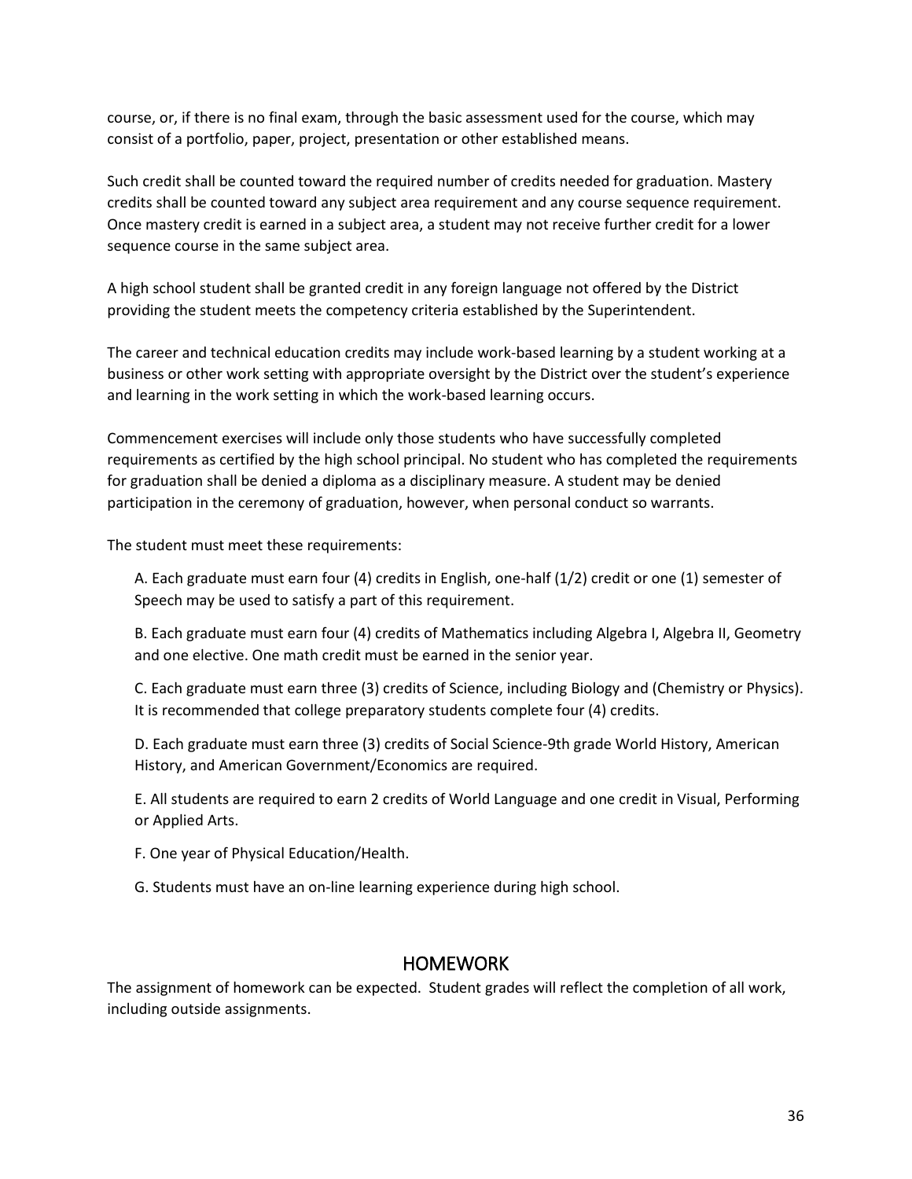course, or, if there is no final exam, through the basic assessment used for the course, which may consist of a portfolio, paper, project, presentation or other established means.

Such credit shall be counted toward the required number of credits needed for graduation. Mastery credits shall be counted toward any subject area requirement and any course sequence requirement. Once mastery credit is earned in a subject area, a student may not receive further credit for a lower sequence course in the same subject area.

A high school student shall be granted credit in any foreign language not offered by the District providing the student meets the competency criteria established by the Superintendent.

The career and technical education credits may include work-based learning by a student working at a business or other work setting with appropriate oversight by the District over the student's experience and learning in the work setting in which the work-based learning occurs.

Commencement exercises will include only those students who have successfully completed requirements as certified by the high school principal. No student who has completed the requirements for graduation shall be denied a diploma as a disciplinary measure. A student may be denied participation in the ceremony of graduation, however, when personal conduct so warrants.

The student must meet these requirements:

A. Each graduate must earn four (4) credits in English, one-half (1/2) credit or one (1) semester of Speech may be used to satisfy a part of this requirement.

B. Each graduate must earn four (4) credits of Mathematics including Algebra I, Algebra II, Geometry and one elective. One math credit must be earned in the senior year.

C. Each graduate must earn three (3) credits of Science, including Biology and (Chemistry or Physics). It is recommended that college preparatory students complete four (4) credits.

D. Each graduate must earn three (3) credits of Social Science-9th grade World History, American History, and American Government/Economics are required.

E. All students are required to earn 2 credits of World Language and one credit in Visual, Performing or Applied Arts.

F. One year of Physical Education/Health.

G. Students must have an on-line learning experience during high school.

## HOMEWORK

The assignment of homework can be expected. Student grades will reflect the completion of all work, including outside assignments.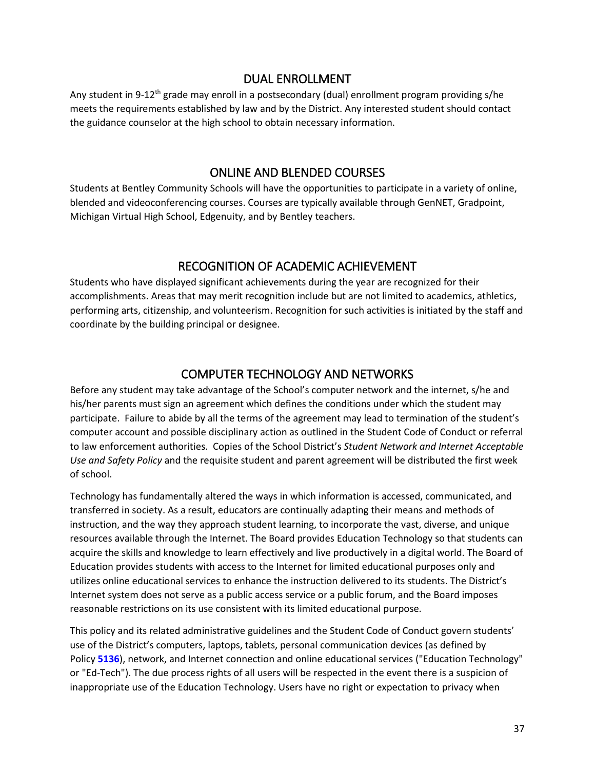## DUAL ENROLLMENT

Any student in 9-12th grade may enroll in a postsecondary (dual) enrollment program providing s/he meets the requirements established by law and by the District. Any interested student should contact the guidance counselor at the high school to obtain necessary information.

## ONLINE AND BLENDED COURSES

Students at Bentley Community Schools will have the opportunities to participate in a variety of online, blended and videoconferencing courses. Courses are typically available through GenNET, Gradpoint, Michigan Virtual High School, Edgenuity, and by Bentley teachers.

## RECOGNITION OF ACADEMIC ACHIEVEMENT

Students who have displayed significant achievements during the year are recognized for their accomplishments. Areas that may merit recognition include but are not limited to academics, athletics, performing arts, citizenship, and volunteerism. Recognition for such activities is initiated by the staff and coordinate by the building principal or designee.

## COMPUTER TECHNOLOGY AND NETWORKS

Before any student may take advantage of the School's computer network and the internet, s/he and his/her parents must sign an agreement which defines the conditions under which the student may participate. Failure to abide by all the terms of the agreement may lead to termination of the student's computer account and possible disciplinary action as outlined in the Student Code of Conduct or referral to law enforcement authorities. Copies of the School District's *Student Network and Internet Acceptable Use and Safety Policy* and the requisite student and parent agreement will be distributed the first week of school.

Technology has fundamentally altered the ways in which information is accessed, communicated, and transferred in society. As a result, educators are continually adapting their means and methods of instruction, and the way they approach student learning, to incorporate the vast, diverse, and unique resources available through the Internet. The Board provides Education Technology so that students can acquire the skills and knowledge to learn effectively and live productively in a digital world. The Board of Education provides students with access to the Internet for limited educational purposes only and utilizes online educational services to enhance the instruction delivered to its students. The District's Internet system does not serve as a public access service or a public forum, and the Board imposes reasonable restrictions on its use consistent with its limited educational purpose.

This policy and its related administrative guidelines and the Student Code of Conduct govern students' use of the District's computers, laptops, tablets, personal communication devices (as defined by Policy **5136**), network, and Internet connection and online educational services ("Education Technology" or "Ed-Tech"). The due process rights of all users will be respected in the event there is a suspicion of inappropriate use of the Education Technology. Users have no right or expectation to privacy when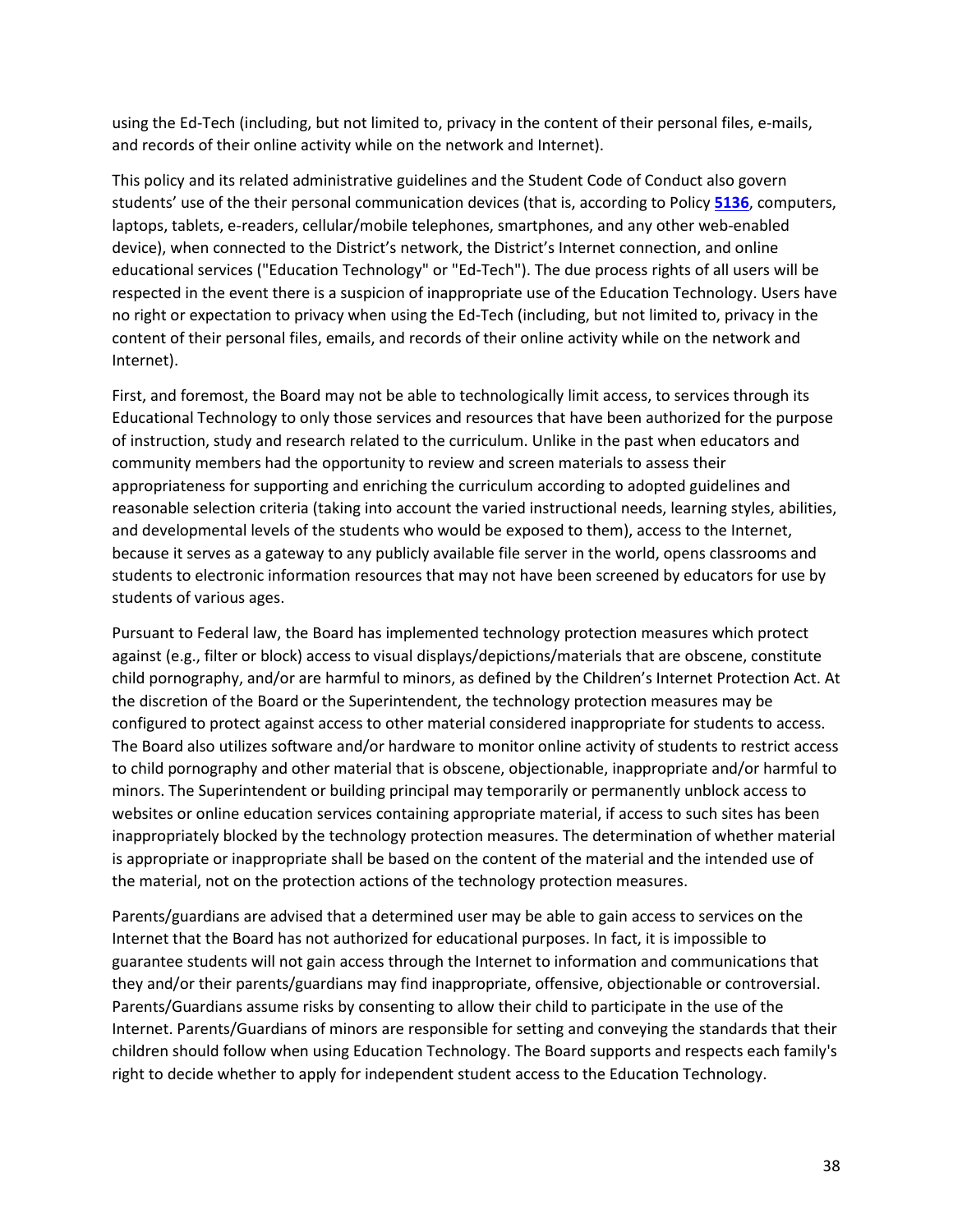using the Ed-Tech (including, but not limited to, privacy in the content of their personal files, e-mails, and records of their online activity while on the network and Internet).

This policy and its related administrative guidelines and the Student Code of Conduct also govern students' use of the their personal communication devices (that is, according to Policy **5136**, computers, laptops, tablets, e-readers, cellular/mobile telephones, smartphones, and any other web-enabled device), when connected to the District's network, the District's Internet connection, and online educational services ("Education Technology" or "Ed-Tech"). The due process rights of all users will be respected in the event there is a suspicion of inappropriate use of the Education Technology. Users have no right or expectation to privacy when using the Ed-Tech (including, but not limited to, privacy in the content of their personal files, emails, and records of their online activity while on the network and Internet).

First, and foremost, the Board may not be able to technologically limit access, to services through its Educational Technology to only those services and resources that have been authorized for the purpose of instruction, study and research related to the curriculum. Unlike in the past when educators and community members had the opportunity to review and screen materials to assess their appropriateness for supporting and enriching the curriculum according to adopted guidelines and reasonable selection criteria (taking into account the varied instructional needs, learning styles, abilities, and developmental levels of the students who would be exposed to them), access to the Internet, because it serves as a gateway to any publicly available file server in the world, opens classrooms and students to electronic information resources that may not have been screened by educators for use by students of various ages.

Pursuant to Federal law, the Board has implemented technology protection measures which protect against (e.g., filter or block) access to visual displays/depictions/materials that are obscene, constitute child pornography, and/or are harmful to minors, as defined by the Children's Internet Protection Act. At the discretion of the Board or the Superintendent, the technology protection measures may be configured to protect against access to other material considered inappropriate for students to access. The Board also utilizes software and/or hardware to monitor online activity of students to restrict access to child pornography and other material that is obscene, objectionable, inappropriate and/or harmful to minors. The Superintendent or building principal may temporarily or permanently unblock access to websites or online education services containing appropriate material, if access to such sites has been inappropriately blocked by the technology protection measures. The determination of whether material is appropriate or inappropriate shall be based on the content of the material and the intended use of the material, not on the protection actions of the technology protection measures.

Parents/guardians are advised that a determined user may be able to gain access to services on the Internet that the Board has not authorized for educational purposes. In fact, it is impossible to guarantee students will not gain access through the Internet to information and communications that they and/or their parents/guardians may find inappropriate, offensive, objectionable or controversial. Parents/Guardians assume risks by consenting to allow their child to participate in the use of the Internet. Parents/Guardians of minors are responsible for setting and conveying the standards that their children should follow when using Education Technology. The Board supports and respects each family's right to decide whether to apply for independent student access to the Education Technology.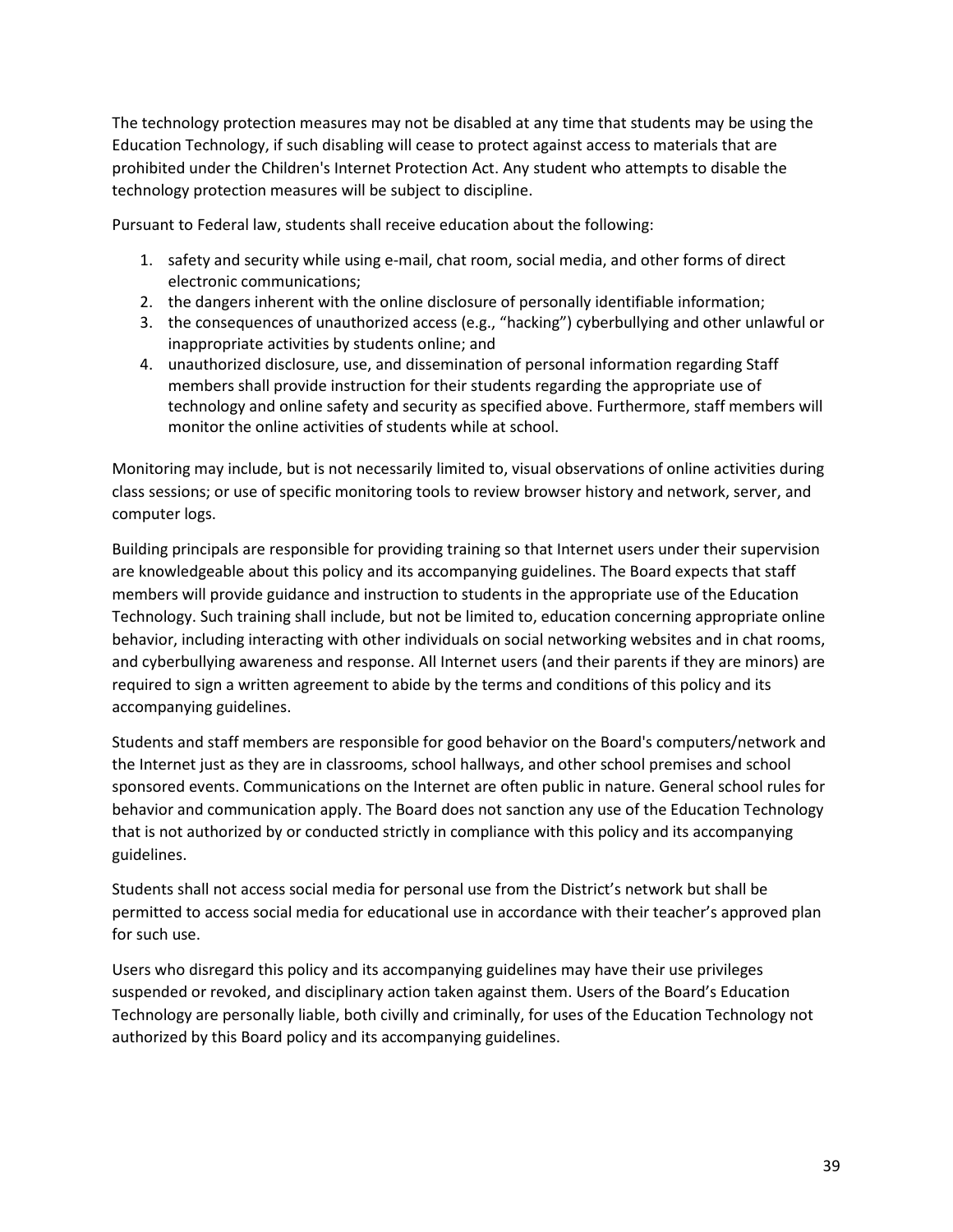The technology protection measures may not be disabled at any time that students may be using the Education Technology, if such disabling will cease to protect against access to materials that are prohibited under the Children's Internet Protection Act. Any student who attempts to disable the technology protection measures will be subject to discipline.

Pursuant to Federal law, students shall receive education about the following:

1. safety and security while using e-mail, chat room, social media, and other forms of direct electronic communications;
2. the dangers inherent with the online disclosure of personally identifiable information;
3. the consequences of unauthorized access (e.g., "hacking") cyberbullying and other unlawful or inappropriate activities by students online; and
4. unauthorized disclosure, use, and dissemination of personal information regarding Staff members shall provide instruction for their students regarding the appropriate use of technology and online safety and security as specified above. Furthermore, staff members will monitor the online activities of students while at school.

Monitoring may include, but is not necessarily limited to, visual observations of online activities during class sessions; or use of specific monitoring tools to review browser history and network, server, and computer logs.

Building principals are responsible for providing training so that Internet users under their supervision are knowledgeable about this policy and its accompanying guidelines. The Board expects that staff members will provide guidance and instruction to students in the appropriate use of the Education Technology. Such training shall include, but not be limited to, education concerning appropriate online behavior, including interacting with other individuals on social networking websites and in chat rooms, and cyberbullying awareness and response. All Internet users (and their parents if they are minors) are required to sign a written agreement to abide by the terms and conditions of this policy and its accompanying guidelines.

Students and staff members are responsible for good behavior on the Board's computers/network and the Internet just as they are in classrooms, school hallways, and other school premises and school sponsored events. Communications on the Internet are often public in nature. General school rules for behavior and communication apply. The Board does not sanction any use of the Education Technology that is not authorized by or conducted strictly in compliance with this policy and its accompanying guidelines.

Students shall not access social media for personal use from the District's network but shall be permitted to access social media for educational use in accordance with their teacher's approved plan for such use.

Users who disregard this policy and its accompanying guidelines may have their use privileges suspended or revoked, and disciplinary action taken against them. Users of the Board's Education Technology are personally liable, both civilly and criminally, for uses of the Education Technology not authorized by this Board policy and its accompanying guidelines.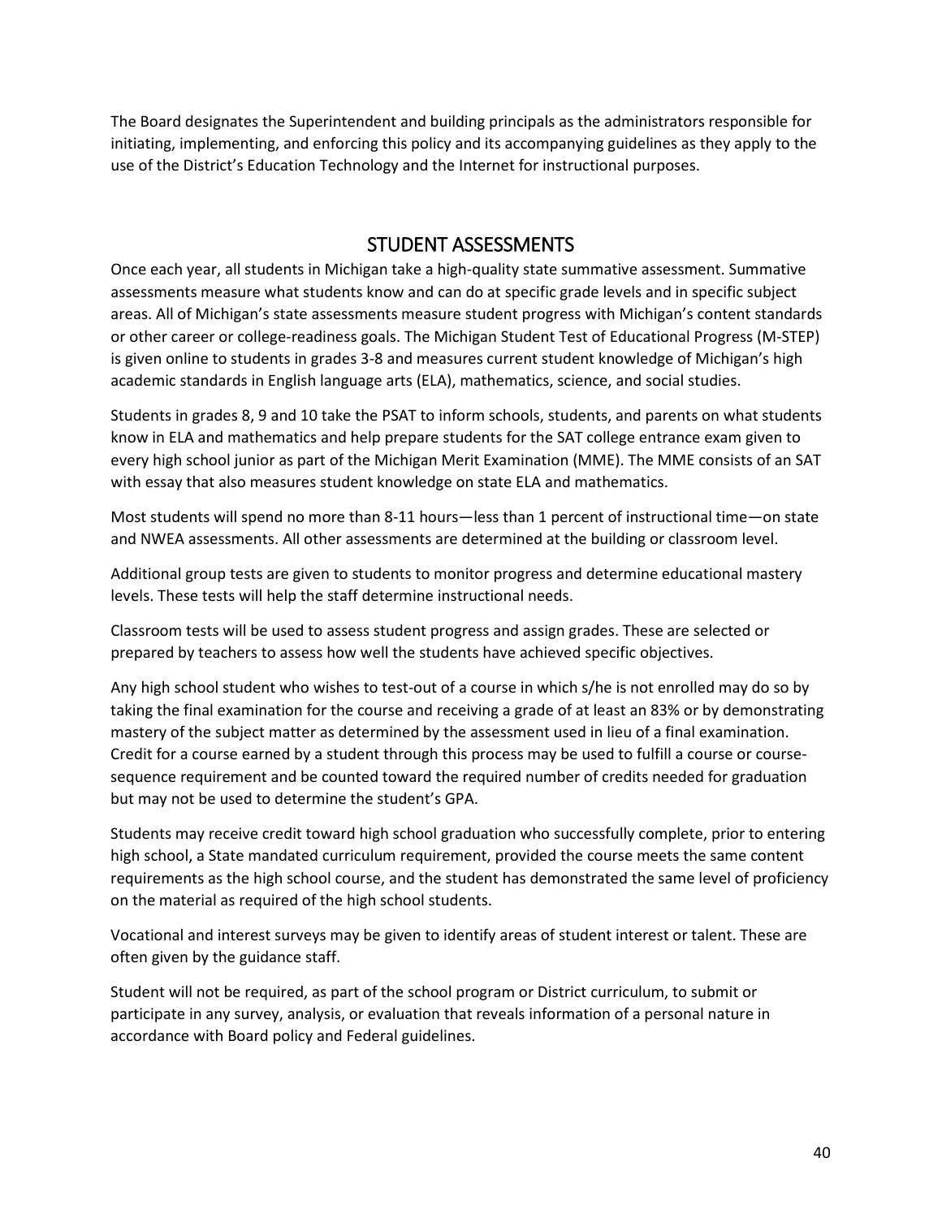The Board designates the Superintendent and building principals as the administrators responsible for initiating, implementing, and enforcing this policy and its accompanying guidelines as they apply to the use of the District's Education Technology and the Internet for instructional purposes.

## STUDENT ASSESSMENTS

Once each year, all students in Michigan take a high-quality state summative assessment. Summative assessments measure what students know and can do at specific grade levels and in specific subject areas. All of Michigan's state assessments measure student progress with Michigan's content standards or other career or college-readiness goals. The Michigan Student Test of Educational Progress (M-STEP) is given online to students in grades 3-8 and measures current student knowledge of Michigan's high academic standards in English language arts (ELA), mathematics, science, and social studies.

Students in grades 8, 9 and 10 take the PSAT to inform schools, students, and parents on what students know in ELA and mathematics and help prepare students for the SAT college entrance exam given to every high school junior as part of the Michigan Merit Examination (MME). The MME consists of an SAT with essay that also measures student knowledge on state ELA and mathematics.

Most students will spend no more than 8-11 hours—less than 1 percent of instructional time—on state and NWEA assessments. All other assessments are determined at the building or classroom level.

Additional group tests are given to students to monitor progress and determine educational mastery levels. These tests will help the staff determine instructional needs.

Classroom tests will be used to assess student progress and assign grades. These are selected or prepared by teachers to assess how well the students have achieved specific objectives.

Any high school student who wishes to test-out of a course in which s/he is not enrolled may do so by taking the final examination for the course and receiving a grade of at least an 83% or by demonstrating mastery of the subject matter as determined by the assessment used in lieu of a final examination. Credit for a course earned by a student through this process may be used to fulfill a course or course-sequence requirement and be counted toward the required number of credits needed for graduation but may not be used to determine the student's GPA.

Students may receive credit toward high school graduation who successfully complete, prior to entering high school, a State mandated curriculum requirement, provided the course meets the same content requirements as the high school course, and the student has demonstrated the same level of proficiency on the material as required of the high school students.

Vocational and interest surveys may be given to identify areas of student interest or talent. These are often given by the guidance staff.

Student will not be required, as part of the school program or District curriculum, to submit or participate in any survey, analysis, or evaluation that reveals information of a personal nature in accordance with Board policy and Federal guidelines.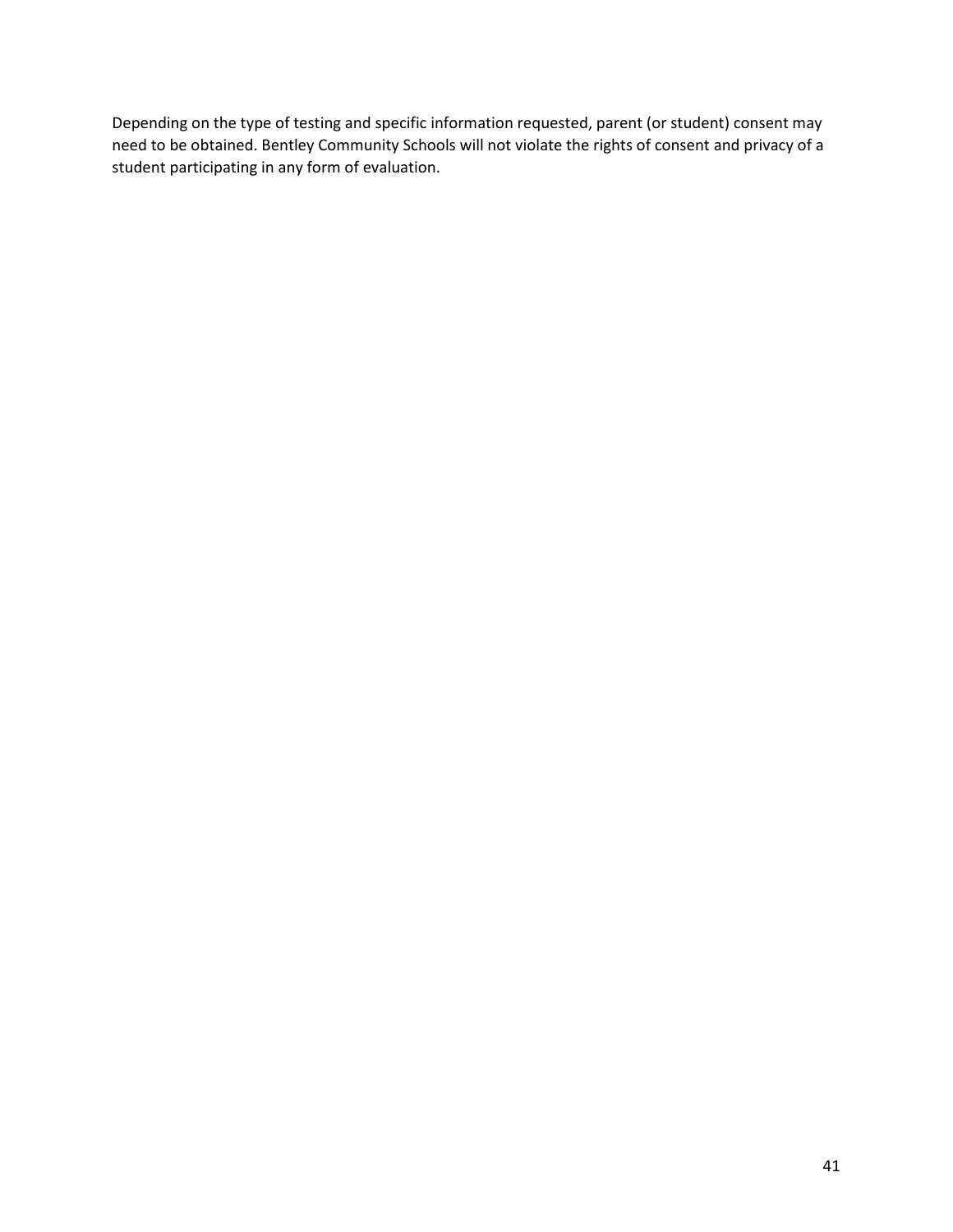Depending on the type of testing and specific information requested, parent (or student) consent may need to be obtained. Bentley Community Schools will not violate the rights of consent and privacy of a student participating in any form of evaluation.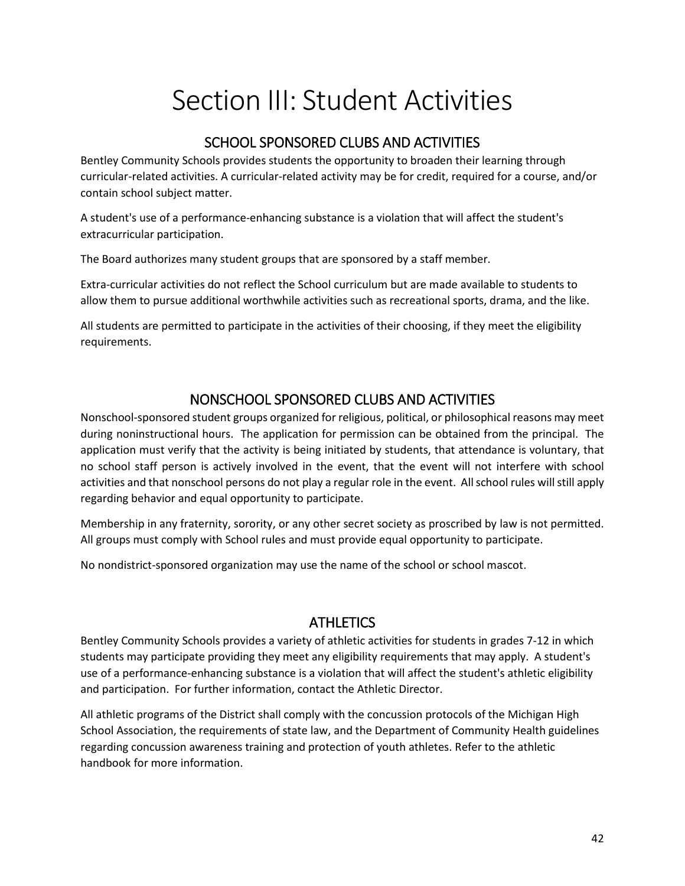# Section III: Student Activities

## SCHOOL SPONSORED CLUBS AND ACTIVITIES

Bentley Community Schools provides students the opportunity to broaden their learning through curricular-related activities. A curricular-related activity may be for credit, required for a course, and/or contain school subject matter.

A student's use of a performance-enhancing substance is a violation that will affect the student's extracurricular participation.

The Board authorizes many student groups that are sponsored by a staff member.

Extra-curricular activities do not reflect the School curriculum but are made available to students to allow them to pursue additional worthwhile activities such as recreational sports, drama, and the like.

All students are permitted to participate in the activities of their choosing, if they meet the eligibility requirements.

## NONSCHOOL SPONSORED CLUBS AND ACTIVITIES

Nonschool-sponsored student groups organized for religious, political, or philosophical reasons may meet during noninstructional hours. The application for permission can be obtained from the principal. The application must verify that the activity is being initiated by students, that attendance is voluntary, that no school staff person is actively involved in the event, that the event will not interfere with school activities and that nonschool persons do not play a regular role in the event. All school rules will still apply regarding behavior and equal opportunity to participate.

Membership in any fraternity, sorority, or any other secret society as proscribed by law is not permitted. All groups must comply with School rules and must provide equal opportunity to participate.

No nondistrict-sponsored organization may use the name of the school or school mascot.

## ATHLETICS

Bentley Community Schools provides a variety of athletic activities for students in grades 7-12 in which students may participate providing they meet any eligibility requirements that may apply. A student's use of a performance-enhancing substance is a violation that will affect the student's athletic eligibility and participation. For further information, contact the Athletic Director.

All athletic programs of the District shall comply with the concussion protocols of the Michigan High School Association, the requirements of state law, and the Department of Community Health guidelines regarding concussion awareness training and protection of youth athletes. Refer to the athletic handbook for more information.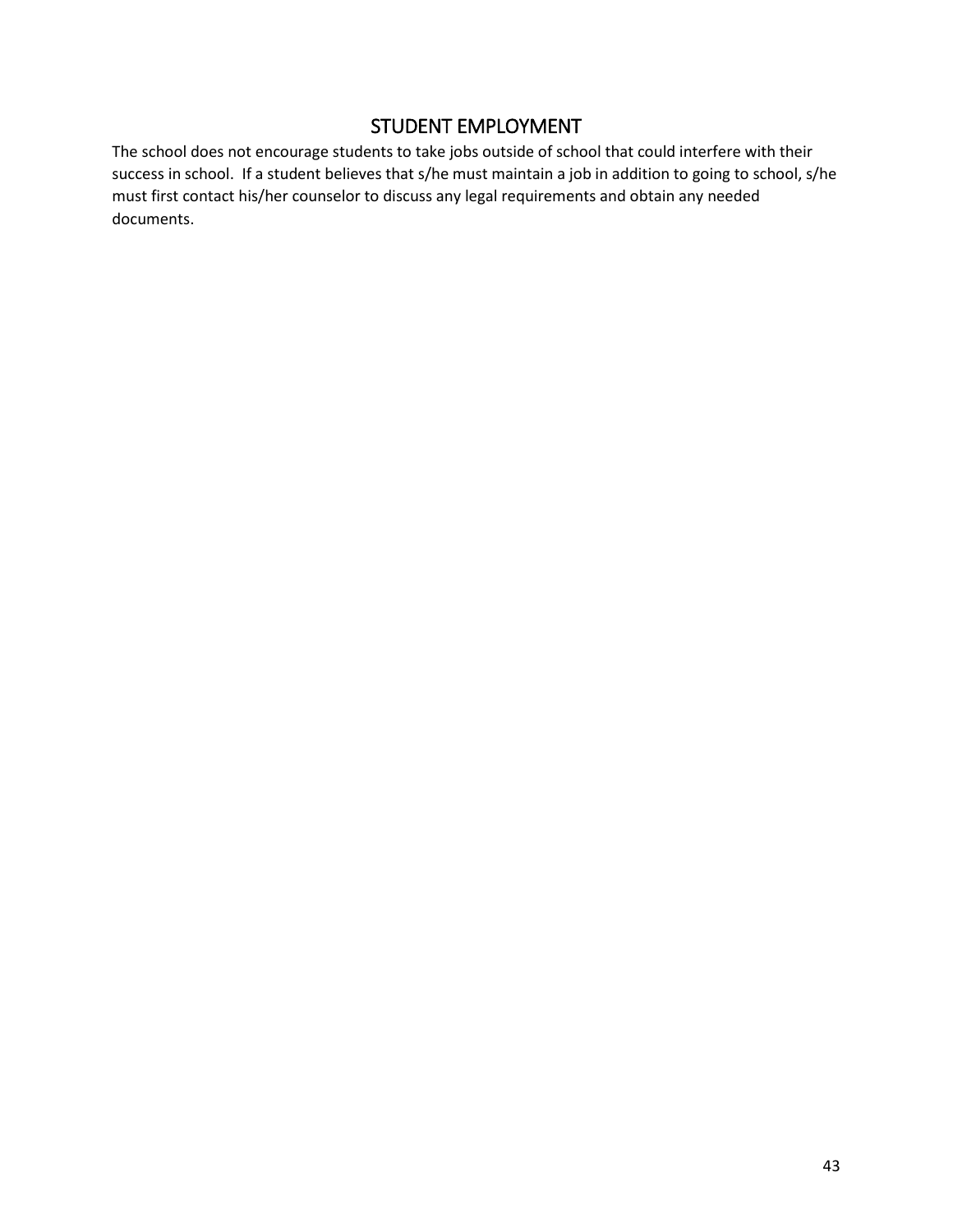# STUDENT EMPLOYMENT

The school does not encourage students to take jobs outside of school that could interfere with their success in school. If a student believes that s/he must maintain a job in addition to going to school, s/he must first contact his/her counselor to discuss any legal requirements and obtain any needed documents.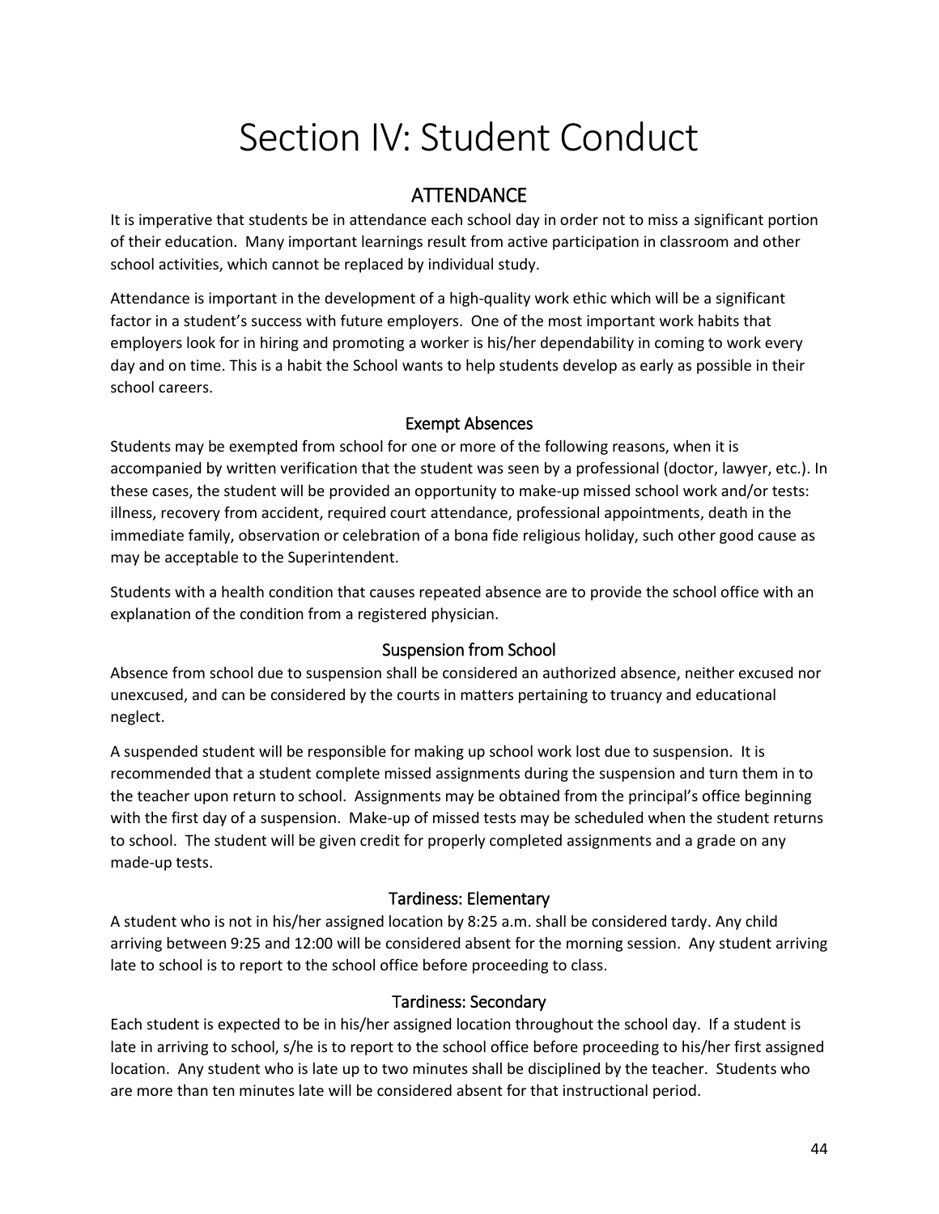# Section IV: Student Conduct

## ATTENDANCE

It is imperative that students be in attendance each school day in order not to miss a significant portion of their education. Many important learnings result from active participation in classroom and other school activities, which cannot be replaced by individual study.

Attendance is important in the development of a high-quality work ethic which will be a significant factor in a student's success with future employers. One of the most important work habits that employers look for in hiring and promoting a worker is his/her dependability in coming to work every day and on time. This is a habit the School wants to help students develop as early as possible in their school careers.

### Exempt Absences

Students may be exempted from school for one or more of the following reasons, when it is accompanied by written verification that the student was seen by a professional (doctor, lawyer, etc.). In these cases, the student will be provided an opportunity to make-up missed school work and/or tests: illness, recovery from accident, required court attendance, professional appointments, death in the immediate family, observation or celebration of a bona fide religious holiday, such other good cause as may be acceptable to the Superintendent.

Students with a health condition that causes repeated absence are to provide the school office with an explanation of the condition from a registered physician.

### Suspension from School

Absence from school due to suspension shall be considered an authorized absence, neither excused nor unexcused, and can be considered by the courts in matters pertaining to truancy and educational neglect.

A suspended student will be responsible for making up school work lost due to suspension. It is recommended that a student complete missed assignments during the suspension and turn them in to the teacher upon return to school. Assignments may be obtained from the principal's office beginning with the first day of a suspension. Make-up of missed tests may be scheduled when the student returns to school. The student will be given credit for properly completed assignments and a grade on any made-up tests.

### Tardiness: Elementary

A student who is not in his/her assigned location by 8:25 a.m. shall be considered tardy. Any child arriving between 9:25 and 12:00 will be considered absent for the morning session. Any student arriving late to school is to report to the school office before proceeding to class.

### Tardiness: Secondary

Each student is expected to be in his/her assigned location throughout the school day. If a student is late in arriving to school, s/he is to report to the school office before proceeding to his/her first assigned location. Any student who is late up to two minutes shall be disciplined by the teacher. Students who are more than ten minutes late will be considered absent for that instructional period.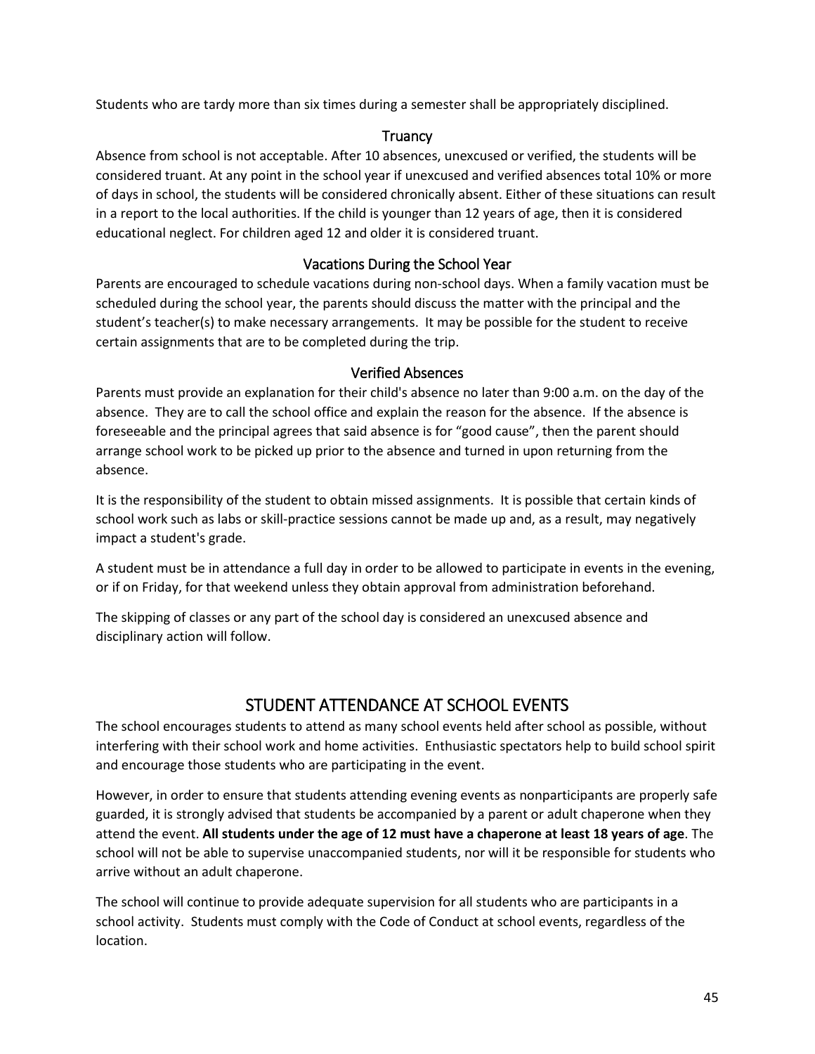Students who are tardy more than six times during a semester shall be appropriately disciplined.

### Truancy

Absence from school is not acceptable. After 10 absences, unexcused or verified, the students will be considered truant. At any point in the school year if unexcused and verified absences total 10% or more of days in school, the students will be considered chronically absent. Either of these situations can result in a report to the local authorities. If the child is younger than 12 years of age, then it is considered educational neglect. For children aged 12 and older it is considered truant.

### Vacations During the School Year

Parents are encouraged to schedule vacations during non-school days. When a family vacation must be scheduled during the school year, the parents should discuss the matter with the principal and the student's teacher(s) to make necessary arrangements. It may be possible for the student to receive certain assignments that are to be completed during the trip.

### Verified Absences

Parents must provide an explanation for their child's absence no later than 9:00 a.m. on the day of the absence. They are to call the school office and explain the reason for the absence. If the absence is foreseeable and the principal agrees that said absence is for "good cause", then the parent should arrange school work to be picked up prior to the absence and turned in upon returning from the absence.

It is the responsibility of the student to obtain missed assignments. It is possible that certain kinds of school work such as labs or skill-practice sessions cannot be made up and, as a result, may negatively impact a student's grade.

A student must be in attendance a full day in order to be allowed to participate in events in the evening, or if on Friday, for that weekend unless they obtain approval from administration beforehand.

The skipping of classes or any part of the school day is considered an unexcused absence and disciplinary action will follow.

## STUDENT ATTENDANCE AT SCHOOL EVENTS

The school encourages students to attend as many school events held after school as possible, without interfering with their school work and home activities. Enthusiastic spectators help to build school spirit and encourage those students who are participating in the event.

However, in order to ensure that students attending evening events as nonparticipants are properly safe guarded, it is strongly advised that students be accompanied by a parent or adult chaperone when they attend the event. **All students under the age of 12 must have a chaperone at least 18 years of age**. The school will not be able to supervise unaccompanied students, nor will it be responsible for students who arrive without an adult chaperone.

The school will continue to provide adequate supervision for all students who are participants in a school activity. Students must comply with the Code of Conduct at school events, regardless of the location.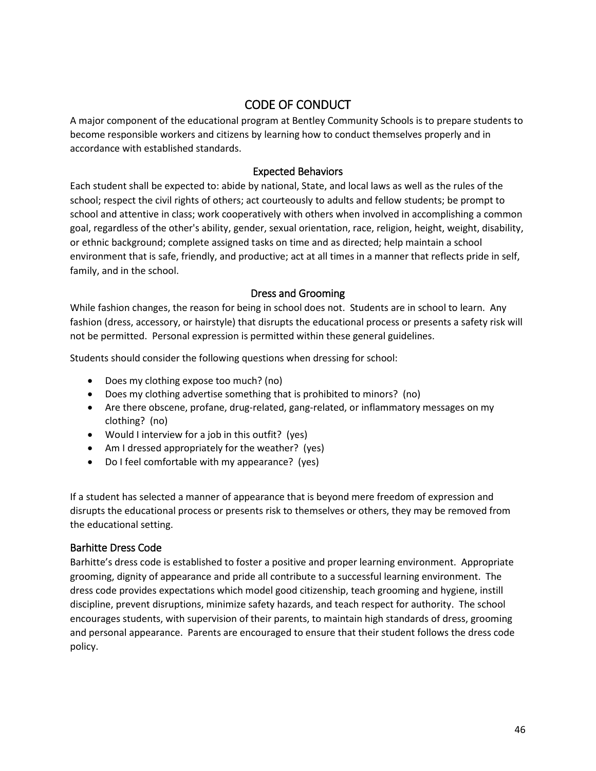# CODE OF CONDUCT

A major component of the educational program at Bentley Community Schools is to prepare students to become responsible workers and citizens by learning how to conduct themselves properly and in accordance with established standards.

## Expected Behaviors

Each student shall be expected to: abide by national, State, and local laws as well as the rules of the school; respect the civil rights of others; act courteously to adults and fellow students; be prompt to school and attentive in class; work cooperatively with others when involved in accomplishing a common goal, regardless of the other's ability, gender, sexual orientation, race, religion, height, weight, disability, or ethnic background; complete assigned tasks on time and as directed; help maintain a school environment that is safe, friendly, and productive; act at all times in a manner that reflects pride in self, family, and in the school.

## Dress and Grooming

While fashion changes, the reason for being in school does not. Students are in school to learn. Any fashion (dress, accessory, or hairstyle) that disrupts the educational process or presents a safety risk will not be permitted. Personal expression is permitted within these general guidelines.

Students should consider the following questions when dressing for school:

- Does my clothing expose too much? (no)
- Does my clothing advertise something that is prohibited to minors? (no)
- Are there obscene, profane, drug-related, gang-related, or inflammatory messages on my clothing? (no)
- Would I interview for a job in this outfit? (yes)
- Am I dressed appropriately for the weather? (yes)
- Do I feel comfortable with my appearance? (yes)

If a student has selected a manner of appearance that is beyond mere freedom of expression and disrupts the educational process or presents risk to themselves or others, they may be removed from the educational setting.

### Barhitte Dress Code

Barhitte's dress code is established to foster a positive and proper learning environment. Appropriate grooming, dignity of appearance and pride all contribute to a successful learning environment. The dress code provides expectations which model good citizenship, teach grooming and hygiene, instill discipline, prevent disruptions, minimize safety hazards, and teach respect for authority. The school encourages students, with supervision of their parents, to maintain high standards of dress, grooming and personal appearance. Parents are encouraged to ensure that their student follows the dress code policy.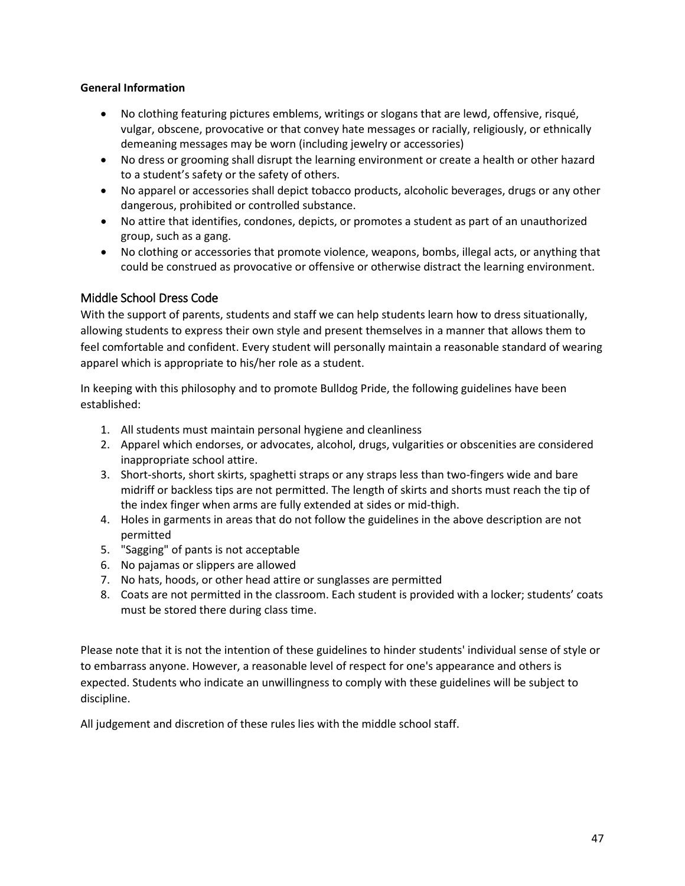**General Information**

- No clothing featuring pictures emblems, writings or slogans that are lewd, offensive, risqué, vulgar, obscene, provocative or that convey hate messages or racially, religiously, or ethnically demeaning messages may be worn (including jewelry or accessories)
- No dress or grooming shall disrupt the learning environment or create a health or other hazard to a student's safety or the safety of others.
- No apparel or accessories shall depict tobacco products, alcoholic beverages, drugs or any other dangerous, prohibited or controlled substance.
- No attire that identifies, condones, depicts, or promotes a student as part of an unauthorized group, such as a gang.
- No clothing or accessories that promote violence, weapons, bombs, illegal acts, or anything that could be construed as provocative or offensive or otherwise distract the learning environment.

## Middle School Dress Code

With the support of parents, students and staff we can help students learn how to dress situationally, allowing students to express their own style and present themselves in a manner that allows them to feel comfortable and confident. Every student will personally maintain a reasonable standard of wearing apparel which is appropriate to his/her role as a student.

In keeping with this philosophy and to promote Bulldog Pride, the following guidelines have been established:

1. All students must maintain personal hygiene and cleanliness
2. Apparel which endorses, or advocates, alcohol, drugs, vulgarities or obscenities are considered inappropriate school attire.
3. Short-shorts, short skirts, spaghetti straps or any straps less than two-fingers wide and bare midriff or backless tips are not permitted. The length of skirts and shorts must reach the tip of the index finger when arms are fully extended at sides or mid-thigh.
4. Holes in garments in areas that do not follow the guidelines in the above description are not permitted
5. "Sagging" of pants is not acceptable
6. No pajamas or slippers are allowed
7. No hats, hoods, or other head attire or sunglasses are permitted
8. Coats are not permitted in the classroom. Each student is provided with a locker; students' coats must be stored there during class time.

Please note that it is not the intention of these guidelines to hinder students' individual sense of style or to embarrass anyone. However, a reasonable level of respect for one's appearance and others is expected. Students who indicate an unwillingness to comply with these guidelines will be subject to discipline.

All judgement and discretion of these rules lies with the middle school staff.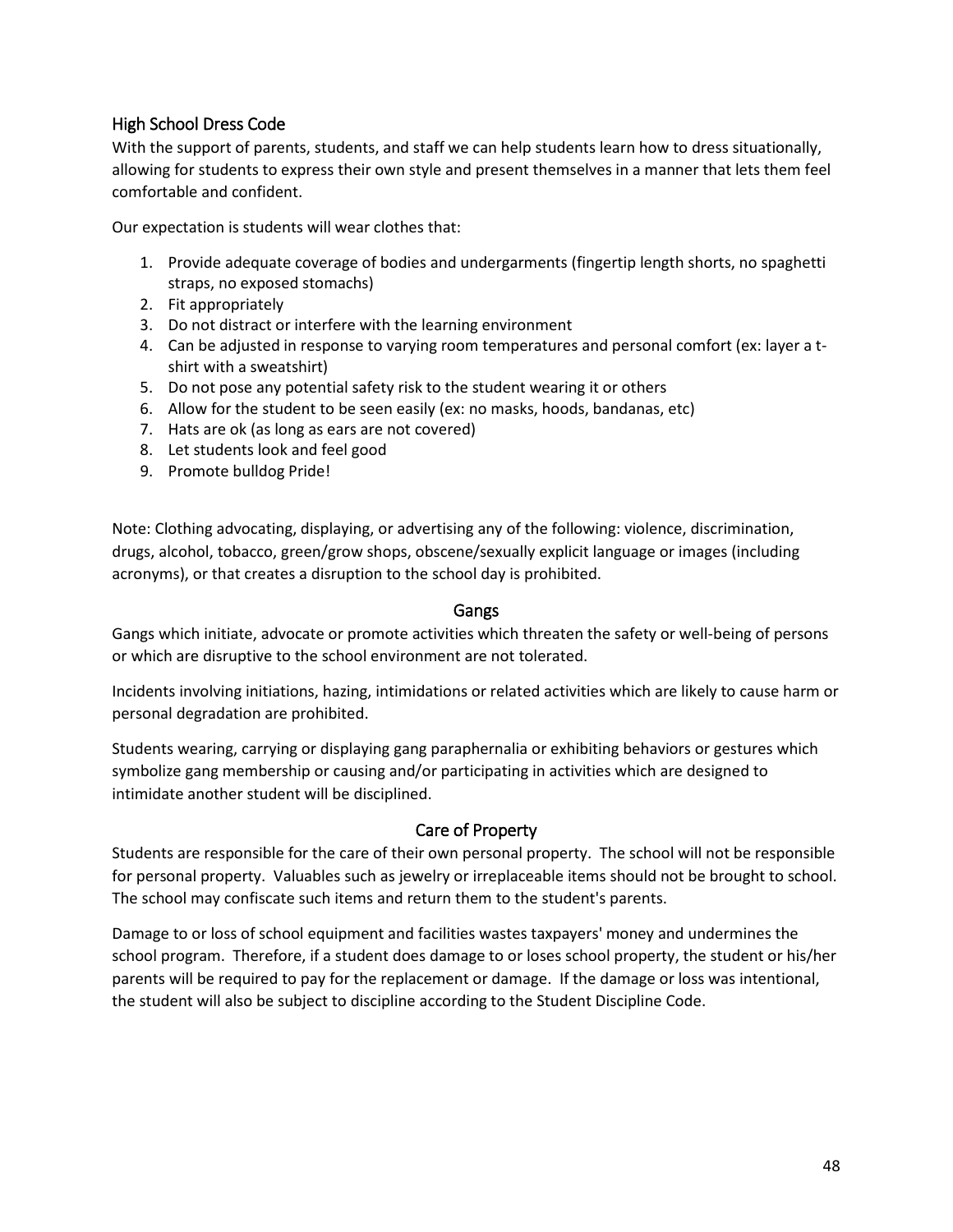## High School Dress Code

With the support of parents, students, and staff we can help students learn how to dress situationally, allowing for students to express their own style and present themselves in a manner that lets them feel comfortable and confident.

Our expectation is students will wear clothes that:

1. Provide adequate coverage of bodies and undergarments (fingertip length shorts, no spaghetti straps, no exposed stomachs)
2. Fit appropriately
3. Do not distract or interfere with the learning environment
4. Can be adjusted in response to varying room temperatures and personal comfort (ex: layer a t-shirt with a sweatshirt)
5. Do not pose any potential safety risk to the student wearing it or others
6. Allow for the student to be seen easily (ex: no masks, hoods, bandanas, etc)
7. Hats are ok (as long as ears are not covered)
8. Let students look and feel good
9. Promote bulldog Pride!

Note: Clothing advocating, displaying, or advertising any of the following: violence, discrimination, drugs, alcohol, tobacco, green/grow shops, obscene/sexually explicit language or images (including acronyms), or that creates a disruption to the school day is prohibited.

## Gangs

Gangs which initiate, advocate or promote activities which threaten the safety or well-being of persons or which are disruptive to the school environment are not tolerated.

Incidents involving initiations, hazing, intimidations or related activities which are likely to cause harm or personal degradation are prohibited.

Students wearing, carrying or displaying gang paraphernalia or exhibiting behaviors or gestures which symbolize gang membership or causing and/or participating in activities which are designed to intimidate another student will be disciplined.

## Care of Property

Students are responsible for the care of their own personal property. The school will not be responsible for personal property. Valuables such as jewelry or irreplaceable items should not be brought to school. The school may confiscate such items and return them to the student's parents.

Damage to or loss of school equipment and facilities wastes taxpayers' money and undermines the school program. Therefore, if a student does damage to or loses school property, the student or his/her parents will be required to pay for the replacement or damage. If the damage or loss was intentional, the student will also be subject to discipline according to the Student Discipline Code.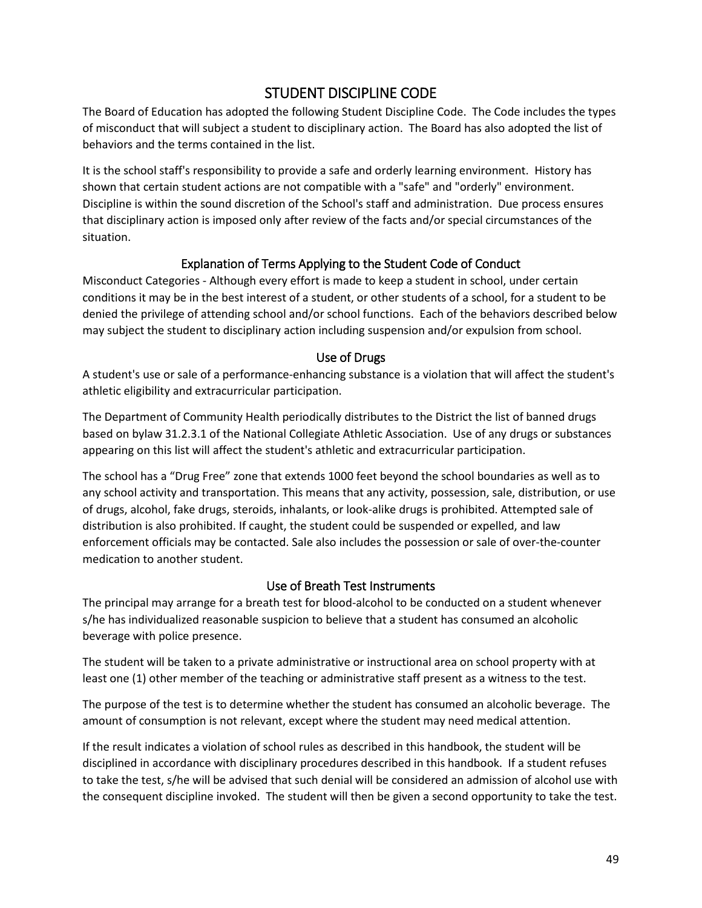# STUDENT DISCIPLINE CODE

The Board of Education has adopted the following Student Discipline Code. The Code includes the types of misconduct that will subject a student to disciplinary action. The Board has also adopted the list of behaviors and the terms contained in the list.

It is the school staff's responsibility to provide a safe and orderly learning environment. History has shown that certain student actions are not compatible with a "safe" and "orderly" environment. Discipline is within the sound discretion of the School's staff and administration. Due process ensures that disciplinary action is imposed only after review of the facts and/or special circumstances of the situation.

## Explanation of Terms Applying to the Student Code of Conduct

Misconduct Categories - Although every effort is made to keep a student in school, under certain conditions it may be in the best interest of a student, or other students of a school, for a student to be denied the privilege of attending school and/or school functions. Each of the behaviors described below may subject the student to disciplinary action including suspension and/or expulsion from school.

## Use of Drugs

A student's use or sale of a performance-enhancing substance is a violation that will affect the student's athletic eligibility and extracurricular participation.

The Department of Community Health periodically distributes to the District the list of banned drugs based on bylaw 31.2.3.1 of the National Collegiate Athletic Association. Use of any drugs or substances appearing on this list will affect the student's athletic and extracurricular participation.

The school has a "Drug Free" zone that extends 1000 feet beyond the school boundaries as well as to any school activity and transportation. This means that any activity, possession, sale, distribution, or use of drugs, alcohol, fake drugs, steroids, inhalants, or look-alike drugs is prohibited. Attempted sale of distribution is also prohibited. If caught, the student could be suspended or expelled, and law enforcement officials may be contacted. Sale also includes the possession or sale of over-the-counter medication to another student.

## Use of Breath Test Instruments

The principal may arrange for a breath test for blood-alcohol to be conducted on a student whenever s/he has individualized reasonable suspicion to believe that a student has consumed an alcoholic beverage with police presence.

The student will be taken to a private administrative or instructional area on school property with at least one (1) other member of the teaching or administrative staff present as a witness to the test.

The purpose of the test is to determine whether the student has consumed an alcoholic beverage. The amount of consumption is not relevant, except where the student may need medical attention.

If the result indicates a violation of school rules as described in this handbook, the student will be disciplined in accordance with disciplinary procedures described in this handbook. If a student refuses to take the test, s/he will be advised that such denial will be considered an admission of alcohol use with the consequent discipline invoked. The student will then be given a second opportunity to take the test.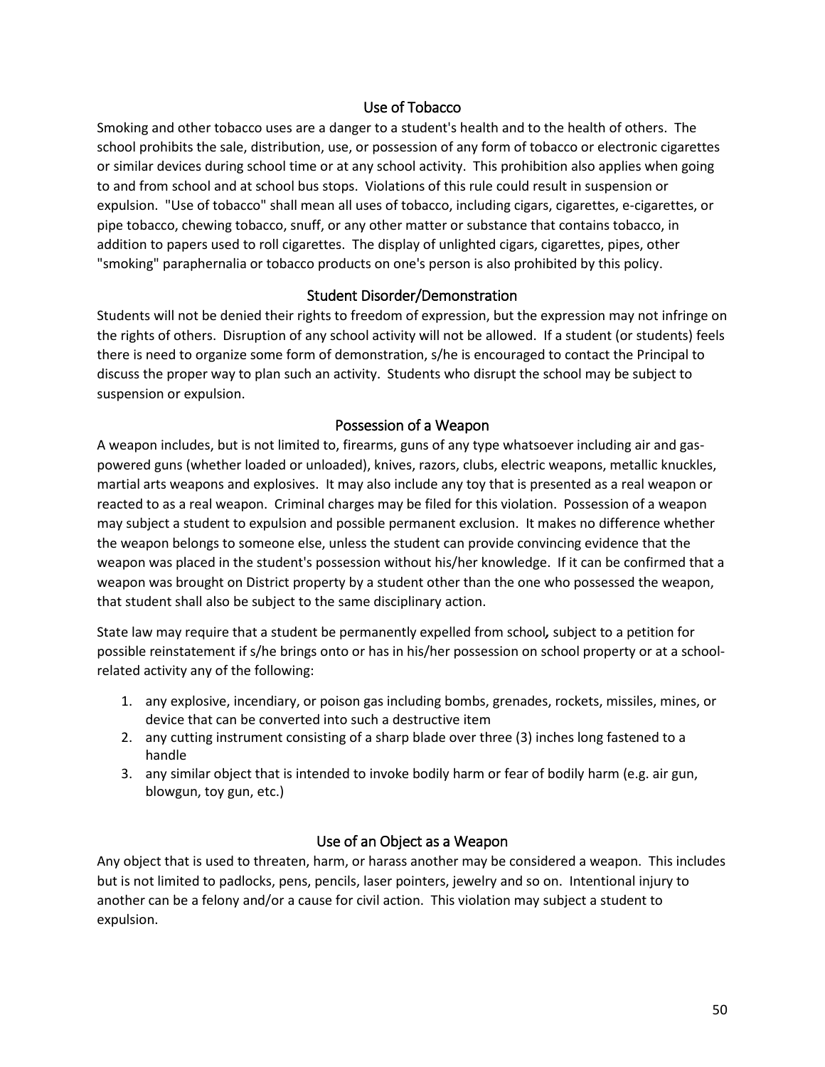## Use of Tobacco

Smoking and other tobacco uses are a danger to a student's health and to the health of others. The school prohibits the sale, distribution, use, or possession of any form of tobacco or electronic cigarettes or similar devices during school time or at any school activity. This prohibition also applies when going to and from school and at school bus stops. Violations of this rule could result in suspension or expulsion. "Use of tobacco" shall mean all uses of tobacco, including cigars, cigarettes, e-cigarettes, or pipe tobacco, chewing tobacco, snuff, or any other matter or substance that contains tobacco, in addition to papers used to roll cigarettes. The display of unlighted cigars, cigarettes, pipes, other "smoking" paraphernalia or tobacco products on one's person is also prohibited by this policy.

## Student Disorder/Demonstration

Students will not be denied their rights to freedom of expression, but the expression may not infringe on the rights of others. Disruption of any school activity will not be allowed. If a student (or students) feels there is need to organize some form of demonstration, s/he is encouraged to contact the Principal to discuss the proper way to plan such an activity. Students who disrupt the school may be subject to suspension or expulsion.

## Possession of a Weapon

A weapon includes, but is not limited to, firearms, guns of any type whatsoever including air and gas-powered guns (whether loaded or unloaded), knives, razors, clubs, electric weapons, metallic knuckles, martial arts weapons and explosives. It may also include any toy that is presented as a real weapon or reacted to as a real weapon. Criminal charges may be filed for this violation. Possession of a weapon may subject a student to expulsion and possible permanent exclusion. It makes no difference whether the weapon belongs to someone else, unless the student can provide convincing evidence that the weapon was placed in the student's possession without his/her knowledge. If it can be confirmed that a weapon was brought on District property by a student other than the one who possessed the weapon, that student shall also be subject to the same disciplinary action.

State law may require that a student be permanently expelled from school*,* subject to a petition for possible reinstatement if s/he brings onto or has in his/her possession on school property or at a school-related activity any of the following:

1. any explosive, incendiary, or poison gas including bombs, grenades, rockets, missiles, mines, or device that can be converted into such a destructive item
2. any cutting instrument consisting of a sharp blade over three (3) inches long fastened to a handle
3. any similar object that is intended to invoke bodily harm or fear of bodily harm (e.g. air gun, blowgun, toy gun, etc.)

## Use of an Object as a Weapon

Any object that is used to threaten, harm, or harass another may be considered a weapon. This includes but is not limited to padlocks, pens, pencils, laser pointers, jewelry and so on. Intentional injury to another can be a felony and/or a cause for civil action. This violation may subject a student to expulsion.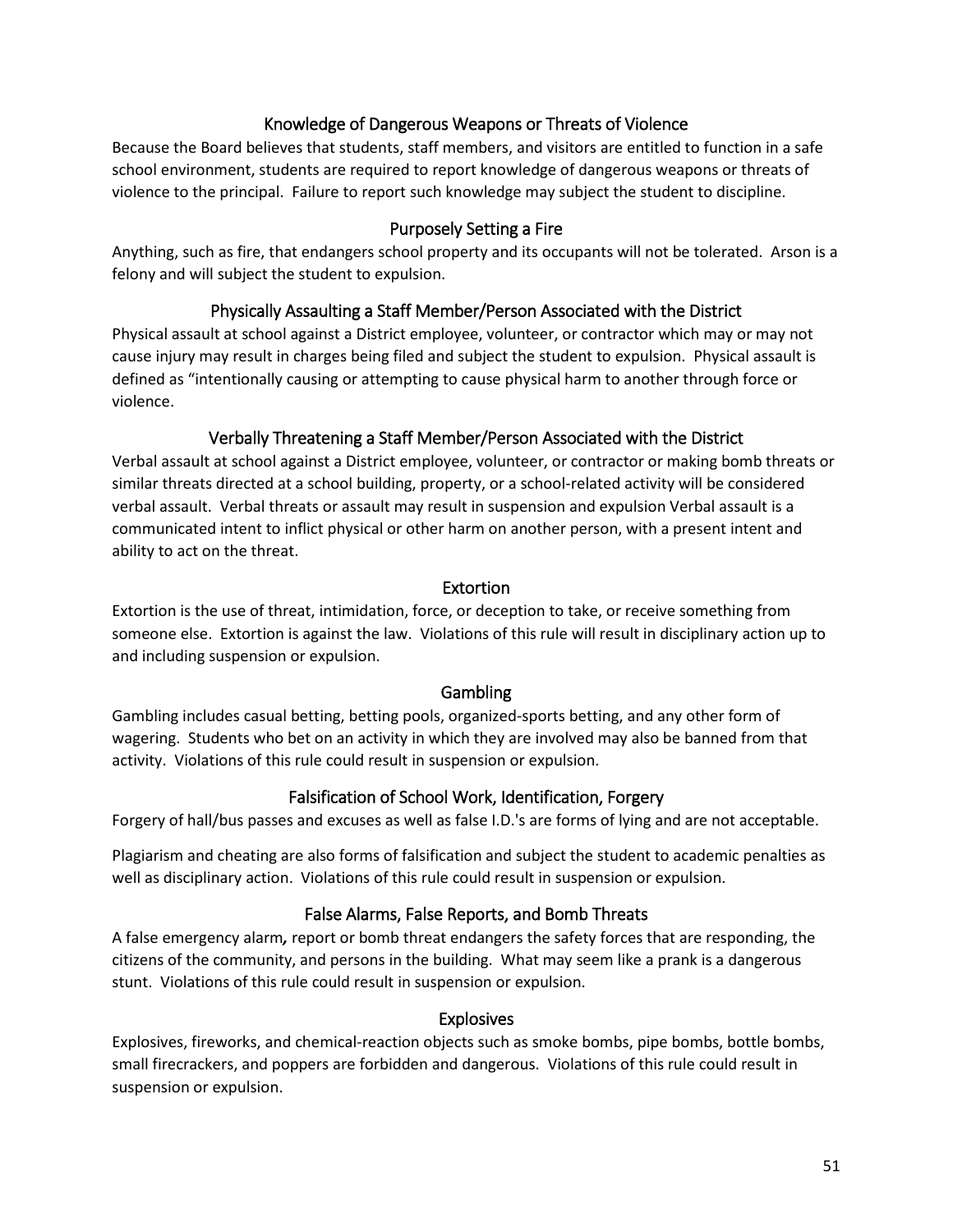## Knowledge of Dangerous Weapons or Threats of Violence

Because the Board believes that students, staff members, and visitors are entitled to function in a safe school environment, students are required to report knowledge of dangerous weapons or threats of violence to the principal. Failure to report such knowledge may subject the student to discipline.

## Purposely Setting a Fire

Anything, such as fire, that endangers school property and its occupants will not be tolerated. Arson is a felony and will subject the student to expulsion.

## Physically Assaulting a Staff Member/Person Associated with the District

Physical assault at school against a District employee, volunteer, or contractor which may or may not cause injury may result in charges being filed and subject the student to expulsion. Physical assault is defined as "intentionally causing or attempting to cause physical harm to another through force or violence.

## Verbally Threatening a Staff Member/Person Associated with the District

Verbal assault at school against a District employee, volunteer, or contractor or making bomb threats or similar threats directed at a school building, property, or a school-related activity will be considered verbal assault. Verbal threats or assault may result in suspension and expulsion Verbal assault is a communicated intent to inflict physical or other harm on another person, with a present intent and ability to act on the threat.

## Extortion

Extortion is the use of threat, intimidation, force, or deception to take, or receive something from someone else. Extortion is against the law. Violations of this rule will result in disciplinary action up to and including suspension or expulsion.

## Gambling

Gambling includes casual betting, betting pools, organized-sports betting, and any other form of wagering. Students who bet on an activity in which they are involved may also be banned from that activity. Violations of this rule could result in suspension or expulsion.

## Falsification of School Work, Identification, Forgery

Forgery of hall/bus passes and excuses as well as false I.D.'s are forms of lying and are not acceptable.

Plagiarism and cheating are also forms of falsification and subject the student to academic penalties as well as disciplinary action. Violations of this rule could result in suspension or expulsion.

## False Alarms, False Reports, and Bomb Threats

A false emergency alarm*,* report or bomb threat endangers the safety forces that are responding, the citizens of the community, and persons in the building. What may seem like a prank is a dangerous stunt. Violations of this rule could result in suspension or expulsion.

## Explosives

Explosives, fireworks, and chemical-reaction objects such as smoke bombs, pipe bombs, bottle bombs, small firecrackers, and poppers are forbidden and dangerous. Violations of this rule could result in suspension or expulsion.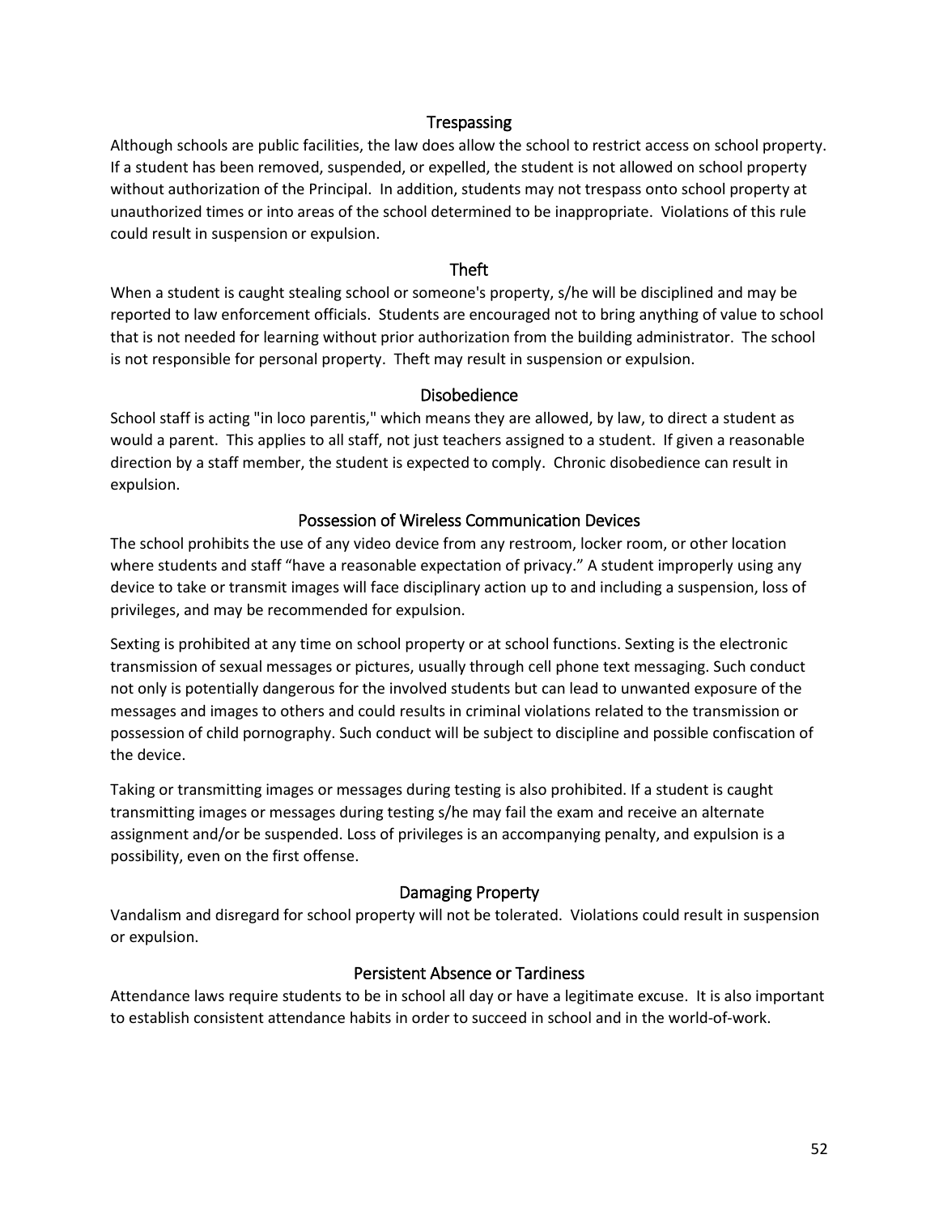### Trespassing

Although schools are public facilities, the law does allow the school to restrict access on school property. If a student has been removed, suspended, or expelled, the student is not allowed on school property without authorization of the Principal. In addition, students may not trespass onto school property at unauthorized times or into areas of the school determined to be inappropriate. Violations of this rule could result in suspension or expulsion.

### Theft

When a student is caught stealing school or someone's property, s/he will be disciplined and may be reported to law enforcement officials. Students are encouraged not to bring anything of value to school that is not needed for learning without prior authorization from the building administrator. The school is not responsible for personal property. Theft may result in suspension or expulsion.

### Disobedience

School staff is acting "in loco parentis," which means they are allowed, by law, to direct a student as would a parent. This applies to all staff, not just teachers assigned to a student. If given a reasonable direction by a staff member, the student is expected to comply. Chronic disobedience can result in expulsion.

### Possession of Wireless Communication Devices

The school prohibits the use of any video device from any restroom, locker room, or other location where students and staff "have a reasonable expectation of privacy." A student improperly using any device to take or transmit images will face disciplinary action up to and including a suspension, loss of privileges, and may be recommended for expulsion.

Sexting is prohibited at any time on school property or at school functions. Sexting is the electronic transmission of sexual messages or pictures, usually through cell phone text messaging. Such conduct not only is potentially dangerous for the involved students but can lead to unwanted exposure of the messages and images to others and could results in criminal violations related to the transmission or possession of child pornography. Such conduct will be subject to discipline and possible confiscation of the device.

Taking or transmitting images or messages during testing is also prohibited. If a student is caught transmitting images or messages during testing s/he may fail the exam and receive an alternate assignment and/or be suspended. Loss of privileges is an accompanying penalty, and expulsion is a possibility, even on the first offense.

### Damaging Property

Vandalism and disregard for school property will not be tolerated. Violations could result in suspension or expulsion.

### Persistent Absence or Tardiness

Attendance laws require students to be in school all day or have a legitimate excuse. It is also important to establish consistent attendance habits in order to succeed in school and in the world-of-work.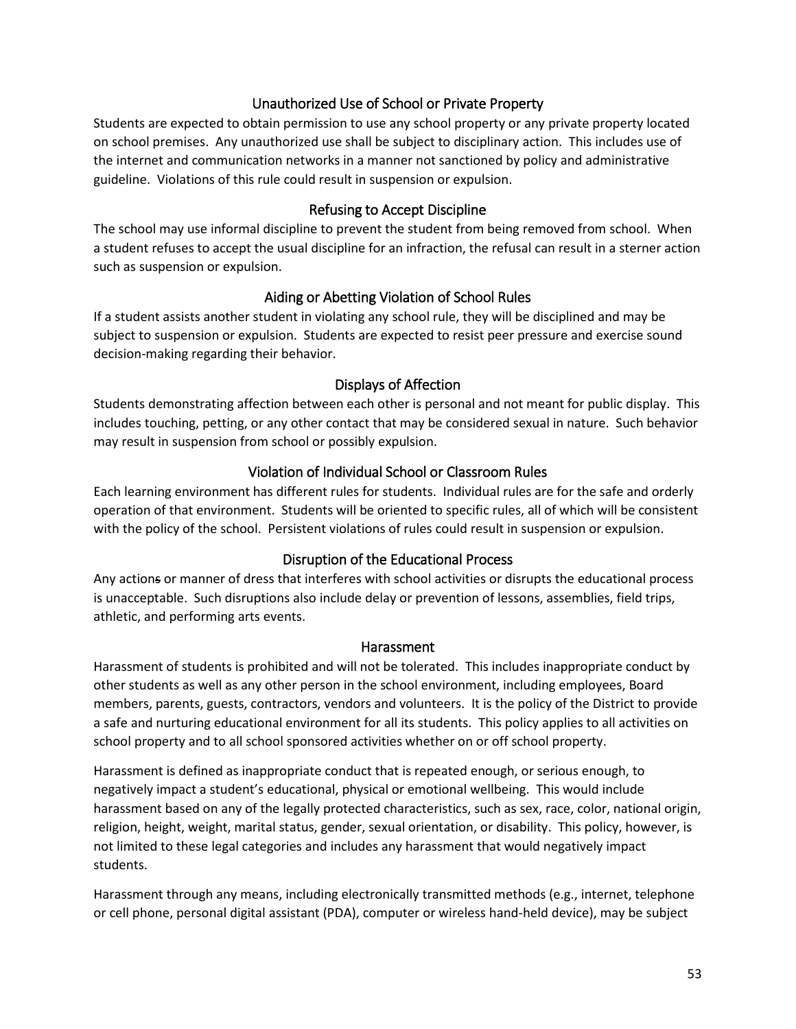## Unauthorized Use of School or Private Property

Students are expected to obtain permission to use any school property or any private property located on school premises. Any unauthorized use shall be subject to disciplinary action. This includes use of the internet and communication networks in a manner not sanctioned by policy and administrative guideline. Violations of this rule could result in suspension or expulsion.

## Refusing to Accept Discipline

The school may use informal discipline to prevent the student from being removed from school. When a student refuses to accept the usual discipline for an infraction, the refusal can result in a sterner action such as suspension or expulsion.

## Aiding or Abetting Violation of School Rules

If a student assists another student in violating any school rule, they will be disciplined and may be subject to suspension or expulsion. Students are expected to resist peer pressure and exercise sound decision-making regarding their behavior.

## Displays of Affection

Students demonstrating affection between each other is personal and not meant for public display. This includes touching, petting, or any other contact that may be considered sexual in nature. Such behavior may result in suspension from school or possibly expulsion.

## Violation of Individual School or Classroom Rules

Each learning environment has different rules for students. Individual rules are for the safe and orderly operation of that environment. Students will be oriented to specific rules, all of which will be consistent with the policy of the school. Persistent violations of rules could result in suspension or expulsion.

## Disruption of the Educational Process

Any action~~s~~ or manner of dress that interferes with school activities or disrupts the educational process is unacceptable. Such disruptions also include delay or prevention of lessons, assemblies, field trips, athletic, and performing arts events.

## Harassment

Harassment of students is prohibited and will not be tolerated. This includes inappropriate conduct by other students as well as any other person in the school environment, including employees, Board members, parents, guests, contractors, vendors and volunteers. It is the policy of the District to provide a safe and nurturing educational environment for all its students. This policy applies to all activities on school property and to all school sponsored activities whether on or off school property.

Harassment is defined as inappropriate conduct that is repeated enough, or serious enough, to negatively impact a student's educational, physical or emotional wellbeing. This would include harassment based on any of the legally protected characteristics, such as sex, race, color, national origin, religion, height, weight, marital status, gender, sexual orientation, or disability. This policy, however, is not limited to these legal categories and includes any harassment that would negatively impact students.

Harassment through any means, including electronically transmitted methods (e.g., internet, telephone or cell phone, personal digital assistant (PDA), computer or wireless hand-held device), may be subject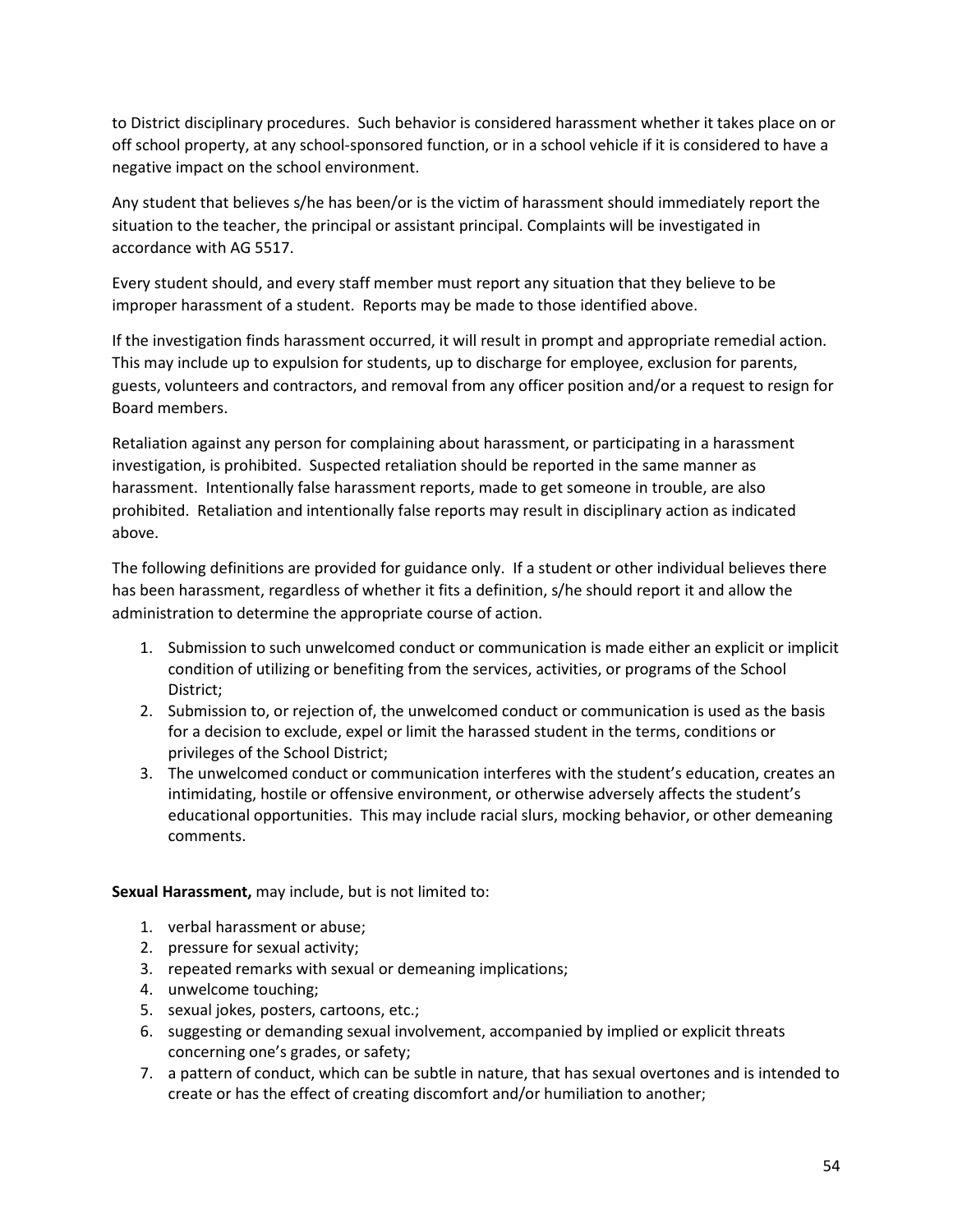to District disciplinary procedures. Such behavior is considered harassment whether it takes place on or off school property, at any school-sponsored function, or in a school vehicle if it is considered to have a negative impact on the school environment.

Any student that believes s/he has been/or is the victim of harassment should immediately report the situation to the teacher, the principal or assistant principal. Complaints will be investigated in accordance with AG 5517.

Every student should, and every staff member must report any situation that they believe to be improper harassment of a student. Reports may be made to those identified above.

If the investigation finds harassment occurred, it will result in prompt and appropriate remedial action. This may include up to expulsion for students, up to discharge for employee, exclusion for parents, guests, volunteers and contractors, and removal from any officer position and/or a request to resign for Board members.

Retaliation against any person for complaining about harassment, or participating in a harassment investigation, is prohibited. Suspected retaliation should be reported in the same manner as harassment. Intentionally false harassment reports, made to get someone in trouble, are also prohibited. Retaliation and intentionally false reports may result in disciplinary action as indicated above.

The following definitions are provided for guidance only. If a student or other individual believes there has been harassment, regardless of whether it fits a definition, s/he should report it and allow the administration to determine the appropriate course of action.

1. Submission to such unwelcomed conduct or communication is made either an explicit or implicit condition of utilizing or benefiting from the services, activities, or programs of the School District;
2. Submission to, or rejection of, the unwelcomed conduct or communication is used as the basis for a decision to exclude, expel or limit the harassed student in the terms, conditions or privileges of the School District;
3. The unwelcomed conduct or communication interferes with the student's education, creates an intimidating, hostile or offensive environment, or otherwise adversely affects the student's educational opportunities. This may include racial slurs, mocking behavior, or other demeaning comments.

**Sexual Harassment,** may include, but is not limited to:

1. verbal harassment or abuse;
2. pressure for sexual activity;
3. repeated remarks with sexual or demeaning implications;
4. unwelcome touching;
5. sexual jokes, posters, cartoons, etc.;
6. suggesting or demanding sexual involvement, accompanied by implied or explicit threats concerning one's grades, or safety;
7. a pattern of conduct, which can be subtle in nature, that has sexual overtones and is intended to create or has the effect of creating discomfort and/or humiliation to another;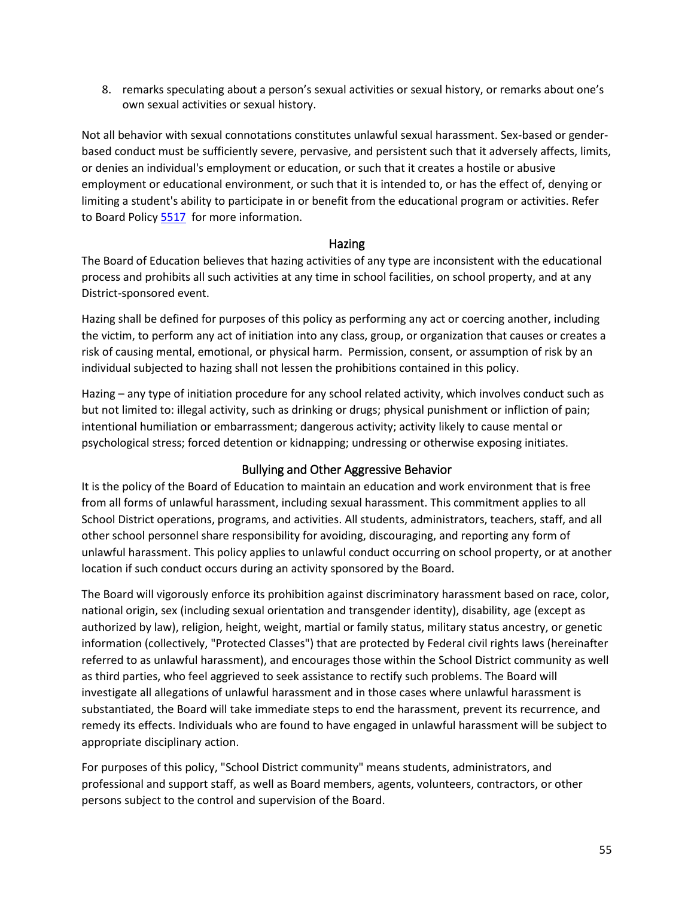8. remarks speculating about a person's sexual activities or sexual history, or remarks about one's own sexual activities or sexual history.

Not all behavior with sexual connotations constitutes unlawful sexual harassment. Sex-based or gender-based conduct must be sufficiently severe, pervasive, and persistent such that it adversely affects, limits, or denies an individual's employment or education, or such that it creates a hostile or abusive employment or educational environment, or such that it is intended to, or has the effect of, denying or limiting a student's ability to participate in or benefit from the educational program or activities. Refer to Board Policy 5517 for more information.

## Hazing

The Board of Education believes that hazing activities of any type are inconsistent with the educational process and prohibits all such activities at any time in school facilities, on school property, and at any District-sponsored event.

Hazing shall be defined for purposes of this policy as performing any act or coercing another, including the victim, to perform any act of initiation into any class, group, or organization that causes or creates a risk of causing mental, emotional, or physical harm. Permission, consent, or assumption of risk by an individual subjected to hazing shall not lessen the prohibitions contained in this policy.

Hazing – any type of initiation procedure for any school related activity, which involves conduct such as but not limited to: illegal activity, such as drinking or drugs; physical punishment or infliction of pain; intentional humiliation or embarrassment; dangerous activity; activity likely to cause mental or psychological stress; forced detention or kidnapping; undressing or otherwise exposing initiates.

## Bullying and Other Aggressive Behavior

It is the policy of the Board of Education to maintain an education and work environment that is free from all forms of unlawful harassment, including sexual harassment. This commitment applies to all School District operations, programs, and activities. All students, administrators, teachers, staff, and all other school personnel share responsibility for avoiding, discouraging, and reporting any form of unlawful harassment. This policy applies to unlawful conduct occurring on school property, or at another location if such conduct occurs during an activity sponsored by the Board.

The Board will vigorously enforce its prohibition against discriminatory harassment based on race, color, national origin, sex (including sexual orientation and transgender identity), disability, age (except as authorized by law), religion, height, weight, martial or family status, military status ancestry, or genetic information (collectively, "Protected Classes") that are protected by Federal civil rights laws (hereinafter referred to as unlawful harassment), and encourages those within the School District community as well as third parties, who feel aggrieved to seek assistance to rectify such problems. The Board will investigate all allegations of unlawful harassment and in those cases where unlawful harassment is substantiated, the Board will take immediate steps to end the harassment, prevent its recurrence, and remedy its effects. Individuals who are found to have engaged in unlawful harassment will be subject to appropriate disciplinary action.

For purposes of this policy, "School District community" means students, administrators, and professional and support staff, as well as Board members, agents, volunteers, contractors, or other persons subject to the control and supervision of the Board.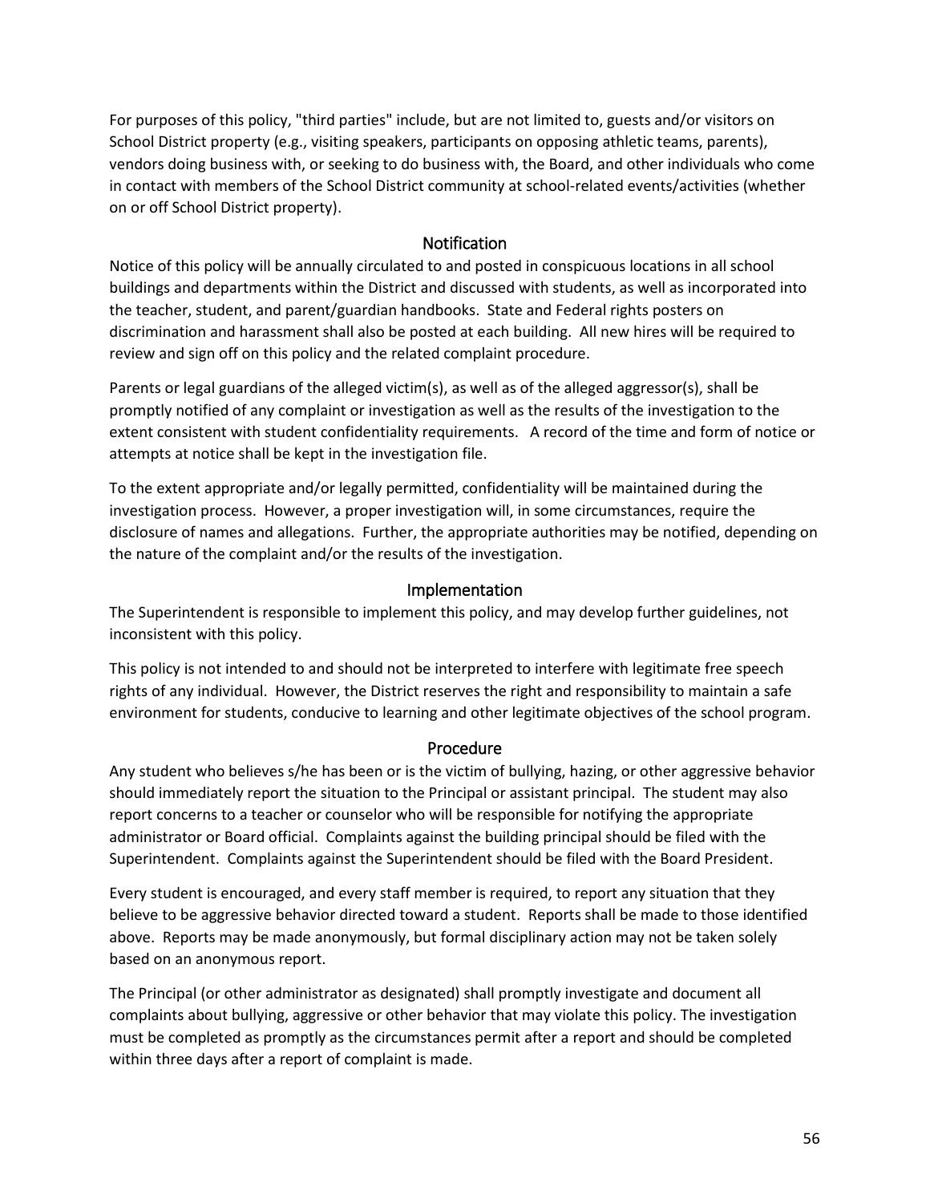For purposes of this policy, "third parties" include, but are not limited to, guests and/or visitors on School District property (e.g., visiting speakers, participants on opposing athletic teams, parents), vendors doing business with, or seeking to do business with, the Board, and other individuals who come in contact with members of the School District community at school-related events/activities (whether on or off School District property).

## Notification

Notice of this policy will be annually circulated to and posted in conspicuous locations in all school buildings and departments within the District and discussed with students, as well as incorporated into the teacher, student, and parent/guardian handbooks. State and Federal rights posters on discrimination and harassment shall also be posted at each building. All new hires will be required to review and sign off on this policy and the related complaint procedure.

Parents or legal guardians of the alleged victim(s), as well as of the alleged aggressor(s), shall be promptly notified of any complaint or investigation as well as the results of the investigation to the extent consistent with student confidentiality requirements. A record of the time and form of notice or attempts at notice shall be kept in the investigation file.

To the extent appropriate and/or legally permitted, confidentiality will be maintained during the investigation process. However, a proper investigation will, in some circumstances, require the disclosure of names and allegations. Further, the appropriate authorities may be notified, depending on the nature of the complaint and/or the results of the investigation.

## Implementation

The Superintendent is responsible to implement this policy, and may develop further guidelines, not inconsistent with this policy.

This policy is not intended to and should not be interpreted to interfere with legitimate free speech rights of any individual. However, the District reserves the right and responsibility to maintain a safe environment for students, conducive to learning and other legitimate objectives of the school program.

## Procedure

Any student who believes s/he has been or is the victim of bullying, hazing, or other aggressive behavior should immediately report the situation to the Principal or assistant principal. The student may also report concerns to a teacher or counselor who will be responsible for notifying the appropriate administrator or Board official. Complaints against the building principal should be filed with the Superintendent. Complaints against the Superintendent should be filed with the Board President.

Every student is encouraged, and every staff member is required, to report any situation that they believe to be aggressive behavior directed toward a student. Reports shall be made to those identified above. Reports may be made anonymously, but formal disciplinary action may not be taken solely based on an anonymous report.

The Principal (or other administrator as designated) shall promptly investigate and document all complaints about bullying, aggressive or other behavior that may violate this policy. The investigation must be completed as promptly as the circumstances permit after a report and should be completed within three days after a report of complaint is made.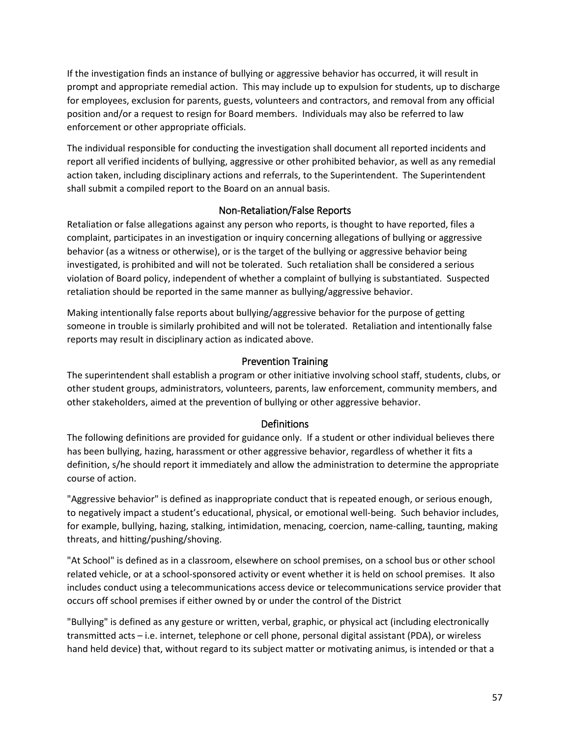If the investigation finds an instance of bullying or aggressive behavior has occurred, it will result in prompt and appropriate remedial action. This may include up to expulsion for students, up to discharge for employees, exclusion for parents, guests, volunteers and contractors, and removal from any official position and/or a request to resign for Board members. Individuals may also be referred to law enforcement or other appropriate officials.

The individual responsible for conducting the investigation shall document all reported incidents and report all verified incidents of bullying, aggressive or other prohibited behavior, as well as any remedial action taken, including disciplinary actions and referrals, to the Superintendent. The Superintendent shall submit a compiled report to the Board on an annual basis.

## Non-Retaliation/False Reports

Retaliation or false allegations against any person who reports, is thought to have reported, files a complaint, participates in an investigation or inquiry concerning allegations of bullying or aggressive behavior (as a witness or otherwise), or is the target of the bullying or aggressive behavior being investigated, is prohibited and will not be tolerated. Such retaliation shall be considered a serious violation of Board policy, independent of whether a complaint of bullying is substantiated. Suspected retaliation should be reported in the same manner as bullying/aggressive behavior.

Making intentionally false reports about bullying/aggressive behavior for the purpose of getting someone in trouble is similarly prohibited and will not be tolerated. Retaliation and intentionally false reports may result in disciplinary action as indicated above.

## Prevention Training

The superintendent shall establish a program or other initiative involving school staff, students, clubs, or other student groups, administrators, volunteers, parents, law enforcement, community members, and other stakeholders, aimed at the prevention of bullying or other aggressive behavior.

## Definitions

The following definitions are provided for guidance only. If a student or other individual believes there has been bullying, hazing, harassment or other aggressive behavior, regardless of whether it fits a definition, s/he should report it immediately and allow the administration to determine the appropriate course of action.

"Aggressive behavior" is defined as inappropriate conduct that is repeated enough, or serious enough, to negatively impact a student's educational, physical, or emotional well-being. Such behavior includes, for example, bullying, hazing, stalking, intimidation, menacing, coercion, name-calling, taunting, making threats, and hitting/pushing/shoving.

"At School" is defined as in a classroom, elsewhere on school premises, on a school bus or other school related vehicle, or at a school-sponsored activity or event whether it is held on school premises. It also includes conduct using a telecommunications access device or telecommunications service provider that occurs off school premises if either owned by or under the control of the District

"Bullying" is defined as any gesture or written, verbal, graphic, or physical act (including electronically transmitted acts – i.e. internet, telephone or cell phone, personal digital assistant (PDA), or wireless hand held device) that, without regard to its subject matter or motivating animus, is intended or that a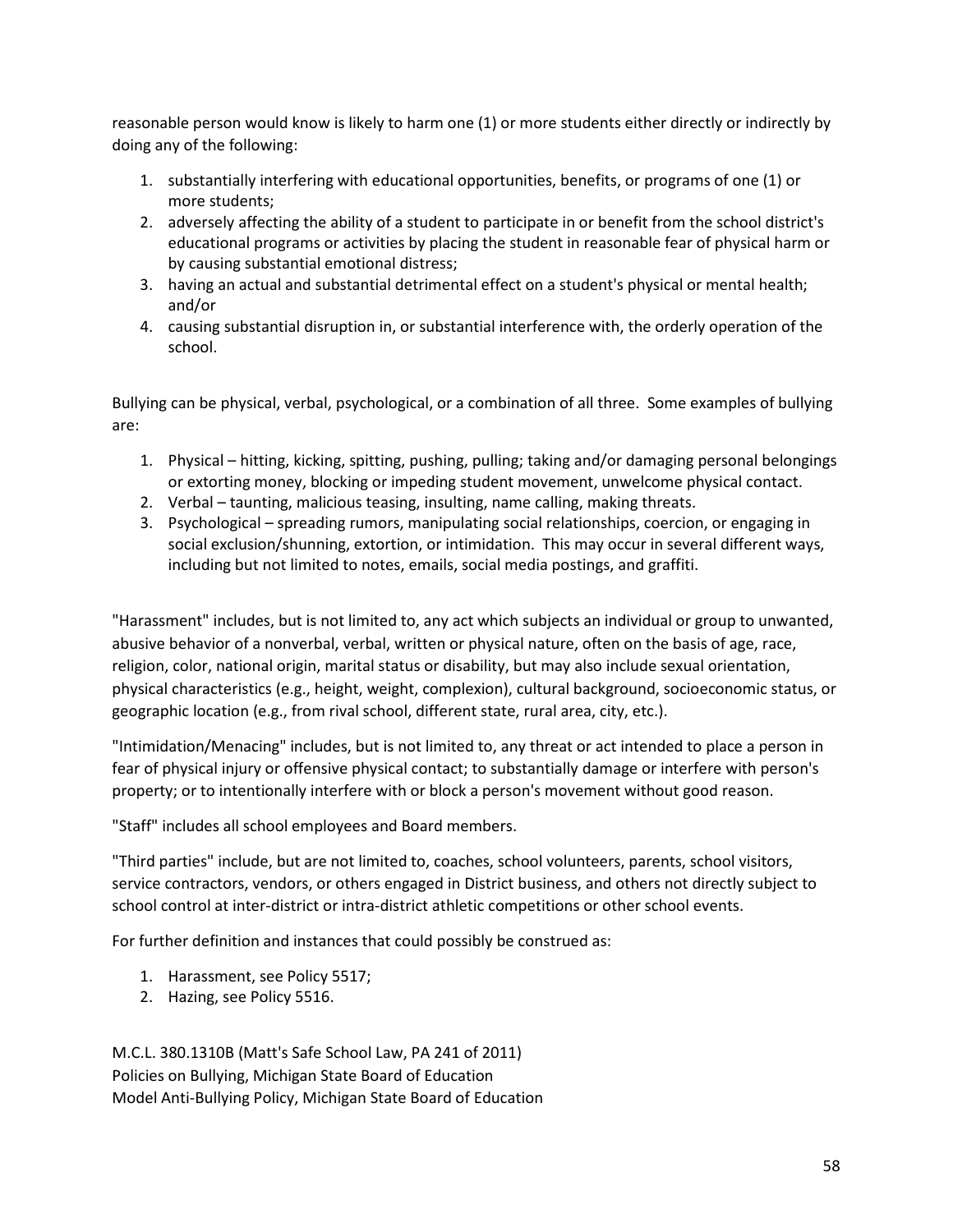reasonable person would know is likely to harm one (1) or more students either directly or indirectly by doing any of the following:

1. substantially interfering with educational opportunities, benefits, or programs of one (1) or more students;
2. adversely affecting the ability of a student to participate in or benefit from the school district's educational programs or activities by placing the student in reasonable fear of physical harm or by causing substantial emotional distress;
3. having an actual and substantial detrimental effect on a student's physical or mental health; and/or
4. causing substantial disruption in, or substantial interference with, the orderly operation of the school.

Bullying can be physical, verbal, psychological, or a combination of all three. Some examples of bullying are:

1. Physical – hitting, kicking, spitting, pushing, pulling; taking and/or damaging personal belongings or extorting money, blocking or impeding student movement, unwelcome physical contact.
2. Verbal – taunting, malicious teasing, insulting, name calling, making threats.
3. Psychological – spreading rumors, manipulating social relationships, coercion, or engaging in social exclusion/shunning, extortion, or intimidation. This may occur in several different ways, including but not limited to notes, emails, social media postings, and graffiti.

"Harassment" includes, but is not limited to, any act which subjects an individual or group to unwanted, abusive behavior of a nonverbal, verbal, written or physical nature, often on the basis of age, race, religion, color, national origin, marital status or disability, but may also include sexual orientation, physical characteristics (e.g., height, weight, complexion), cultural background, socioeconomic status, or geographic location (e.g., from rival school, different state, rural area, city, etc.).

"Intimidation/Menacing" includes, but is not limited to, any threat or act intended to place a person in fear of physical injury or offensive physical contact; to substantially damage or interfere with person's property; or to intentionally interfere with or block a person's movement without good reason.

"Staff" includes all school employees and Board members.

"Third parties" include, but are not limited to, coaches, school volunteers, parents, school visitors, service contractors, vendors, or others engaged in District business, and others not directly subject to school control at inter-district or intra-district athletic competitions or other school events.

For further definition and instances that could possibly be construed as:

1. Harassment, see Policy 5517;
2. Hazing, see Policy 5516.

M.C.L. 380.1310B (Matt's Safe School Law, PA 241 of 2011)
Policies on Bullying, Michigan State Board of Education
Model Anti-Bullying Policy, Michigan State Board of Education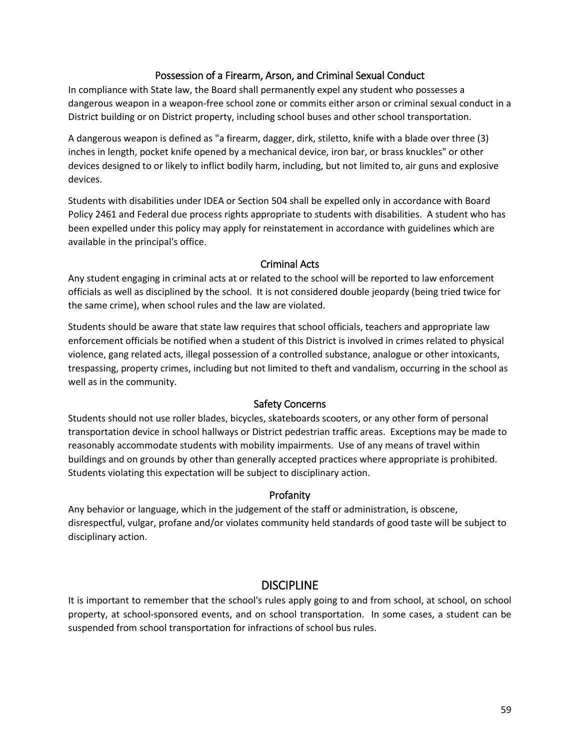### Possession of a Firearm, Arson, and Criminal Sexual Conduct

In compliance with State law, the Board shall permanently expel any student who possesses a dangerous weapon in a weapon-free school zone or commits either arson or criminal sexual conduct in a District building or on District property, including school buses and other school transportation.

A dangerous weapon is defined as "a firearm, dagger, dirk, stiletto, knife with a blade over three (3) inches in length, pocket knife opened by a mechanical device, iron bar, or brass knuckles" or other devices designed to or likely to inflict bodily harm, including, but not limited to, air guns and explosive devices.

Students with disabilities under IDEA or Section 504 shall be expelled only in accordance with Board Policy 2461 and Federal due process rights appropriate to students with disabilities. A student who has been expelled under this policy may apply for reinstatement in accordance with guidelines which are available in the principal's office.

### Criminal Acts

Any student engaging in criminal acts at or related to the school will be reported to law enforcement officials as well as disciplined by the school. It is not considered double jeopardy (being tried twice for the same crime), when school rules and the law are violated.

Students should be aware that state law requires that school officials, teachers and appropriate law enforcement officials be notified when a student of this District is involved in crimes related to physical violence, gang related acts, illegal possession of a controlled substance, analogue or other intoxicants, trespassing, property crimes, including but not limited to theft and vandalism, occurring in the school as well as in the community.

### Safety Concerns

Students should not use roller blades, bicycles, skateboards scooters, or any other form of personal transportation device in school hallways or District pedestrian traffic areas. Exceptions may be made to reasonably accommodate students with mobility impairments. Use of any means of travel within buildings and on grounds by other than generally accepted practices where appropriate is prohibited. Students violating this expectation will be subject to disciplinary action.

### Profanity

Any behavior or language, which in the judgement of the staff or administration, is obscene, disrespectful, vulgar, profane and/or violates community held standards of good taste will be subject to disciplinary action.

## DISCIPLINE

It is important to remember that the school's rules apply going to and from school, at school, on school property, at school-sponsored events, and on school transportation. In some cases, a student can be suspended from school transportation for infractions of school bus rules.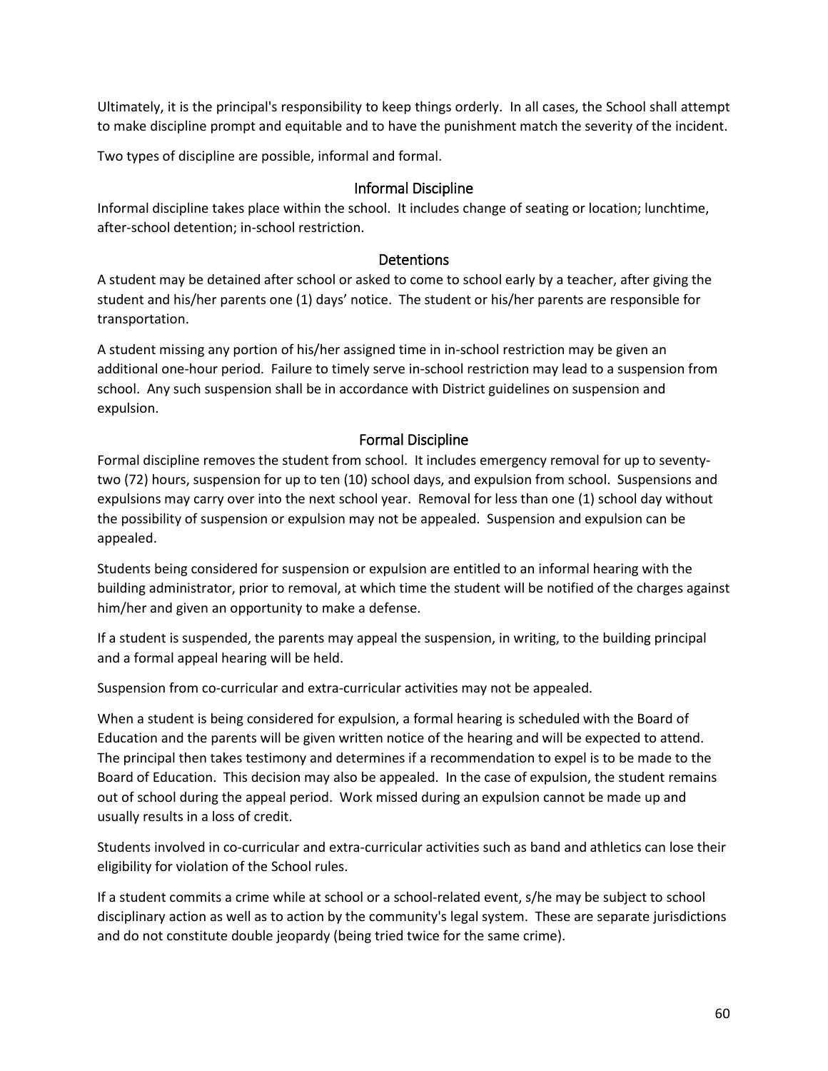Ultimately, it is the principal's responsibility to keep things orderly. In all cases, the School shall attempt to make discipline prompt and equitable and to have the punishment match the severity of the incident.

Two types of discipline are possible, informal and formal.

### Informal Discipline

Informal discipline takes place within the school. It includes change of seating or location; lunchtime, after-school detention; in-school restriction.

### Detentions

A student may be detained after school or asked to come to school early by a teacher, after giving the student and his/her parents one (1) days' notice. The student or his/her parents are responsible for transportation.

A student missing any portion of his/her assigned time in in-school restriction may be given an additional one-hour period. Failure to timely serve in-school restriction may lead to a suspension from school. Any such suspension shall be in accordance with District guidelines on suspension and expulsion.

### Formal Discipline

Formal discipline removes the student from school. It includes emergency removal for up to seventy-two (72) hours, suspension for up to ten (10) school days, and expulsion from school. Suspensions and expulsions may carry over into the next school year. Removal for less than one (1) school day without the possibility of suspension or expulsion may not be appealed. Suspension and expulsion can be appealed.

Students being considered for suspension or expulsion are entitled to an informal hearing with the building administrator, prior to removal, at which time the student will be notified of the charges against him/her and given an opportunity to make a defense.

If a student is suspended, the parents may appeal the suspension, in writing, to the building principal and a formal appeal hearing will be held.

Suspension from co-curricular and extra-curricular activities may not be appealed.

When a student is being considered for expulsion, a formal hearing is scheduled with the Board of Education and the parents will be given written notice of the hearing and will be expected to attend. The principal then takes testimony and determines if a recommendation to expel is to be made to the Board of Education. This decision may also be appealed. In the case of expulsion, the student remains out of school during the appeal period. Work missed during an expulsion cannot be made up and usually results in a loss of credit.

Students involved in co-curricular and extra-curricular activities such as band and athletics can lose their eligibility for violation of the School rules.

If a student commits a crime while at school or a school-related event, s/he may be subject to school disciplinary action as well as to action by the community's legal system. These are separate jurisdictions and do not constitute double jeopardy (being tried twice for the same crime).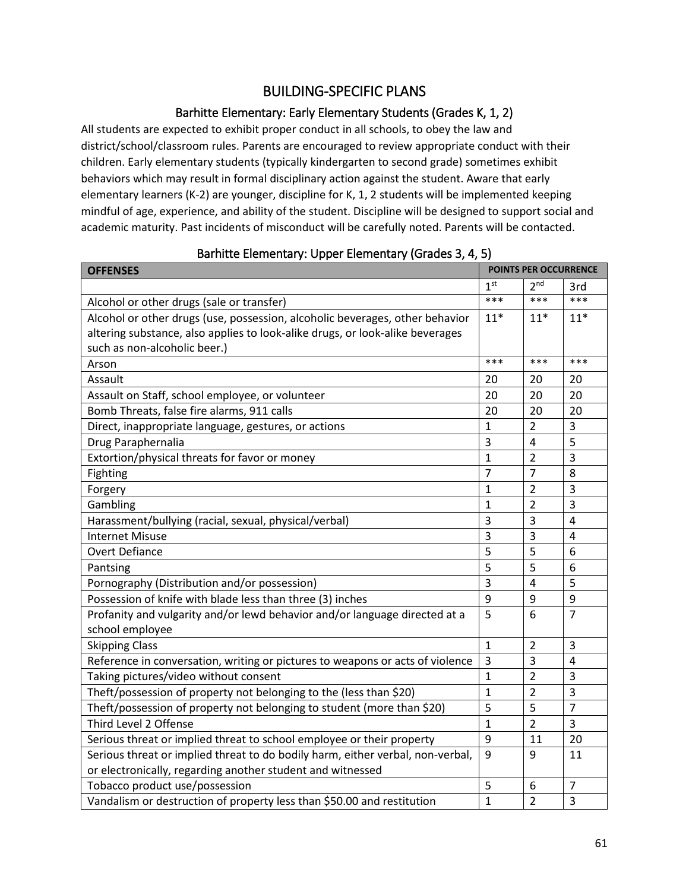# BUILDING-SPECIFIC PLANS

## Barhitte Elementary: Early Elementary Students (Grades K, 1, 2)

All students are expected to exhibit proper conduct in all schools, to obey the law and district/school/classroom rules. Parents are encouraged to review appropriate conduct with their children. Early elementary students (typically kindergarten to second grade) sometimes exhibit behaviors which may result in formal disciplinary action against the student. Aware that early elementary learners (K-2) are younger, discipline for K, 1, 2 students will be implemented keeping mindful of age, experience, and ability of the student. Discipline will be designed to support social and academic maturity. Past incidents of misconduct will be carefully noted. Parents will be contacted.

## Barhitte Elementary: Upper Elementary (Grades 3, 4, 5)

| OFFENSES | POINTS PER OCCURRENCE | | |
|---|---|---|---|
| | 1st | 2nd | 3rd |
| Alcohol or other drugs (sale or transfer) | *** | *** | *** |
| Alcohol or other drugs (use, possession, alcoholic beverages, other behavior altering substance, also applies to look-alike drugs, or look-alike beverages such as non-alcoholic beer.) | 11* | 11* | 11* |
| Arson | *** | *** | *** |
| Assault | 20 | 20 | 20 |
| Assault on Staff, school employee, or volunteer | 20 | 20 | 20 |
| Bomb Threats, false fire alarms, 911 calls | 20 | 20 | 20 |
| Direct, inappropriate language, gestures, or actions | 1 | 2 | 3 |
| Drug Paraphernalia | 3 | 4 | 5 |
| Extortion/physical threats for favor or money | 1 | 2 | 3 |
| Fighting | 7 | 7 | 8 |
| Forgery | 1 | 2 | 3 |
| Gambling | 1 | 2 | 3 |
| Harassment/bullying (racial, sexual, physical/verbal) | 3 | 3 | 4 |
| Internet Misuse | 3 | 3 | 4 |
| Overt Defiance | 5 | 5 | 6 |
| Pantsing | 5 | 5 | 6 |
| Pornography (Distribution and/or possession) | 3 | 4 | 5 |
| Possession of knife with blade less than three (3) inches | 9 | 9 | 9 |
| Profanity and vulgarity and/or lewd behavior and/or language directed at a school employee | 5 | 6 | 7 |
| Skipping Class | 1 | 2 | 3 |
| Reference in conversation, writing or pictures to weapons or acts of violence | 3 | 3 | 4 |
| Taking pictures/video without consent | 1 | 2 | 3 |
| Theft/possession of property not belonging to the (less than $20) | 1 | 2 | 3 |
| Theft/possession of property not belonging to student (more than $20) | 5 | 5 | 7 |
| Third Level 2 Offense | 1 | 2 | 3 |
| Serious threat or implied threat to school employee or their property | 9 | 11 | 20 |
| Serious threat or implied threat to do bodily harm, either verbal, non-verbal, or electronically, regarding another student and witnessed | 9 | 9 | 11 |
| Tobacco product use/possession | 5 | 6 | 7 |
| Vandalism or destruction of property less than $50.00 and restitution | 1 | 2 | 3 |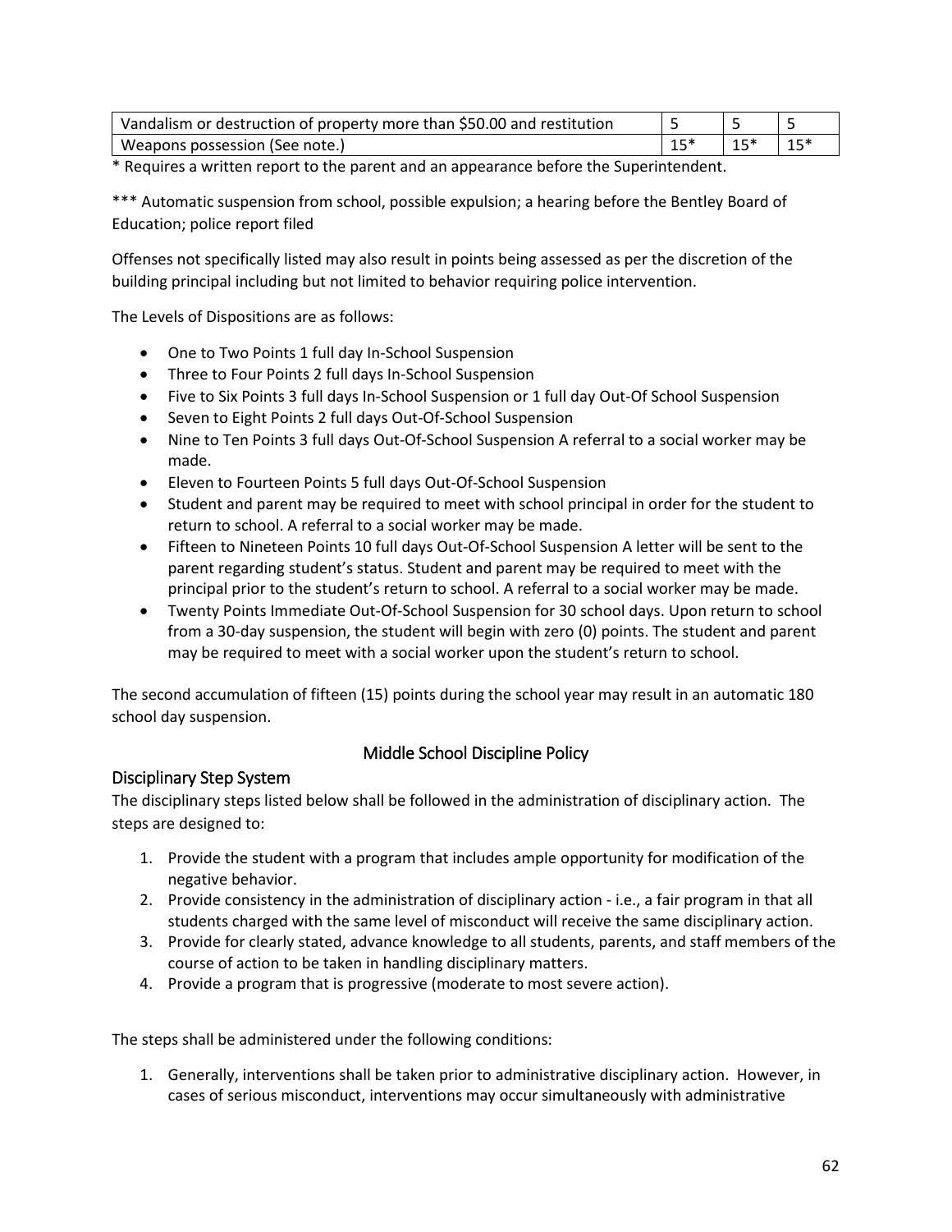| Vandalism or destruction of property more than $50.00 and restitution | 5 | 5 | 5 |
|---|---|---|---|
| Weapons possession (See note.) | 15* | 15* | 15* |

* Requires a written report to the parent and an appearance before the Superintendent.

*** Automatic suspension from school, possible expulsion; a hearing before the Bentley Board of Education; police report filed

Offenses not specifically listed may also result in points being assessed as per the discretion of the building principal including but not limited to behavior requiring police intervention.

The Levels of Dispositions are as follows:

- One to Two Points 1 full day In-School Suspension
- Three to Four Points 2 full days In-School Suspension
- Five to Six Points 3 full days In-School Suspension or 1 full day Out-Of School Suspension
- Seven to Eight Points 2 full days Out-Of-School Suspension
- Nine to Ten Points 3 full days Out-Of-School Suspension A referral to a social worker may be made.
- Eleven to Fourteen Points 5 full days Out-Of-School Suspension
- Student and parent may be required to meet with school principal in order for the student to return to school. A referral to a social worker may be made.
- Fifteen to Nineteen Points 10 full days Out-Of-School Suspension A letter will be sent to the parent regarding student's status. Student and parent may be required to meet with the principal prior to the student's return to school. A referral to a social worker may be made.
- Twenty Points Immediate Out-Of-School Suspension for 30 school days. Upon return to school from a 30-day suspension, the student will begin with zero (0) points. The student and parent may be required to meet with a social worker upon the student's return to school.

The second accumulation of fifteen (15) points during the school year may result in an automatic 180 school day suspension.

## Middle School Discipline Policy

### Disciplinary Step System

The disciplinary steps listed below shall be followed in the administration of disciplinary action. The steps are designed to:

1. Provide the student with a program that includes ample opportunity for modification of the negative behavior.
2. Provide consistency in the administration of disciplinary action - i.e., a fair program in that all students charged with the same level of misconduct will receive the same disciplinary action.
3. Provide for clearly stated, advance knowledge to all students, parents, and staff members of the course of action to be taken in handling disciplinary matters.
4. Provide a program that is progressive (moderate to most severe action).

The steps shall be administered under the following conditions:

1. Generally, interventions shall be taken prior to administrative disciplinary action. However, in cases of serious misconduct, interventions may occur simultaneously with administrative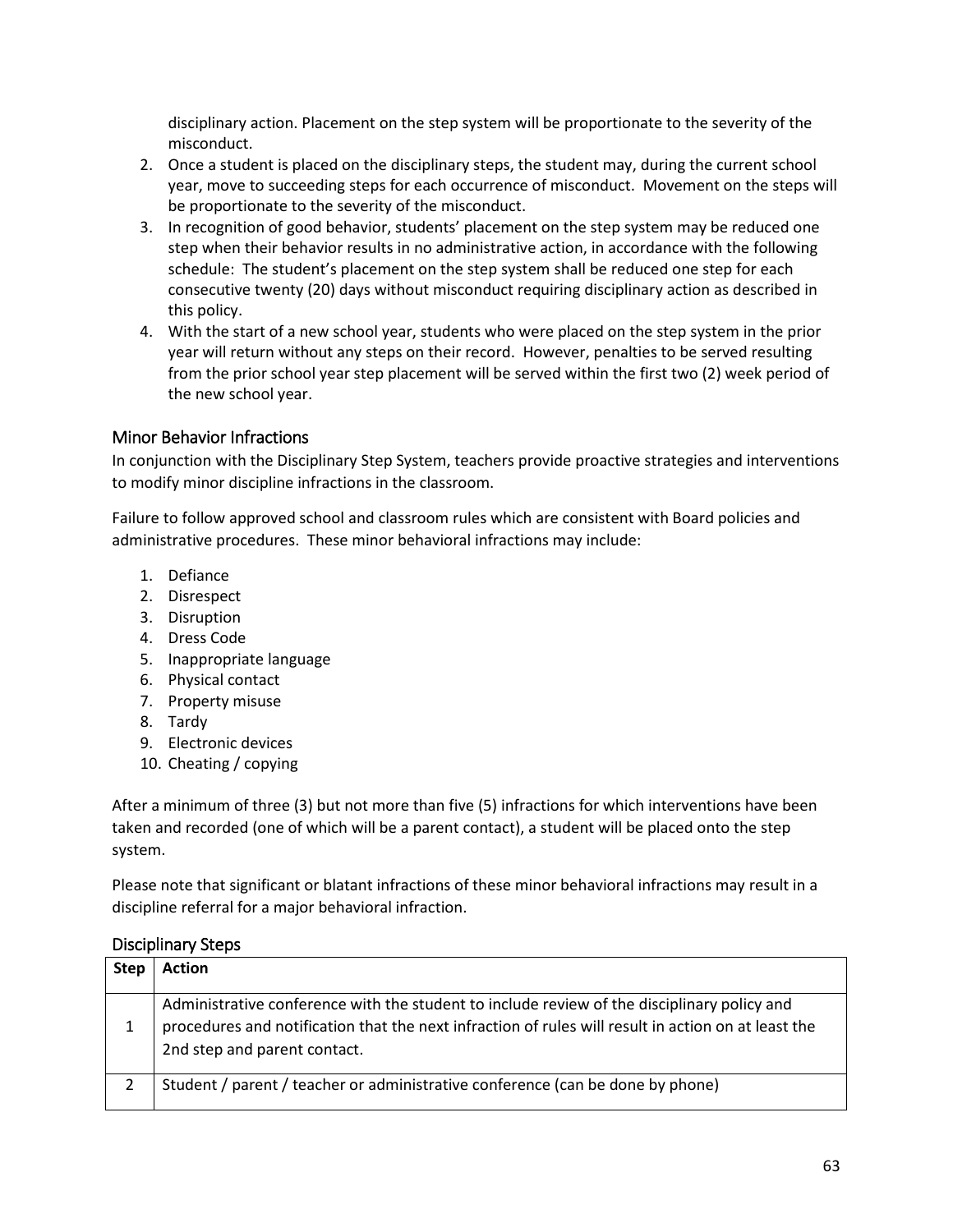disciplinary action. Placement on the step system will be proportionate to the severity of the misconduct.

2. Once a student is placed on the disciplinary steps, the student may, during the current school year, move to succeeding steps for each occurrence of misconduct. Movement on the steps will be proportionate to the severity of the misconduct.
3. In recognition of good behavior, students' placement on the step system may be reduced one step when their behavior results in no administrative action, in accordance with the following schedule: The student's placement on the step system shall be reduced one step for each consecutive twenty (20) days without misconduct requiring disciplinary action as described in this policy.
4. With the start of a new school year, students who were placed on the step system in the prior year will return without any steps on their record. However, penalties to be served resulting from the prior school year step placement will be served within the first two (2) week period of the new school year.

## Minor Behavior Infractions

In conjunction with the Disciplinary Step System, teachers provide proactive strategies and interventions to modify minor discipline infractions in the classroom.

Failure to follow approved school and classroom rules which are consistent with Board policies and administrative procedures. These minor behavioral infractions may include:

1. Defiance
2. Disrespect
3. Disruption
4. Dress Code
5. Inappropriate language
6. Physical contact
7. Property misuse
8. Tardy
9. Electronic devices
10. Cheating / copying

After a minimum of three (3) but not more than five (5) infractions for which interventions have been taken and recorded (one of which will be a parent contact), a student will be placed onto the step system.

Please note that significant or blatant infractions of these minor behavioral infractions may result in a discipline referral for a major behavioral infraction.

## Disciplinary Steps

| Step | Action |
|---|---|
| 1 | Administrative conference with the student to include review of the disciplinary policy and procedures and notification that the next infraction of rules will result in action on at least the 2nd step and parent contact. |
| 2 | Student / parent / teacher or administrative conference (can be done by phone) |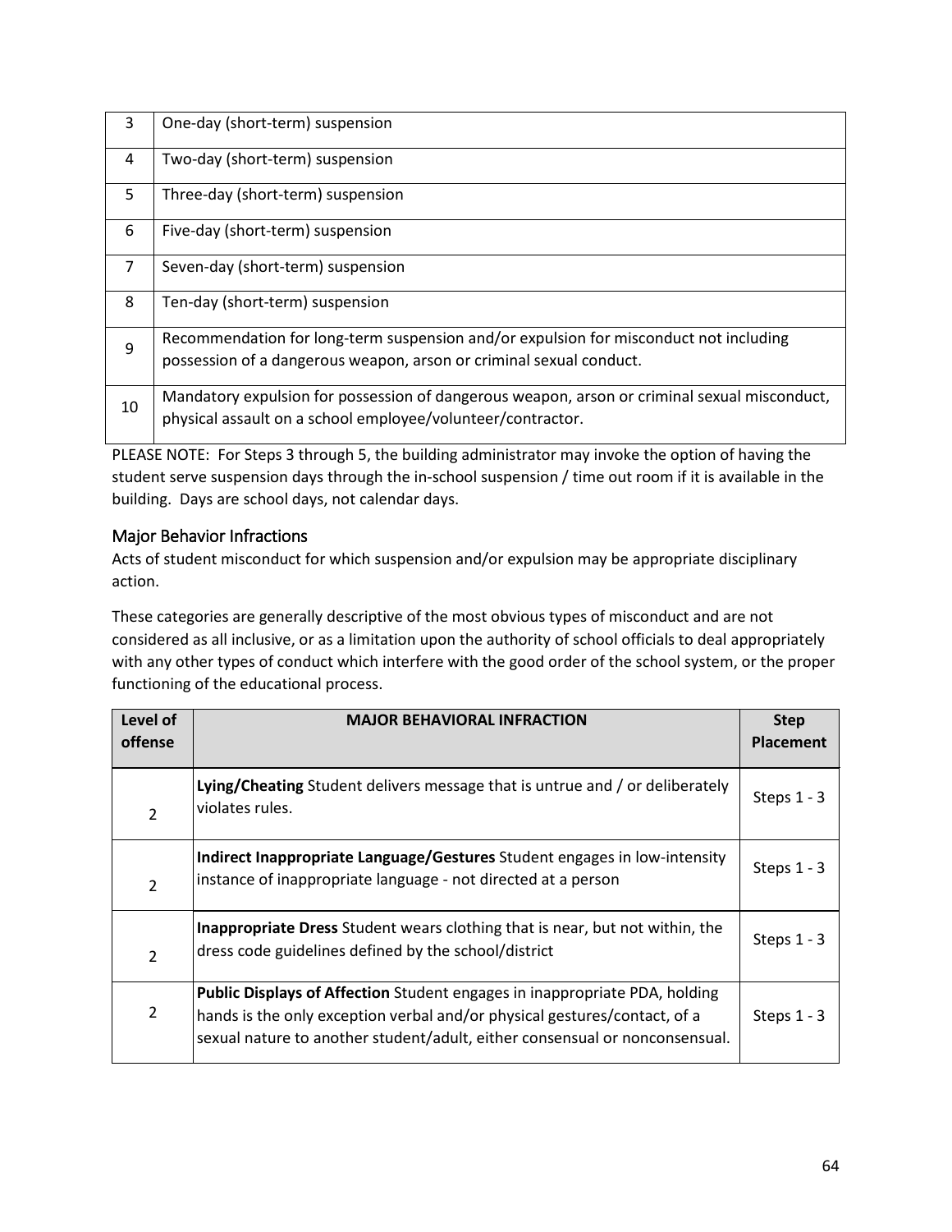| 3 | One-day (short-term) suspension |
|---|---|
| 4 | Two-day (short-term) suspension |
| 5 | Three-day (short-term) suspension |
| 6 | Five-day (short-term) suspension |
| 7 | Seven-day (short-term) suspension |
| 8 | Ten-day (short-term) suspension |
| 9 | Recommendation for long-term suspension and/or expulsion for misconduct not including possession of a dangerous weapon, arson or criminal sexual conduct. |
| 10 | Mandatory expulsion for possession of dangerous weapon, arson or criminal sexual misconduct, physical assault on a school employee/volunteer/contractor. |

PLEASE NOTE: For Steps 3 through 5, the building administrator may invoke the option of having the student serve suspension days through the in-school suspension / time out room if it is available in the building. Days are school days, not calendar days.

### Major Behavior Infractions

Acts of student misconduct for which suspension and/or expulsion may be appropriate disciplinary action.

These categories are generally descriptive of the most obvious types of misconduct and are not considered as all inclusive, or as a limitation upon the authority of school officials to deal appropriately with any other types of conduct which interfere with the good order of the school system, or the proper functioning of the educational process.

| Level of offense | MAJOR BEHAVIORAL INFRACTION | Step Placement |
|---|---|---|
| 2 | **Lying/Cheating** Student delivers message that is untrue and / or deliberately violates rules. | Steps 1 - 3 |
| 2 | **Indirect Inappropriate Language/Gestures** Student engages in low-intensity instance of inappropriate language - not directed at a person | Steps 1 - 3 |
| 2 | **Inappropriate Dress** Student wears clothing that is near, but not within, the dress code guidelines defined by the school/district | Steps 1 - 3 |
| 2 | **Public Displays of Affection** Student engages in inappropriate PDA, holding hands is the only exception verbal and/or physical gestures/contact, of a sexual nature to another student/adult, either consensual or nonconsensual. | Steps 1 - 3 |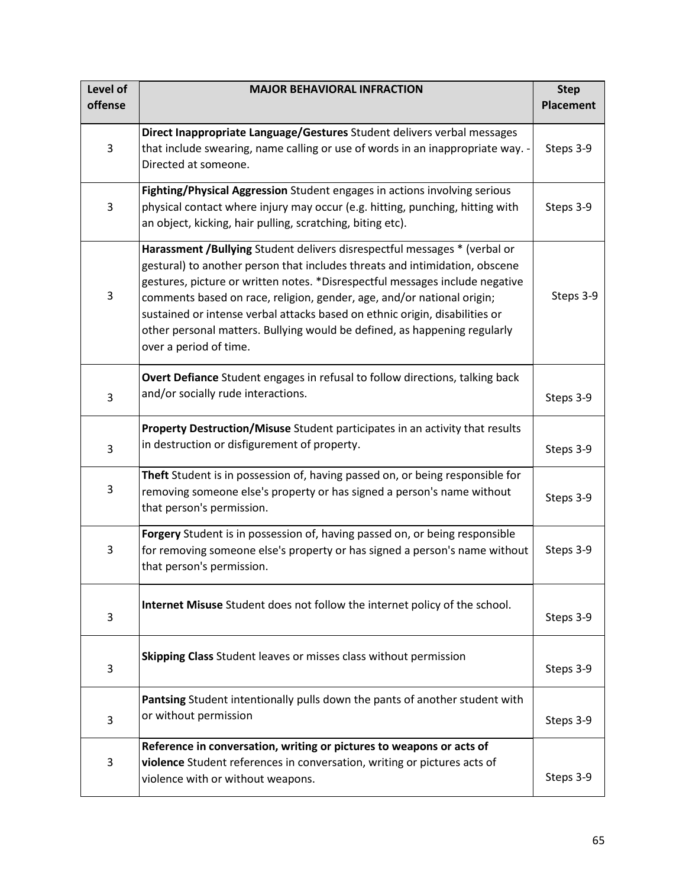| Level of offense | MAJOR BEHAVIORAL INFRACTION | Step Placement |
|---|---|---|
| 3 | **Direct Inappropriate Language/Gestures** Student delivers verbal messages that include swearing, name calling or use of words in an inappropriate way. - Directed at someone. | Steps 3-9 |
| 3 | **Fighting/Physical Aggression** Student engages in actions involving serious physical contact where injury may occur (e.g. hitting, punching, hitting with an object, kicking, hair pulling, scratching, biting etc). | Steps 3-9 |
| 3 | **Harassment /Bullying** Student delivers disrespectful messages * (verbal or gestural) to another person that includes threats and intimidation, obscene gestures, picture or written notes. *Disrespectful messages include negative comments based on race, religion, gender, age, and/or national origin; sustained or intense verbal attacks based on ethnic origin, disabilities or other personal matters. Bullying would be defined, as happening regularly over a period of time. | Steps 3-9 |
| 3 | **Overt Defiance** Student engages in refusal to follow directions, talking back and/or socially rude interactions. | Steps 3-9 |
| 3 | **Property Destruction/Misuse** Student participates in an activity that results in destruction or disfigurement of property. | Steps 3-9 |
| 3 | **Theft** Student is in possession of, having passed on, or being responsible for removing someone else's property or has signed a person's name without that person's permission. | Steps 3-9 |
| 3 | **Forgery** Student is in possession of, having passed on, or being responsible for removing someone else's property or has signed a person's name without that person's permission. | Steps 3-9 |
| 3 | **Internet Misuse** Student does not follow the internet policy of the school. | Steps 3-9 |
| 3 | **Skipping Class** Student leaves or misses class without permission | Steps 3-9 |
| 3 | **Pantsing** Student intentionally pulls down the pants of another student with or without permission | Steps 3-9 |
| 3 | **Reference in conversation, writing or pictures to weapons or acts of violence** Student references in conversation, writing or pictures acts of violence with or without weapons. | Steps 3-9 |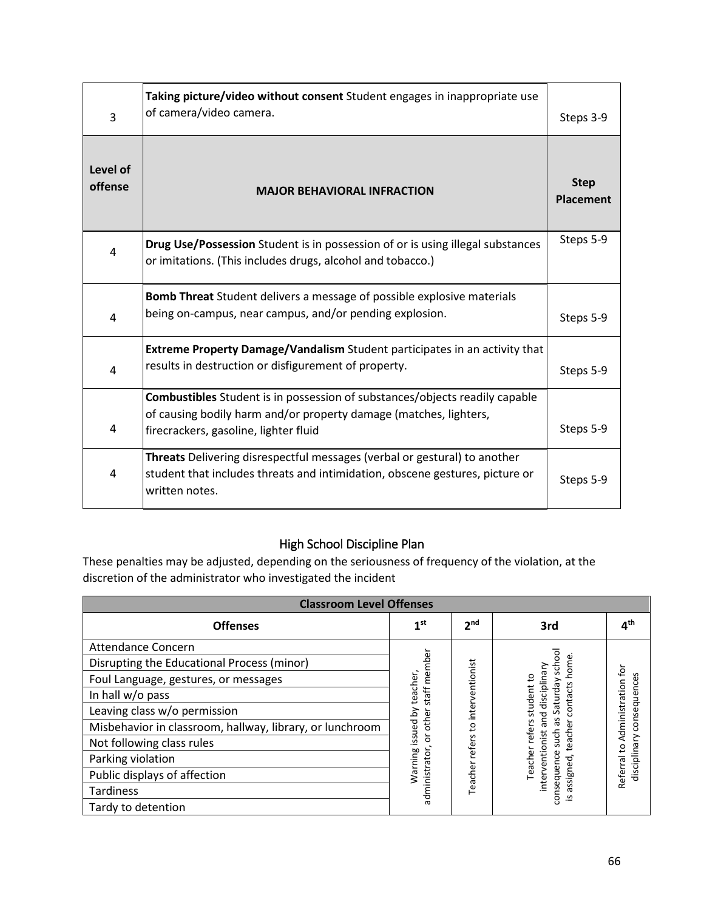| | | |
|---|---|---|
| 3 | **Taking picture/video without consent** Student engages in inappropriate use of camera/video camera. | Steps 3-9 |
| **Level of offense** | **MAJOR BEHAVIORAL INFRACTION** | **Step Placement** |
| 4 | **Drug Use/Possession** Student is in possession of or is using illegal substances or imitations. (This includes drugs, alcohol and tobacco.) | Steps 5-9 |
| 4 | **Bomb Threat** Student delivers a message of possible explosive materials being on-campus, near campus, and/or pending explosion. | Steps 5-9 |
| 4 | **Extreme Property Damage/Vandalism** Student participates in an activity that results in destruction or disfigurement of property. | Steps 5-9 |
| 4 | **Combustibles** Student is in possession of substances/objects readily capable of causing bodily harm and/or property damage (matches, lighters, firecrackers, gasoline, lighter fluid | Steps 5-9 |
| 4 | **Threats** Delivering disrespectful messages (verbal or gestural) to another student that includes threats and intimidation, obscene gestures, picture or written notes. | Steps 5-9 |

## High School Discipline Plan

These penalties may be adjusted, depending on the seriousness of frequency of the violation, at the discretion of the administrator who investigated the incident

| **Classroom Level Offenses** | | | | |
|---|---|---|---|---|
| **Offenses** | **1st** | **2nd** | **3rd** | **4th** |
| Attendance Concern<br>Disrupting the Educational Process (minor)<br>Foul Language, gestures, or messages<br>In hall w/o pass<br>Leaving class w/o permission<br>Misbehavior in classroom, hallway, library, or lunchroom<br>Not following class rules<br>Parking violation<br>Public displays of affection<br>Tardiness<br>Tardy to detention | Warning issued by teacher, administrator, or other staff member | Teacher refers to interventionist | Teacher refers student to interventionist and disciplinary consequence such as Saturday school is assigned, teacher contacts home. | Referral to Administration for disciplinary consequences |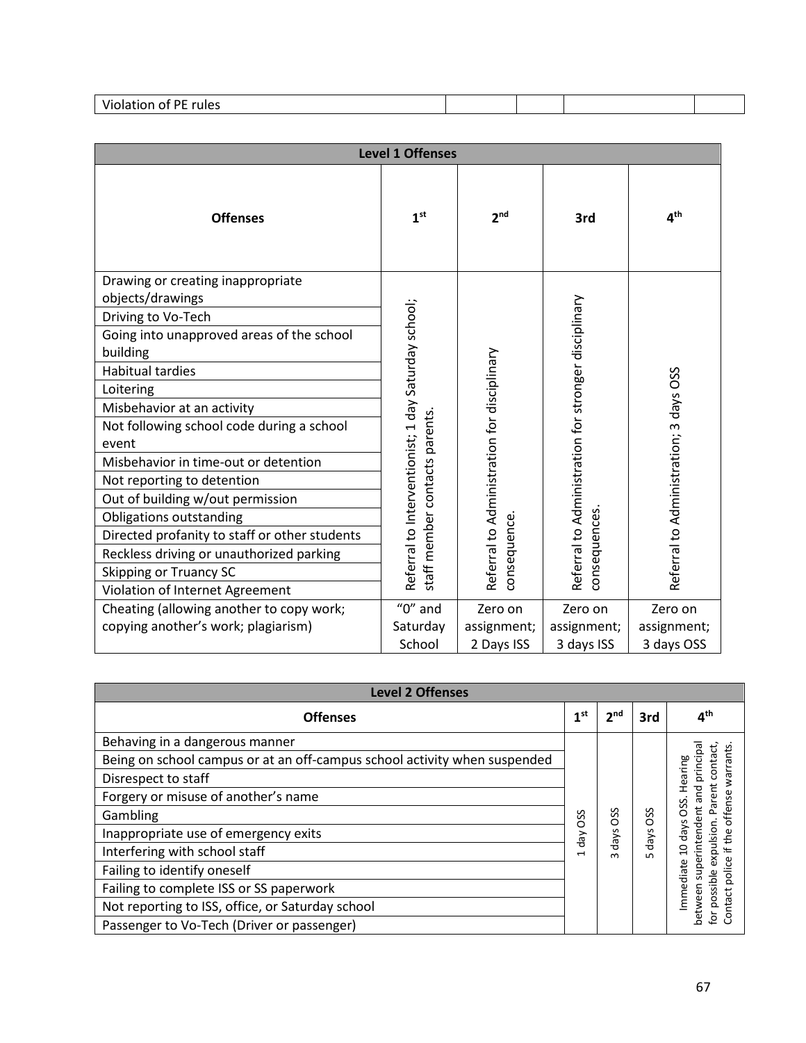| Violation of PE rules | | | | |
|---|---|---|---|---|

| Level 1 Offenses | | | | |
|---|---|---|---|---|
| **Offenses** | **1st** | **2nd** | **3rd** | **4th** |
| Drawing or creating inappropriate objects/drawings | Referral to Interventionist; 1 day Saturday school; staff member contacts parents. | Referral to Administration for disciplinary consequence. | Referral to Administration for stronger disciplinary consequences. | Referral to Administration; 3 days OSS |
| Driving to Vo-Tech | | | | |
| Going into unapproved areas of the school building | | | | |
| Habitual tardies | | | | |
| Loitering | | | | |
| Misbehavior at an activity | | | | |
| Not following school code during a school event | | | | |
| Misbehavior in time-out or detention | | | | |
| Not reporting to detention | | | | |
| Out of building w/out permission | | | | |
| Obligations outstanding | | | | |
| Directed profanity to staff or other students | | | | |
| Reckless driving or unauthorized parking | | | | |
| Skipping or Truancy SC | | | | |
| Violation of Internet Agreement | | | | |
| Cheating (allowing another to copy work; copying another's work; plagiarism) | "0" and Saturday School | Zero on assignment; 2 Days ISS | Zero on assignment; 3 days ISS | Zero on assignment; 3 days OSS |

| Level 2 Offenses | | | | |
|---|---|---|---|---|
| **Offenses** | **1st** | **2nd** | **3rd** | **4th** |
| Behaving in a dangerous manner | 1 day OSS | 3 days OSS | 5 days OSS | Immediate 10 days OSS. Hearing between superintendent and principal for possible expulsion. Parent contact, Contact police if the offense warrants. |
| Being on school campus or at an off-campus school activity when suspended | | | | |
| Disrespect to staff | | | | |
| Forgery or misuse of another's name | | | | |
| Gambling | | | | |
| Inappropriate use of emergency exits | | | | |
| Interfering with school staff | | | | |
| Failing to identify oneself | | | | |
| Failing to complete ISS or SS paperwork | | | | |
| Not reporting to ISS, office, or Saturday school | | | | |
| Passenger to Vo-Tech (Driver or passenger) | | | | |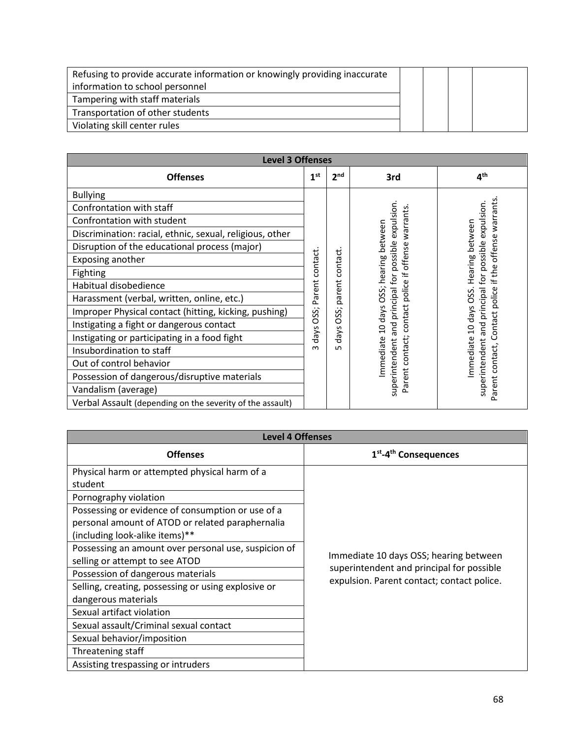| | | | | |
|---|---|---|---|---|
| Refusing to provide accurate information or knowingly providing inaccurate information to school personnel | | | | |
| Tampering with staff materials | | | | |
| Transportation of other students | | | | |
| Violating skill center rules | | | | |

| **Level 3 Offenses** | | | | |
|---|---|---|---|---|
| **Offenses** | **1st** | **2nd** | **3rd** | **4th** |
| Bullying | 3 days OSS; Parent contact. | 5 days OSS; parent contact. | Immediate 10 days OSS; hearing between superintendent and principal for possible expulsion. Parent contact; contact police if offense warrants. | Immediate 10 days OSS. Hearing between superintendent and principal for possible expulsion. Parent contact, Contact police if the offense warrants. |
| Confrontation with staff | | | | |
| Confrontation with student | | | | |
| Discrimination: racial, ethnic, sexual, religious, other | | | | |
| Disruption of the educational process (major) | | | | |
| Exposing another | | | | |
| Fighting | | | | |
| Habitual disobedience | | | | |
| Harassment (verbal, written, online, etc.) | | | | |
| Improper Physical contact (hitting, kicking, pushing) | | | | |
| Instigating a fight or dangerous contact | | | | |
| Instigating or participating in a food fight | | | | |
| Insubordination to staff | | | | |
| Out of control behavior | | | | |
| Possession of dangerous/disruptive materials | | | | |
| Vandalism (average) | | | | |
| Verbal Assault (depending on the severity of the assault) | | | | |

| **Level 4 Offenses** | |
|---|---|
| **Offenses** | **1st-4th Consequences** |
| Physical harm or attempted physical harm of a student | Immediate 10 days OSS; hearing between superintendent and principal for possible expulsion. Parent contact; contact police. |
| Pornography violation | |
| Possessing or evidence of consumption or use of a personal amount of ATOD or related paraphernalia (including look-alike items)** | |
| Possessing an amount over personal use, suspicion of selling or attempt to see ATOD | |
| Possession of dangerous materials | |
| Selling, creating, possessing or using explosive or dangerous materials | |
| Sexual artifact violation | |
| Sexual assault/Criminal sexual contact | |
| Sexual behavior/imposition | |
| Threatening staff | |
| Assisting trespassing or intruders | |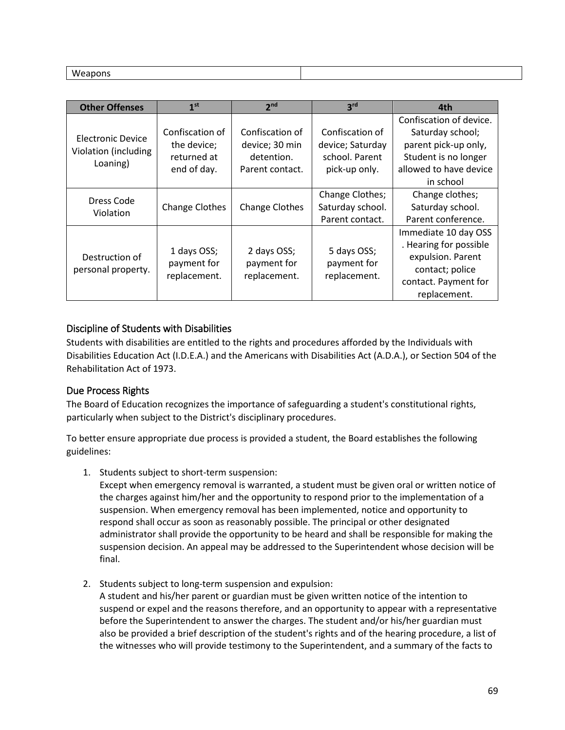| Weapons | |
|---|---|

| Other Offenses | 1st | 2nd | 3rd | 4th |
|---|---|---|---|---|
| Electronic Device Violation (including Loaning) | Confiscation of the device; returned at end of day. | Confiscation of device; 30 min detention. Parent contact. | Confiscation of device; Saturday school. Parent pick-up only. | Confiscation of device. Saturday school; parent pick-up only, Student is no longer allowed to have device in school |
| Dress Code Violation | Change Clothes | Change Clothes | Change Clothes; Saturday school. Parent contact. | Change clothes; Saturday school. Parent conference. |
| Destruction of personal property. | 1 days OSS; payment for replacement. | 2 days OSS; payment for replacement. | 5 days OSS; payment for replacement. | Immediate 10 day OSS . Hearing for possible expulsion. Parent contact; police contact. Payment for replacement. |

## Discipline of Students with Disabilities

Students with disabilities are entitled to the rights and procedures afforded by the Individuals with Disabilities Education Act (I.D.E.A.) and the Americans with Disabilities Act (A.D.A.), or Section 504 of the Rehabilitation Act of 1973.

## Due Process Rights

The Board of Education recognizes the importance of safeguarding a student's constitutional rights, particularly when subject to the District's disciplinary procedures.

To better ensure appropriate due process is provided a student, the Board establishes the following guidelines:

1. Students subject to short-term suspension:
   Except when emergency removal is warranted, a student must be given oral or written notice of the charges against him/her and the opportunity to respond prior to the implementation of a suspension. When emergency removal has been implemented, notice and opportunity to respond shall occur as soon as reasonably possible. The principal or other designated administrator shall provide the opportunity to be heard and shall be responsible for making the suspension decision. An appeal may be addressed to the Superintendent whose decision will be final.

2. Students subject to long-term suspension and expulsion:
   A student and his/her parent or guardian must be given written notice of the intention to suspend or expel and the reasons therefore, and an opportunity to appear with a representative before the Superintendent to answer the charges. The student and/or his/her guardian must also be provided a brief description of the student's rights and of the hearing procedure, a list of the witnesses who will provide testimony to the Superintendent, and a summary of the facts to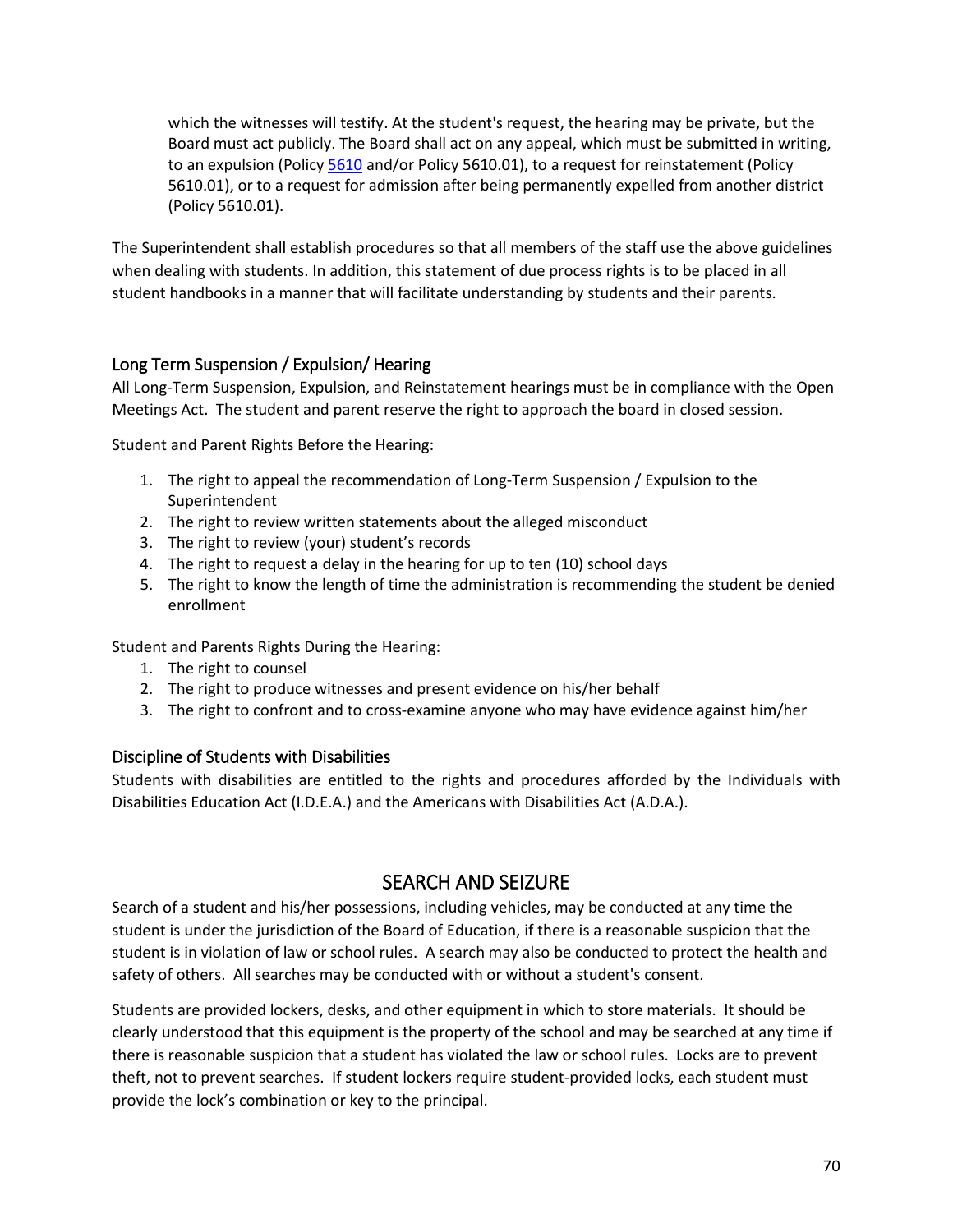which the witnesses will testify. At the student's request, the hearing may be private, but the Board must act publicly. The Board shall act on any appeal, which must be submitted in writing, to an expulsion (Policy 5610 and/or Policy 5610.01), to a request for reinstatement (Policy 5610.01), or to a request for admission after being permanently expelled from another district (Policy 5610.01).

The Superintendent shall establish procedures so that all members of the staff use the above guidelines when dealing with students. In addition, this statement of due process rights is to be placed in all student handbooks in a manner that will facilitate understanding by students and their parents.

### Long Term Suspension / Expulsion/ Hearing

All Long-Term Suspension, Expulsion, and Reinstatement hearings must be in compliance with the Open Meetings Act. The student and parent reserve the right to approach the board in closed session.

Student and Parent Rights Before the Hearing:

1. The right to appeal the recommendation of Long-Term Suspension / Expulsion to the Superintendent
2. The right to review written statements about the alleged misconduct
3. The right to review (your) student's records
4. The right to request a delay in the hearing for up to ten (10) school days
5. The right to know the length of time the administration is recommending the student be denied enrollment

Student and Parents Rights During the Hearing:

1. The right to counsel
2. The right to produce witnesses and present evidence on his/her behalf
3. The right to confront and to cross-examine anyone who may have evidence against him/her

### Discipline of Students with Disabilities

Students with disabilities are entitled to the rights and procedures afforded by the Individuals with Disabilities Education Act (I.D.E.A.) and the Americans with Disabilities Act (A.D.A.).

## SEARCH AND SEIZURE

Search of a student and his/her possessions, including vehicles, may be conducted at any time the student is under the jurisdiction of the Board of Education, if there is a reasonable suspicion that the student is in violation of law or school rules. A search may also be conducted to protect the health and safety of others. All searches may be conducted with or without a student's consent.

Students are provided lockers, desks, and other equipment in which to store materials. It should be clearly understood that this equipment is the property of the school and may be searched at any time if there is reasonable suspicion that a student has violated the law or school rules. Locks are to prevent theft, not to prevent searches. If student lockers require student-provided locks, each student must provide the lock's combination or key to the principal.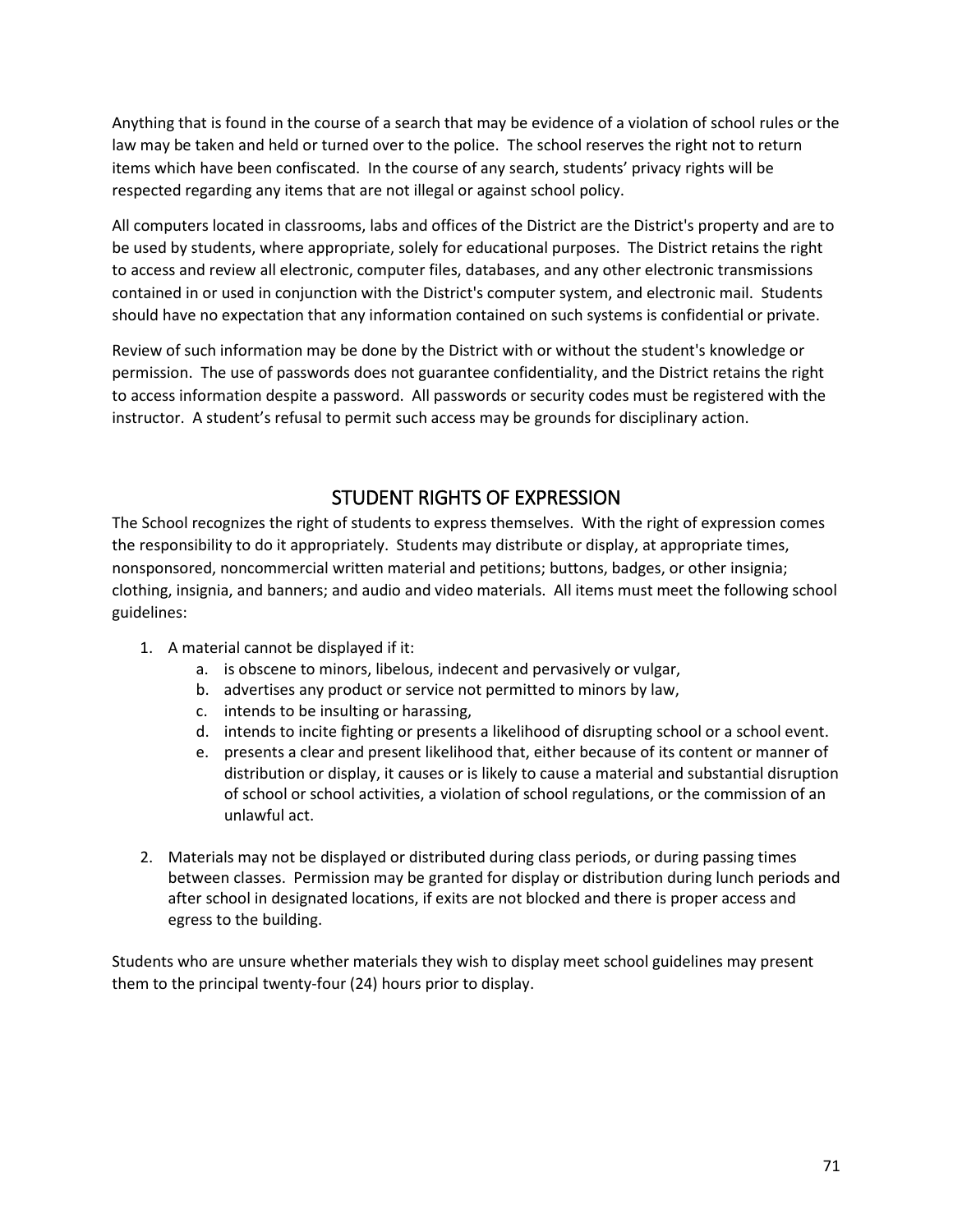Anything that is found in the course of a search that may be evidence of a violation of school rules or the law may be taken and held or turned over to the police. The school reserves the right not to return items which have been confiscated. In the course of any search, students' privacy rights will be respected regarding any items that are not illegal or against school policy.

All computers located in classrooms, labs and offices of the District are the District's property and are to be used by students, where appropriate, solely for educational purposes. The District retains the right to access and review all electronic, computer files, databases, and any other electronic transmissions contained in or used in conjunction with the District's computer system, and electronic mail. Students should have no expectation that any information contained on such systems is confidential or private.

Review of such information may be done by the District with or without the student's knowledge or permission. The use of passwords does not guarantee confidentiality, and the District retains the right to access information despite a password. All passwords or security codes must be registered with the instructor. A student's refusal to permit such access may be grounds for disciplinary action.

## STUDENT RIGHTS OF EXPRESSION

The School recognizes the right of students to express themselves. With the right of expression comes the responsibility to do it appropriately. Students may distribute or display, at appropriate times, nonsponsored, noncommercial written material and petitions; buttons, badges, or other insignia; clothing, insignia, and banners; and audio and video materials. All items must meet the following school guidelines:

1. A material cannot be displayed if it:
   a. is obscene to minors, libelous, indecent and pervasively or vulgar,
   b. advertises any product or service not permitted to minors by law,
   c. intends to be insulting or harassing,
   d. intends to incite fighting or presents a likelihood of disrupting school or a school event.
   e. presents a clear and present likelihood that, either because of its content or manner of distribution or display, it causes or is likely to cause a material and substantial disruption of school or school activities, a violation of school regulations, or the commission of an unlawful act.

2. Materials may not be displayed or distributed during class periods, or during passing times between classes. Permission may be granted for display or distribution during lunch periods and after school in designated locations, if exits are not blocked and there is proper access and egress to the building.

Students who are unsure whether materials they wish to display meet school guidelines may present them to the principal twenty-four (24) hours prior to display.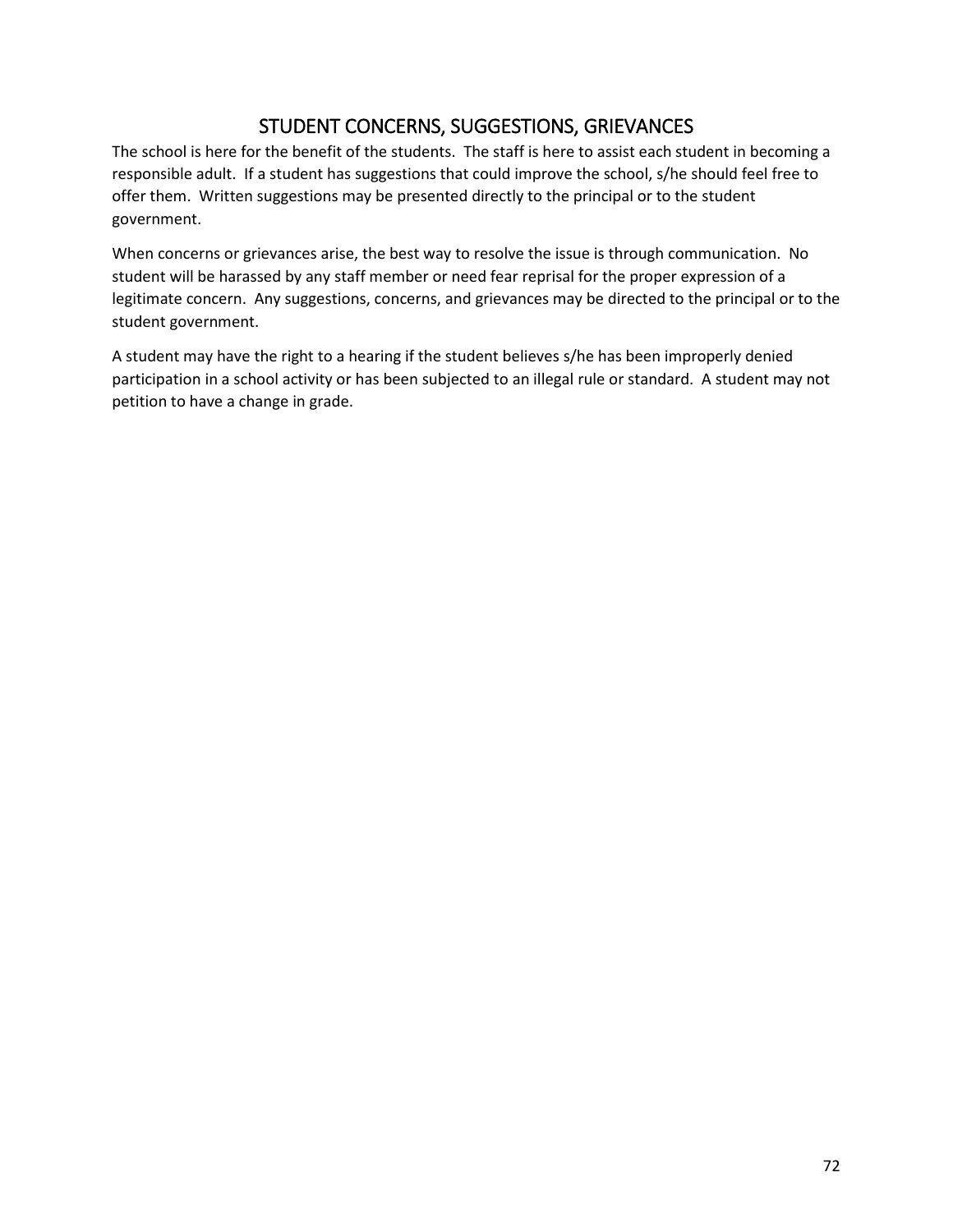# STUDENT CONCERNS, SUGGESTIONS, GRIEVANCES

The school is here for the benefit of the students. The staff is here to assist each student in becoming a responsible adult. If a student has suggestions that could improve the school, s/he should feel free to offer them. Written suggestions may be presented directly to the principal or to the student government.

When concerns or grievances arise, the best way to resolve the issue is through communication. No student will be harassed by any staff member or need fear reprisal for the proper expression of a legitimate concern. Any suggestions, concerns, and grievances may be directed to the principal or to the student government.

A student may have the right to a hearing if the student believes s/he has been improperly denied participation in a school activity or has been subjected to an illegal rule or standard. A student may not petition to have a change in grade.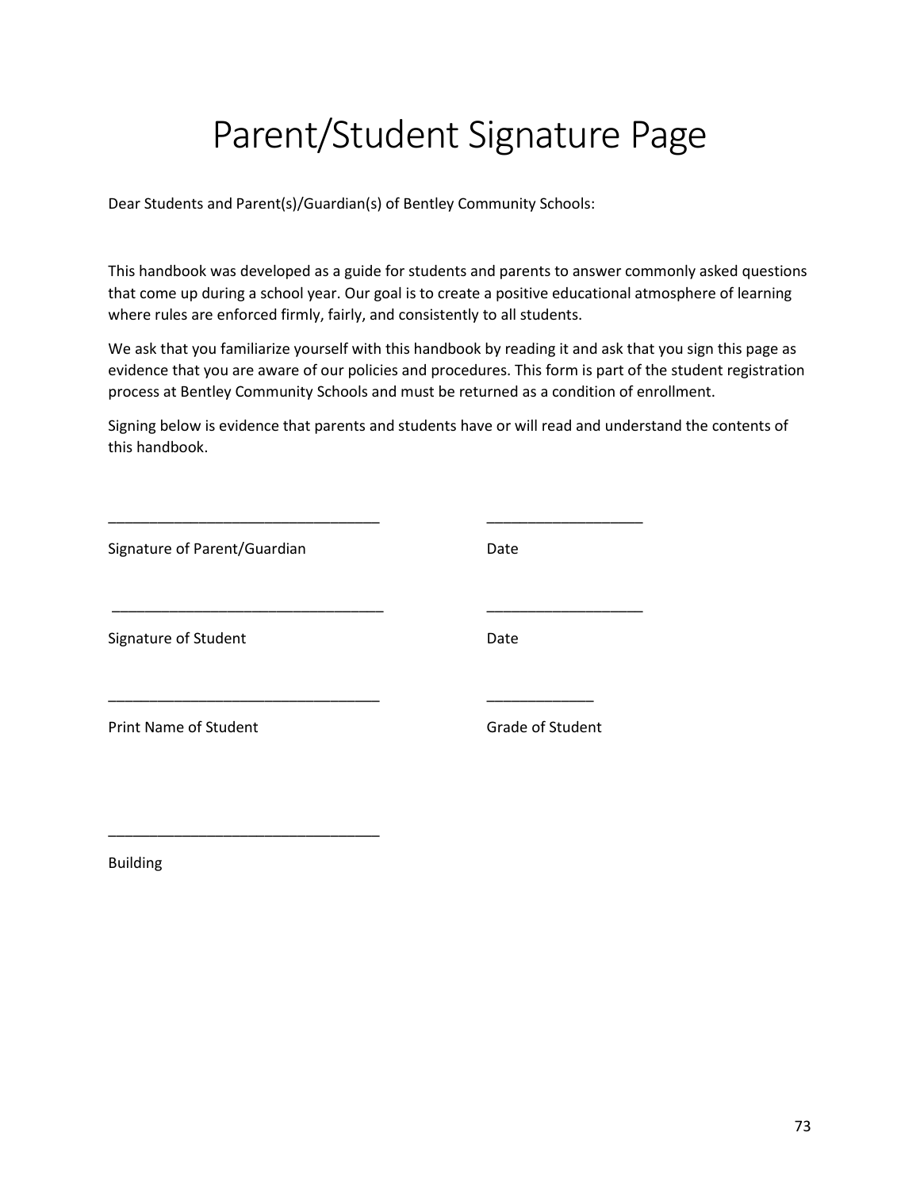# Parent/Student Signature Page

Dear Students and Parent(s)/Guardian(s) of Bentley Community Schools:

This handbook was developed as a guide for students and parents to answer commonly asked questions that come up during a school year. Our goal is to create a positive educational atmosphere of learning where rules are enforced firmly, fairly, and consistently to all students.

We ask that you familiarize yourself with this handbook by reading it and ask that you sign this page as evidence that you are aware of our policies and procedures. This form is part of the student registration process at Bentley Community Schools and must be returned as a condition of enrollment.

Signing below is evidence that parents and students have or will read and understand the contents of this handbook.

_________________________________ ___________________

Signature of Parent/Guardian Date

_________________________________ ___________________

Signature of Student Date

_________________________________ _____________

Print Name of Student Grade of Student

_________________________________

Building